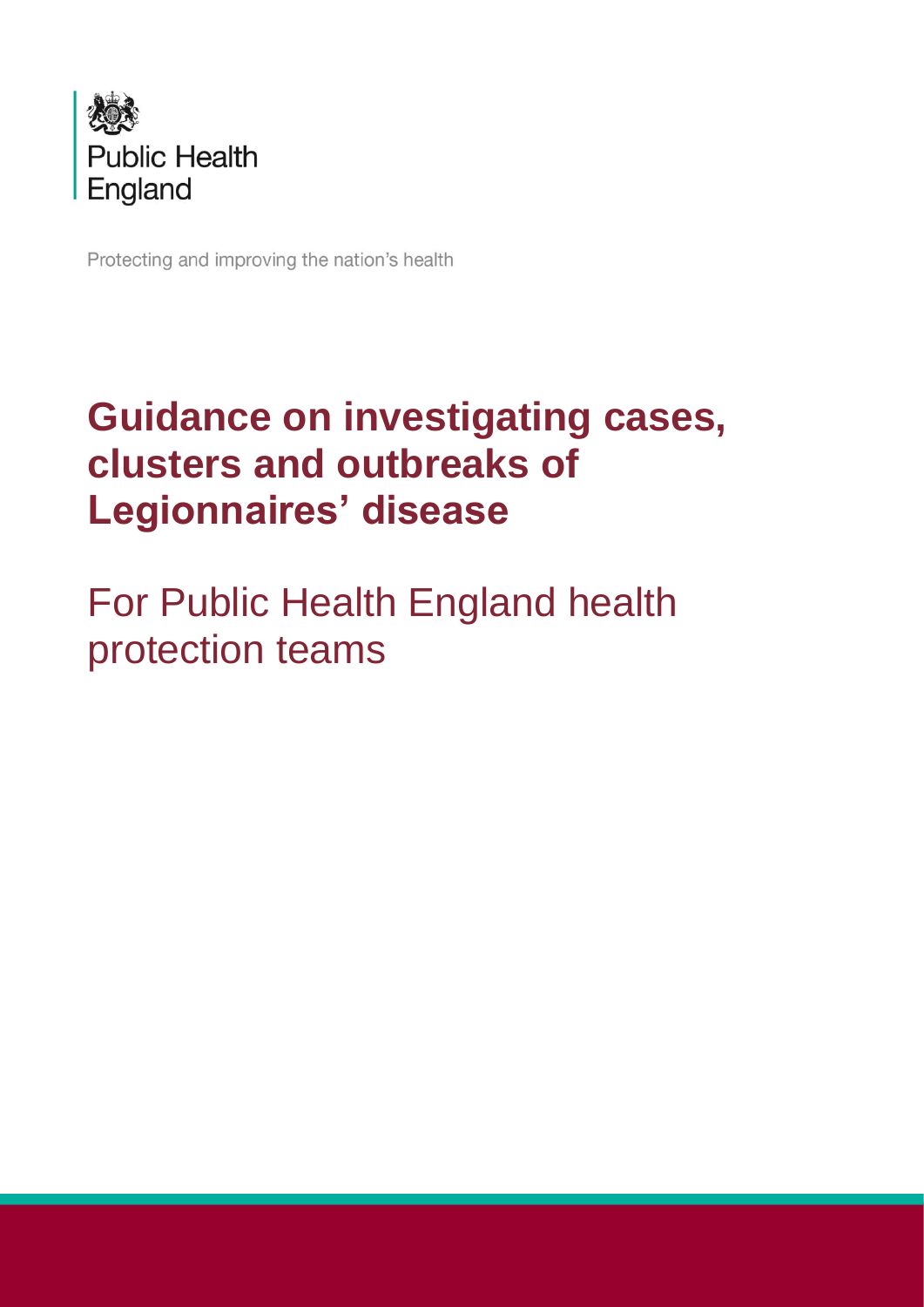Public Health England

Protecting and improving the nation's health

# Guidance on investigating cases, clusters and outbreaks of Legionnaires' disease

For Public Health England health protection teams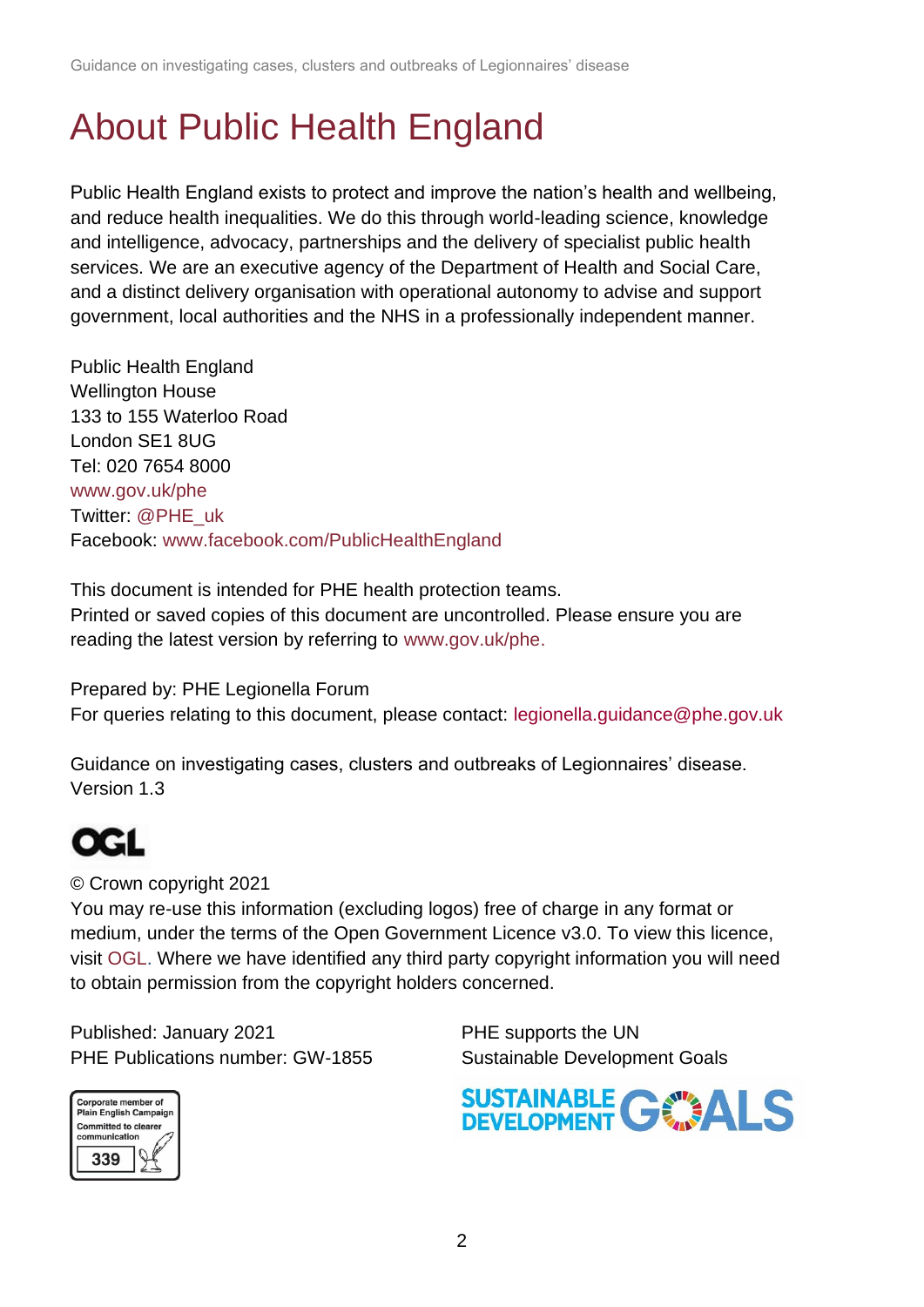# About Public Health England

Public Health England exists to protect and improve the nation's health and wellbeing, and reduce health inequalities. We do this through world-leading science, knowledge and intelligence, advocacy, partnerships and the delivery of specialist public health services. We are an executive agency of the Department of Health and Social Care, and a distinct delivery organisation with operational autonomy to advise and support government, local authorities and the NHS in a professionally independent manner.

Public Health England
Wellington House
133 to 155 Waterloo Road
London SE1 8UG
Tel: 020 7654 8000
www.gov.uk/phe
Twitter: @PHE_uk
Facebook: www.facebook.com/PublicHealthEngland

This document is intended for PHE health protection teams.
Printed or saved copies of this document are uncontrolled. Please ensure you are reading the latest version by referring to www.gov.uk/phe.

Prepared by: PHE Legionella Forum
For queries relating to this document, please contact: legionella.guidance@phe.gov.uk

Guidance on investigating cases, clusters and outbreaks of Legionnaires' disease.
Version 1.3

OGL

© Crown copyright 2021
You may re-use this information (excluding logos) free of charge in any format or medium, under the terms of the Open Government Licence v3.0. To view this licence, visit OGL. Where we have identified any third party copyright information you will need to obtain permission from the copyright holders concerned.

Published: January 2021
PHE Publications number: GW-1855

Corporate member of Plain English Campaign
Committed to clearer communication
339

PHE supports the UN Sustainable Development Goals

SUSTAINABLE DEVELOPMENT GOALS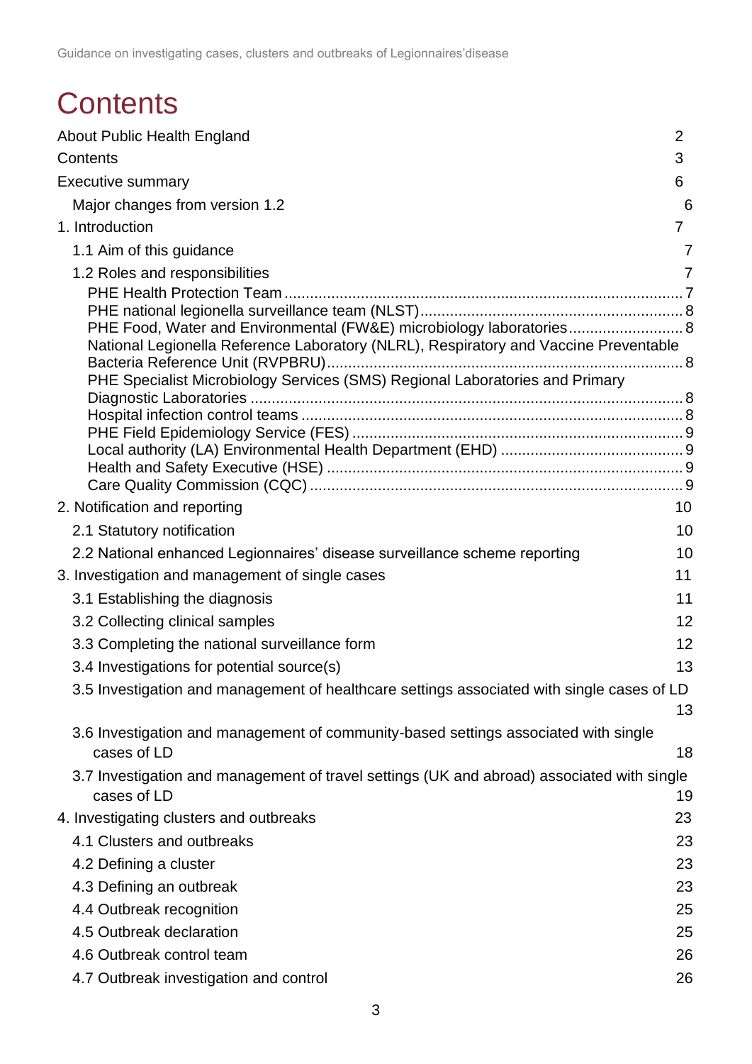# Contents

About Public Health England 2

Contents 3

Executive summary 6

- Major changes from version 1.2 6

1. Introduction 7
   - 1.1 Aim of this guidance 7
   - 1.2 Roles and responsibilities 7
     - PHE Health Protection Team 7
     - PHE national legionella surveillance team (NLST) 8
     - PHE Food, Water and Environmental (FW&E) microbiology laboratories 8
     - National Legionella Reference Laboratory (NLRL), Respiratory and Vaccine Preventable Bacteria Reference Unit (RVPBRU) 8
     - PHE Specialist Microbiology Services (SMS) Regional Laboratories and Primary Diagnostic Laboratories 8
     - Hospital infection control teams 8
     - PHE Field Epidemiology Service (FES) 9
     - Local authority (LA) Environmental Health Department (EHD) 9
     - Health and Safety Executive (HSE) 9
     - Care Quality Commission (CQC) 9
2. Notification and reporting 10
   - 2.1 Statutory notification 10
   - 2.2 National enhanced Legionnaires' disease surveillance scheme reporting 10
3. Investigation and management of single cases 11
   - 3.1 Establishing the diagnosis 11
   - 3.2 Collecting clinical samples 12
   - 3.3 Completing the national surveillance form 12
   - 3.4 Investigations for potential source(s) 13
   - 3.5 Investigation and management of healthcare settings associated with single cases of LD 13
   - 3.6 Investigation and management of community-based settings associated with single cases of LD 18
   - 3.7 Investigation and management of travel settings (UK and abroad) associated with single cases of LD 19
4. Investigating clusters and outbreaks 23
   - 4.1 Clusters and outbreaks 23
   - 4.2 Defining a cluster 23
   - 4.3 Defining an outbreak 23
   - 4.4 Outbreak recognition 25
   - 4.5 Outbreak declaration 25
   - 4.6 Outbreak control team 26
   - 4.7 Outbreak investigation and control 26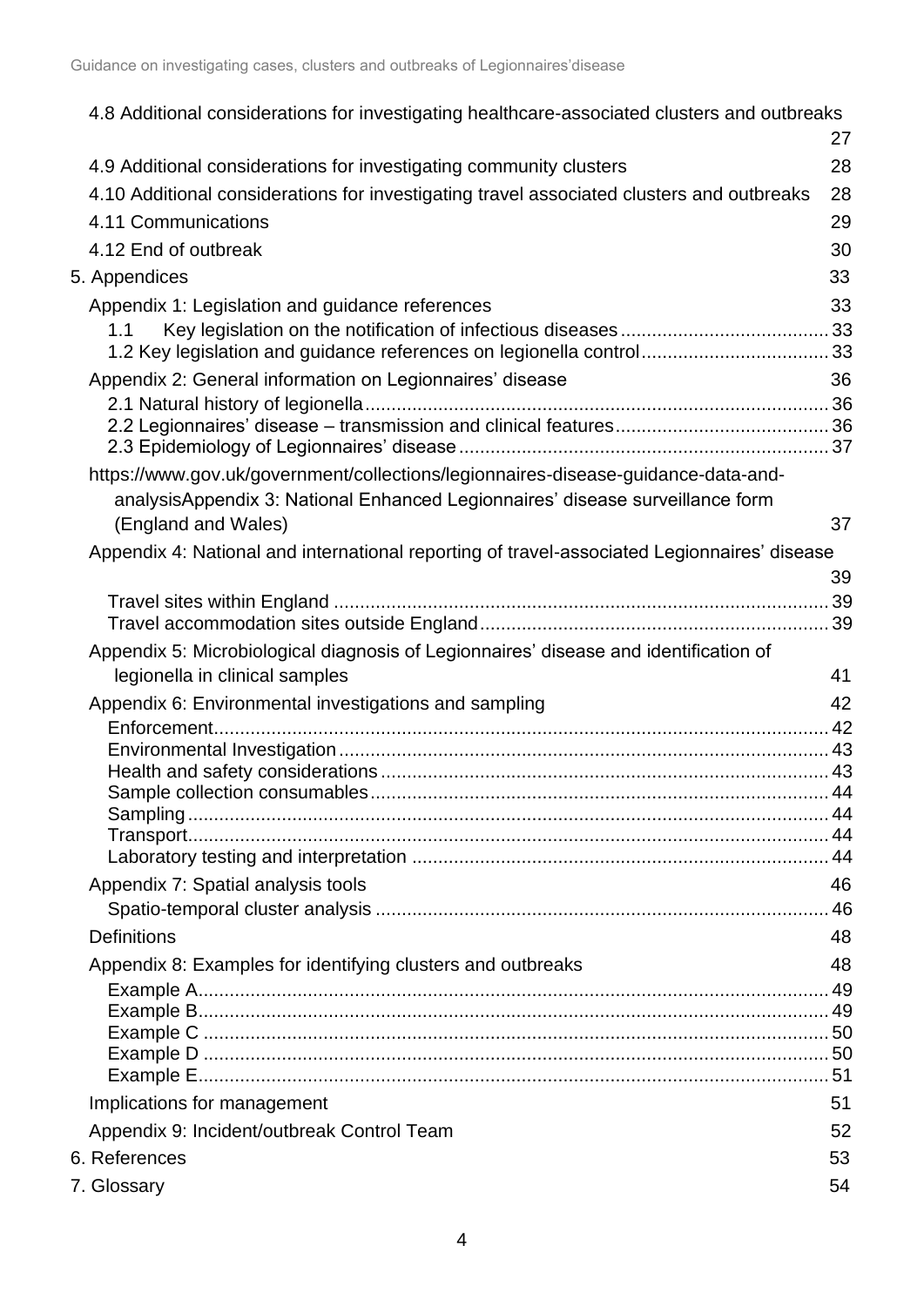4.8 Additional considerations for investigating healthcare-associated clusters and outbreaks 27

4.9 Additional considerations for investigating community clusters 28

4.10 Additional considerations for investigating travel associated clusters and outbreaks 28

4.11 Communications 29

4.12 End of outbreak 30

5. Appendices 33

Appendix 1: Legislation and guidance references 33

1.1 Key legislation on the notification of infectious diseases 33

1.2 Key legislation and guidance references on legionella control 33

Appendix 2: General information on Legionnaires' disease 36

2.1 Natural history of legionella 36

2.2 Legionnaires' disease – transmission and clinical features 36

2.3 Epidemiology of Legionnaires' disease 37

https://www.gov.uk/government/collections/legionnaires-disease-guidance-data-and-analysisAppendix 3: National Enhanced Legionnaires' disease surveillance form (England and Wales) 37

Appendix 4: National and international reporting of travel-associated Legionnaires' disease 39

Travel sites within England 39

Travel accommodation sites outside England 39

Appendix 5: Microbiological diagnosis of Legionnaires' disease and identification of legionella in clinical samples 41

Appendix 6: Environmental investigations and sampling 42

Enforcement 42

Environmental Investigation 43

Health and safety considerations 43

Sample collection consumables 44

Sampling 44

Transport 44

Laboratory testing and interpretation 44

Appendix 7: Spatial analysis tools 46

Spatio-temporal cluster analysis 46

Definitions 48

Appendix 8: Examples for identifying clusters and outbreaks 48

Example A 49

Example B 49

Example C 50

Example D 50

Example E 51

Implications for management 51

Appendix 9: Incident/outbreak Control Team 52

6. References 53

7. Glossary 54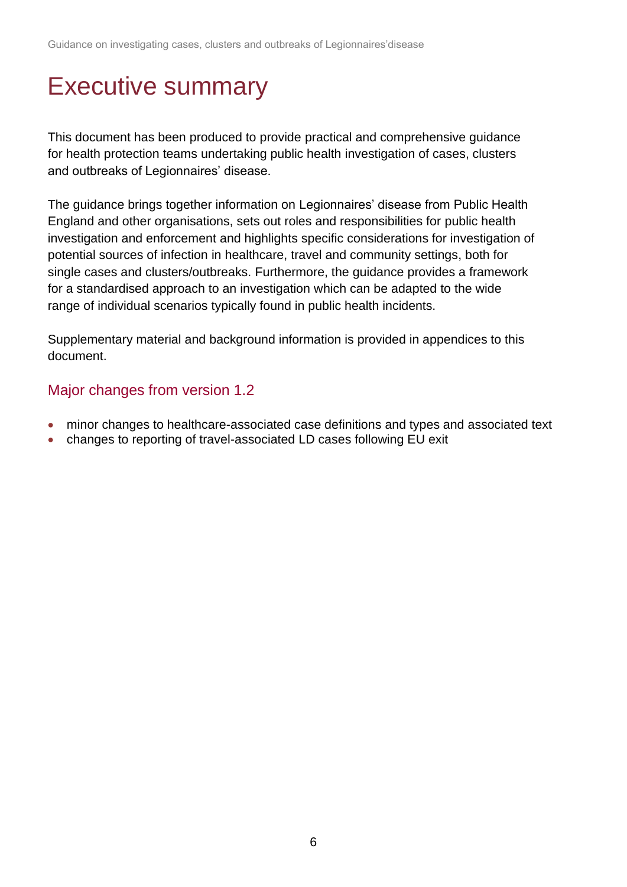# Executive summary

This document has been produced to provide practical and comprehensive guidance for health protection teams undertaking public health investigation of cases, clusters and outbreaks of Legionnaires' disease.

The guidance brings together information on Legionnaires' disease from Public Health England and other organisations, sets out roles and responsibilities for public health investigation and enforcement and highlights specific considerations for investigation of potential sources of infection in healthcare, travel and community settings, both for single cases and clusters/outbreaks. Furthermore, the guidance provides a framework for a standardised approach to an investigation which can be adapted to the wide range of individual scenarios typically found in public health incidents.

Supplementary material and background information is provided in appendices to this document.

## Major changes from version 1.2

- minor changes to healthcare-associated case definitions and types and associated text
- changes to reporting of travel-associated LD cases following EU exit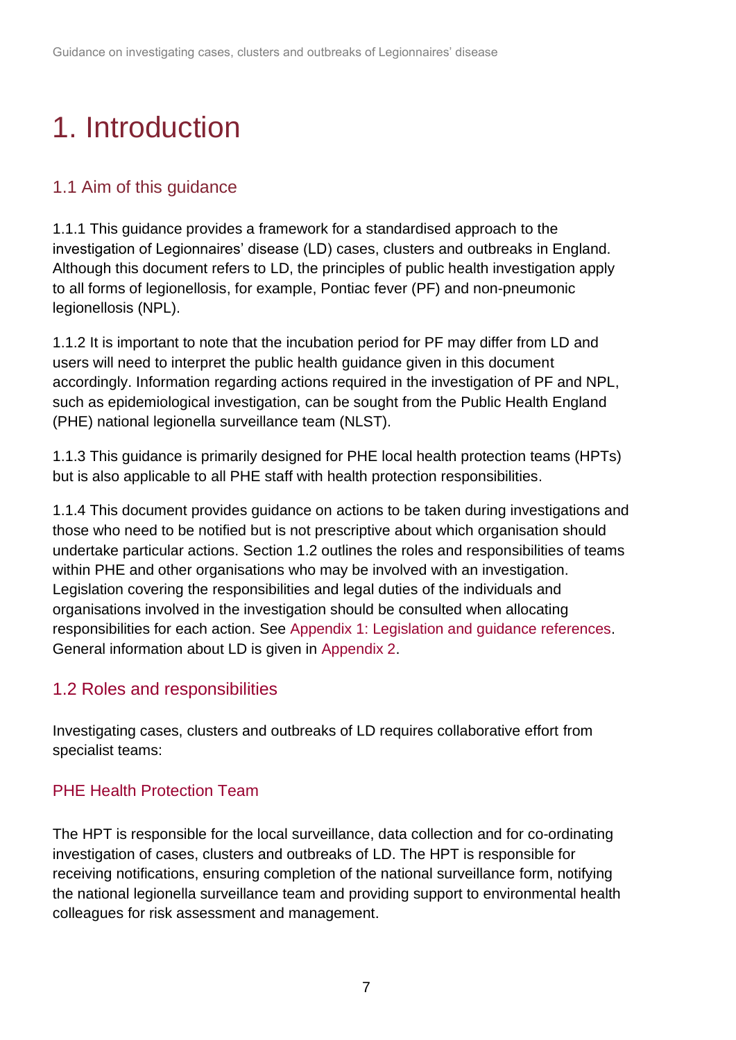# 1. Introduction

## 1.1 Aim of this guidance

1.1.1 This guidance provides a framework for a standardised approach to the investigation of Legionnaires' disease (LD) cases, clusters and outbreaks in England. Although this document refers to LD, the principles of public health investigation apply to all forms of legionellosis, for example, Pontiac fever (PF) and non-pneumonic legionellosis (NPL).

1.1.2 It is important to note that the incubation period for PF may differ from LD and users will need to interpret the public health guidance given in this document accordingly. Information regarding actions required in the investigation of PF and NPL, such as epidemiological investigation, can be sought from the Public Health England (PHE) national legionella surveillance team (NLST).

1.1.3 This guidance is primarily designed for PHE local health protection teams (HPTs) but is also applicable to all PHE staff with health protection responsibilities.

1.1.4 This document provides guidance on actions to be taken during investigations and those who need to be notified but is not prescriptive about which organisation should undertake particular actions. Section 1.2 outlines the roles and responsibilities of teams within PHE and other organisations who may be involved with an investigation. Legislation covering the responsibilities and legal duties of the individuals and organisations involved in the investigation should be consulted when allocating responsibilities for each action. See Appendix 1: Legislation and guidance references. General information about LD is given in Appendix 2.

## 1.2 Roles and responsibilities

Investigating cases, clusters and outbreaks of LD requires collaborative effort from specialist teams:

### PHE Health Protection Team

The HPT is responsible for the local surveillance, data collection and for co-ordinating investigation of cases, clusters and outbreaks of LD. The HPT is responsible for receiving notifications, ensuring completion of the national surveillance form, notifying the national legionella surveillance team and providing support to environmental health colleagues for risk assessment and management.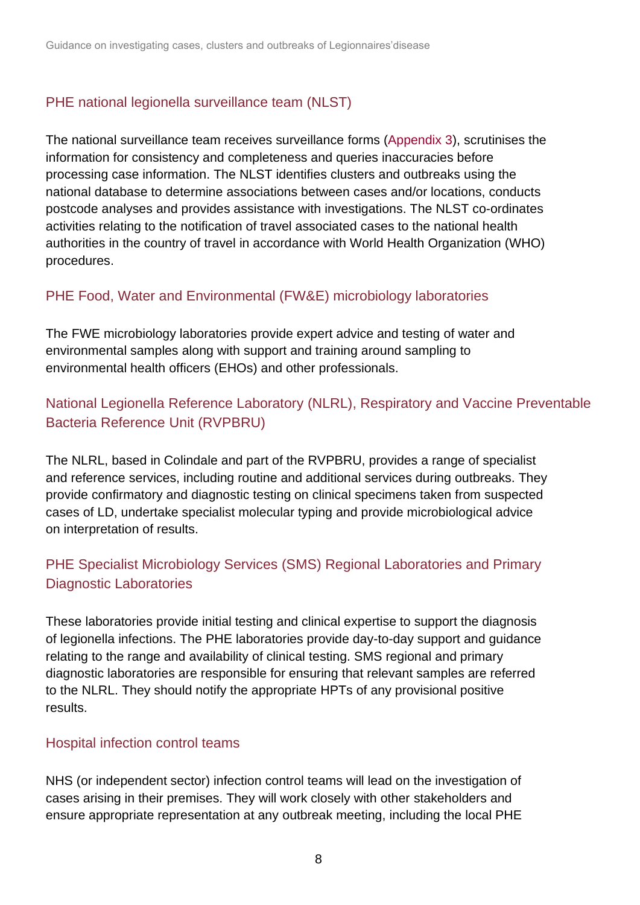### PHE national legionella surveillance team (NLST)

The national surveillance team receives surveillance forms (Appendix 3), scrutinises the information for consistency and completeness and queries inaccuracies before processing case information. The NLST identifies clusters and outbreaks using the national database to determine associations between cases and/or locations, conducts postcode analyses and provides assistance with investigations. The NLST co-ordinates activities relating to the notification of travel associated cases to the national health authorities in the country of travel in accordance with World Health Organization (WHO) procedures.

### PHE Food, Water and Environmental (FW&E) microbiology laboratories

The FWE microbiology laboratories provide expert advice and testing of water and environmental samples along with support and training around sampling to environmental health officers (EHOs) and other professionals.

### National Legionella Reference Laboratory (NLRL), Respiratory and Vaccine Preventable Bacteria Reference Unit (RVPBRU)

The NLRL, based in Colindale and part of the RVPBRU, provides a range of specialist and reference services, including routine and additional services during outbreaks. They provide confirmatory and diagnostic testing on clinical specimens taken from suspected cases of LD, undertake specialist molecular typing and provide microbiological advice on interpretation of results.

### PHE Specialist Microbiology Services (SMS) Regional Laboratories and Primary Diagnostic Laboratories

These laboratories provide initial testing and clinical expertise to support the diagnosis of legionella infections. The PHE laboratories provide day-to-day support and guidance relating to the range and availability of clinical testing. SMS regional and primary diagnostic laboratories are responsible for ensuring that relevant samples are referred to the NLRL. They should notify the appropriate HPTs of any provisional positive results.

### Hospital infection control teams

NHS (or independent sector) infection control teams will lead on the investigation of cases arising in their premises. They will work closely with other stakeholders and ensure appropriate representation at any outbreak meeting, including the local PHE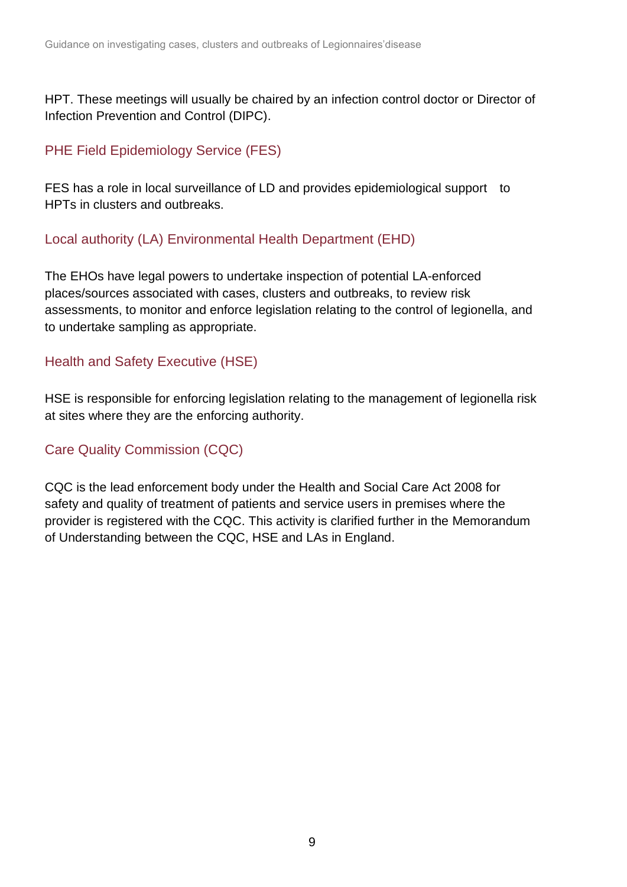HPT. These meetings will usually be chaired by an infection control doctor or Director of Infection Prevention and Control (DIPC).

### PHE Field Epidemiology Service (FES)

FES has a role in local surveillance of LD and provides epidemiological support to HPTs in clusters and outbreaks.

### Local authority (LA) Environmental Health Department (EHD)

The EHOs have legal powers to undertake inspection of potential LA-enforced places/sources associated with cases, clusters and outbreaks, to review risk assessments, to monitor and enforce legislation relating to the control of legionella, and to undertake sampling as appropriate.

### Health and Safety Executive (HSE)

HSE is responsible for enforcing legislation relating to the management of legionella risk at sites where they are the enforcing authority.

### Care Quality Commission (CQC)

CQC is the lead enforcement body under the Health and Social Care Act 2008 for safety and quality of treatment of patients and service users in premises where the provider is registered with the CQC. This activity is clarified further in the Memorandum of Understanding between the CQC, HSE and LAs in England.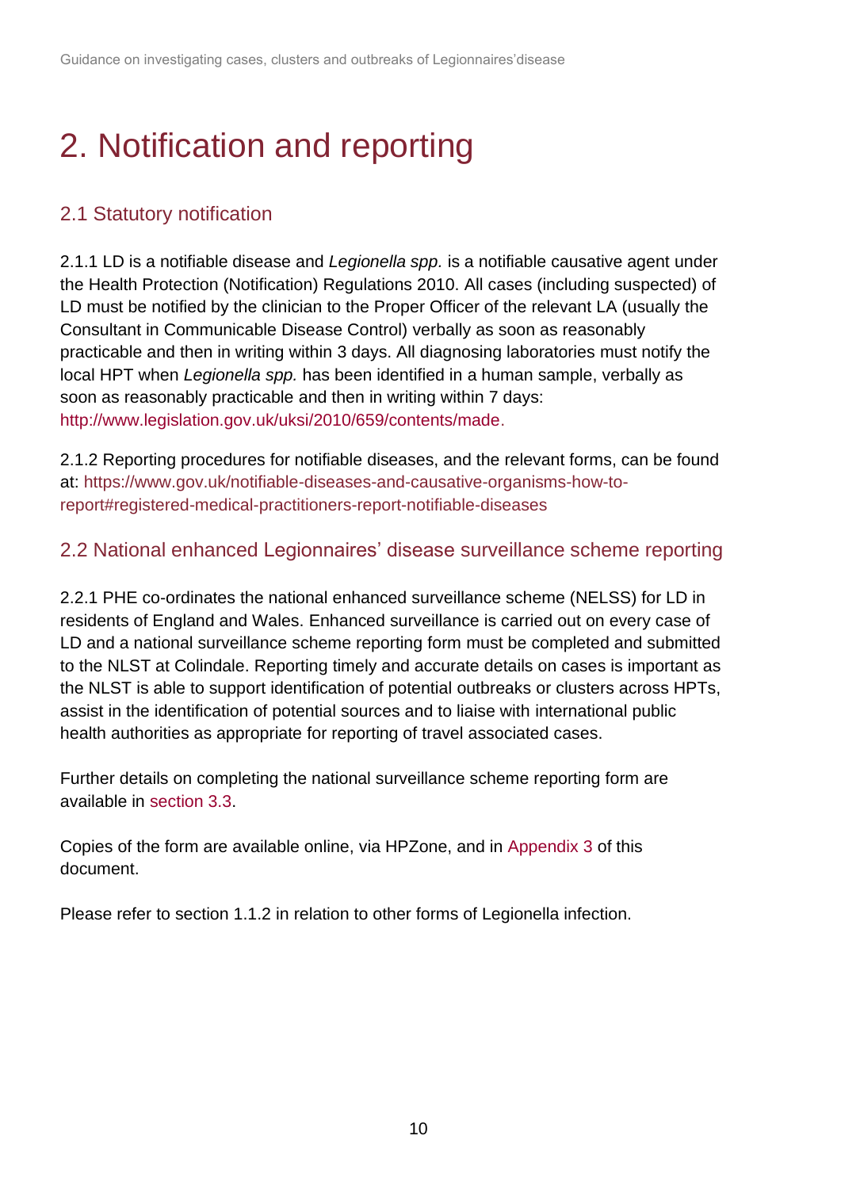# 2. Notification and reporting

## 2.1 Statutory notification

2.1.1 LD is a notifiable disease and *Legionella spp.* is a notifiable causative agent under the Health Protection (Notification) Regulations 2010. All cases (including suspected) of LD must be notified by the clinician to the Proper Officer of the relevant LA (usually the Consultant in Communicable Disease Control) verbally as soon as reasonably practicable and then in writing within 3 days. All diagnosing laboratories must notify the local HPT when *Legionella spp.* has been identified in a human sample, verbally as soon as reasonably practicable and then in writing within 7 days: http://www.legislation.gov.uk/uksi/2010/659/contents/made.

2.1.2 Reporting procedures for notifiable diseases, and the relevant forms, can be found at: https://www.gov.uk/notifiable-diseases-and-causative-organisms-how-to-report#registered-medical-practitioners-report-notifiable-diseases

## 2.2 National enhanced Legionnaires' disease surveillance scheme reporting

2.2.1 PHE co-ordinates the national enhanced surveillance scheme (NELSS) for LD in residents of England and Wales. Enhanced surveillance is carried out on every case of LD and a national surveillance scheme reporting form must be completed and submitted to the NLST at Colindale. Reporting timely and accurate details on cases is important as the NLST is able to support identification of potential outbreaks or clusters across HPTs, assist in the identification of potential sources and to liaise with international public health authorities as appropriate for reporting of travel associated cases.

Further details on completing the national surveillance scheme reporting form are available in section 3.3.

Copies of the form are available online, via HPZone, and in Appendix 3 of this document.

Please refer to section 1.1.2 in relation to other forms of Legionella infection.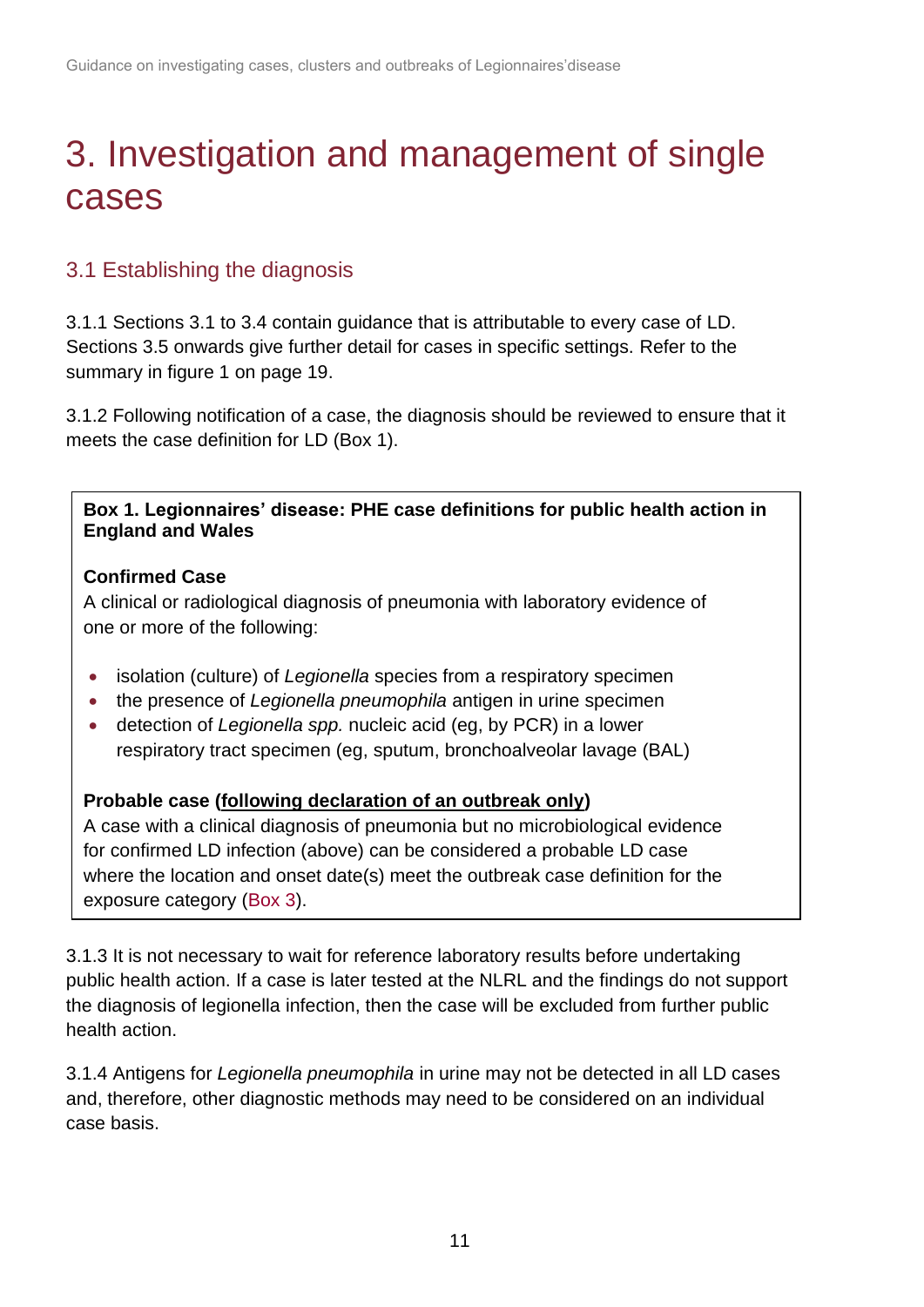# 3. Investigation and management of single cases

## 3.1 Establishing the diagnosis

3.1.1 Sections 3.1 to 3.4 contain guidance that is attributable to every case of LD. Sections 3.5 onwards give further detail for cases in specific settings. Refer to the summary in figure 1 on page 19.

3.1.2 Following notification of a case, the diagnosis should be reviewed to ensure that it meets the case definition for LD (Box 1).

**Box 1. Legionnaires' disease: PHE case definitions for public health action in England and Wales**

**Confirmed Case**
A clinical or radiological diagnosis of pneumonia with laboratory evidence of one or more of the following:

- isolation (culture) of *Legionella* species from a respiratory specimen
- the presence of *Legionella pneumophila* antigen in urine specimen
- detection of *Legionella spp.* nucleic acid (eg, by PCR) in a lower respiratory tract specimen (eg, sputum, bronchoalveolar lavage (BAL)

**Probable case (<u>following declaration of an outbreak only</u>)**
A case with a clinical diagnosis of pneumonia but no microbiological evidence for confirmed LD infection (above) can be considered a probable LD case where the location and onset date(s) meet the outbreak case definition for the exposure category (Box 3).

3.1.3 It is not necessary to wait for reference laboratory results before undertaking public health action. If a case is later tested at the NLRL and the findings do not support the diagnosis of legionella infection, then the case will be excluded from further public health action.

3.1.4 Antigens for *Legionella pneumophila* in urine may not be detected in all LD cases and, therefore, other diagnostic methods may need to be considered on an individual case basis.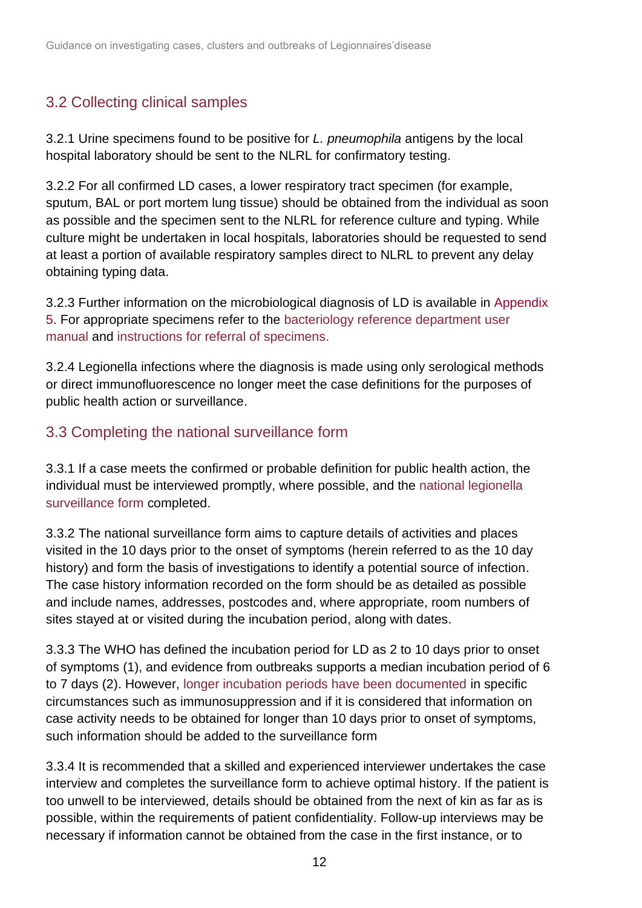## 3.2 Collecting clinical samples

3.2.1 Urine specimens found to be positive for *L. pneumophila* antigens by the local hospital laboratory should be sent to the NLRL for confirmatory testing.

3.2.2 For all confirmed LD cases, a lower respiratory tract specimen (for example, sputum, BAL or port mortem lung tissue) should be obtained from the individual as soon as possible and the specimen sent to the NLRL for reference culture and typing. While culture might be undertaken in local hospitals, laboratories should be requested to send at least a portion of available respiratory samples direct to NLRL to prevent any delay obtaining typing data.

3.2.3 Further information on the microbiological diagnosis of LD is available in Appendix 5. For appropriate specimens refer to the bacteriology reference department user manual and instructions for referral of specimens.

3.2.4 Legionella infections where the diagnosis is made using only serological methods or direct immunofluorescence no longer meet the case definitions for the purposes of public health action or surveillance.

## 3.3 Completing the national surveillance form

3.3.1 If a case meets the confirmed or probable definition for public health action, the individual must be interviewed promptly, where possible, and the national legionella surveillance form completed.

3.3.2 The national surveillance form aims to capture details of activities and places visited in the 10 days prior to the onset of symptoms (herein referred to as the 10 day history) and form the basis of investigations to identify a potential source of infection. The case history information recorded on the form should be as detailed as possible and include names, addresses, postcodes and, where appropriate, room numbers of sites stayed at or visited during the incubation period, along with dates.

3.3.3 The WHO has defined the incubation period for LD as 2 to 10 days prior to onset of symptoms (1), and evidence from outbreaks supports a median incubation period of 6 to 7 days (2). However, longer incubation periods have been documented in specific circumstances such as immunosuppression and if it is considered that information on case activity needs to be obtained for longer than 10 days prior to onset of symptoms, such information should be added to the surveillance form

3.3.4 It is recommended that a skilled and experienced interviewer undertakes the case interview and completes the surveillance form to achieve optimal history. If the patient is too unwell to be interviewed, details should be obtained from the next of kin as far as is possible, within the requirements of patient confidentiality. Follow-up interviews may be necessary if information cannot be obtained from the case in the first instance, or to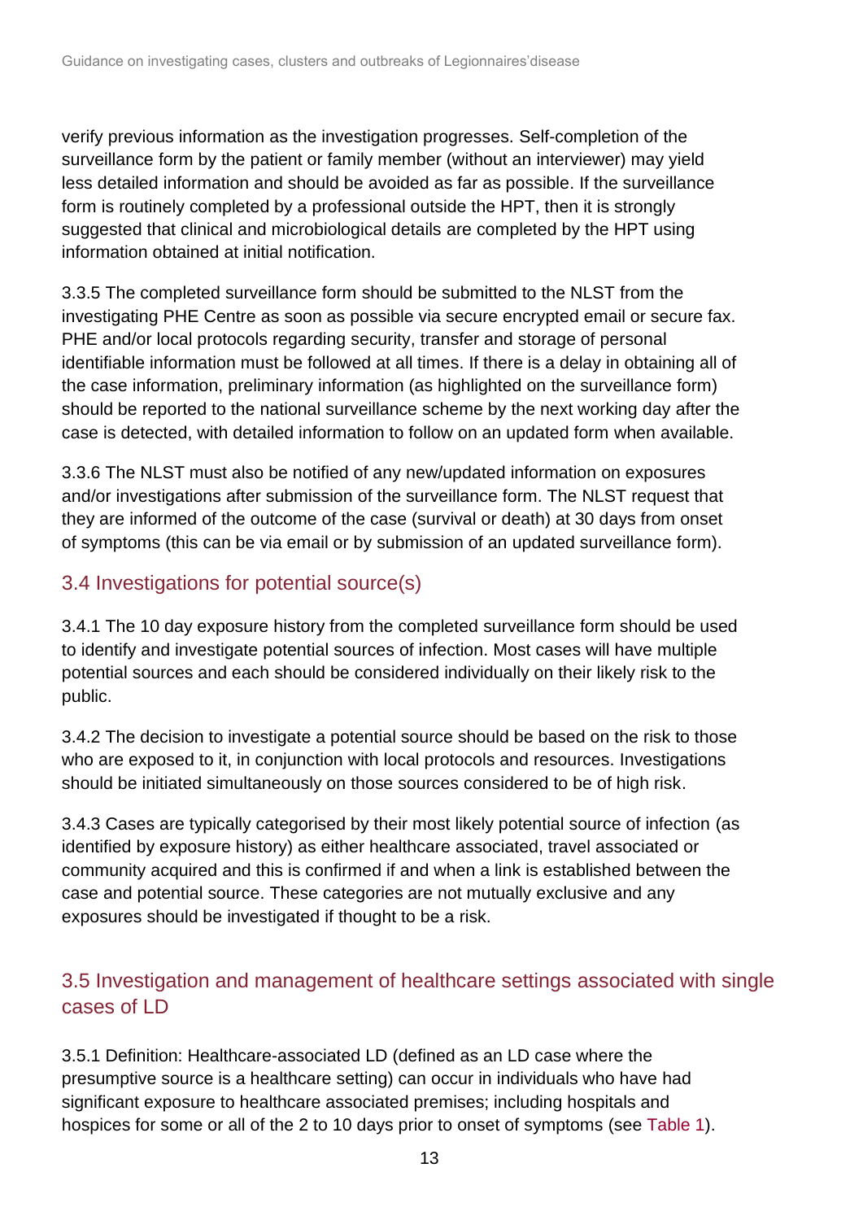verify previous information as the investigation progresses. Self-completion of the surveillance form by the patient or family member (without an interviewer) may yield less detailed information and should be avoided as far as possible. If the surveillance form is routinely completed by a professional outside the HPT, then it is strongly suggested that clinical and microbiological details are completed by the HPT using information obtained at initial notification.

3.3.5 The completed surveillance form should be submitted to the NLST from the investigating PHE Centre as soon as possible via secure encrypted email or secure fax. PHE and/or local protocols regarding security, transfer and storage of personal identifiable information must be followed at all times. If there is a delay in obtaining all of the case information, preliminary information (as highlighted on the surveillance form) should be reported to the national surveillance scheme by the next working day after the case is detected, with detailed information to follow on an updated form when available.

3.3.6 The NLST must also be notified of any new/updated information on exposures and/or investigations after submission of the surveillance form. The NLST request that they are informed of the outcome of the case (survival or death) at 30 days from onset of symptoms (this can be via email or by submission of an updated surveillance form).

## 3.4 Investigations for potential source(s)

3.4.1 The 10 day exposure history from the completed surveillance form should be used to identify and investigate potential sources of infection. Most cases will have multiple potential sources and each should be considered individually on their likely risk to the public.

3.4.2 The decision to investigate a potential source should be based on the risk to those who are exposed to it, in conjunction with local protocols and resources. Investigations should be initiated simultaneously on those sources considered to be of high risk.

3.4.3 Cases are typically categorised by their most likely potential source of infection (as identified by exposure history) as either healthcare associated, travel associated or community acquired and this is confirmed if and when a link is established between the case and potential source. These categories are not mutually exclusive and any exposures should be investigated if thought to be a risk.

## 3.5 Investigation and management of healthcare settings associated with single cases of LD

3.5.1 Definition: Healthcare-associated LD (defined as an LD case where the presumptive source is a healthcare setting) can occur in individuals who have had significant exposure to healthcare associated premises; including hospitals and hospices for some or all of the 2 to 10 days prior to onset of symptoms (see Table 1).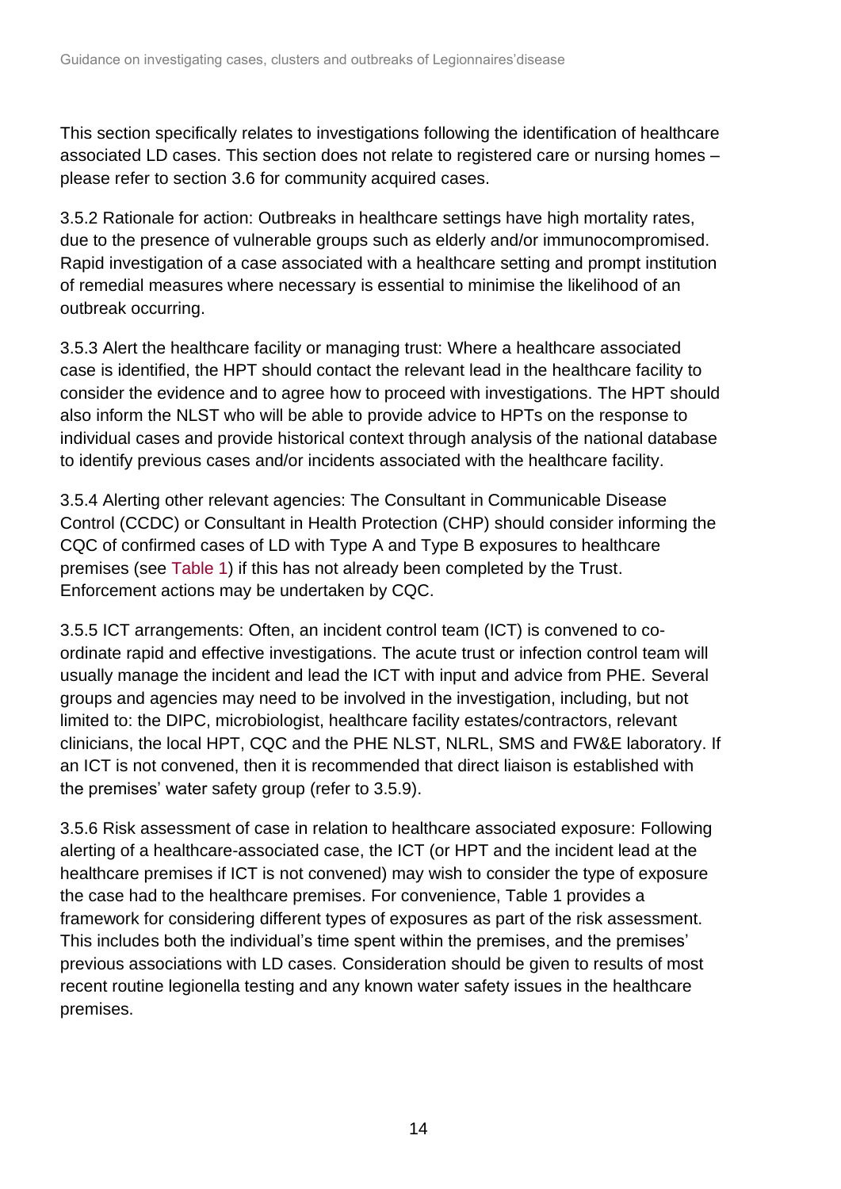This section specifically relates to investigations following the identification of healthcare associated LD cases. This section does not relate to registered care or nursing homes – please refer to section 3.6 for community acquired cases.

3.5.2 Rationale for action: Outbreaks in healthcare settings have high mortality rates, due to the presence of vulnerable groups such as elderly and/or immunocompromised. Rapid investigation of a case associated with a healthcare setting and prompt institution of remedial measures where necessary is essential to minimise the likelihood of an outbreak occurring.

3.5.3 Alert the healthcare facility or managing trust: Where a healthcare associated case is identified, the HPT should contact the relevant lead in the healthcare facility to consider the evidence and to agree how to proceed with investigations. The HPT should also inform the NLST who will be able to provide advice to HPTs on the response to individual cases and provide historical context through analysis of the national database to identify previous cases and/or incidents associated with the healthcare facility.

3.5.4 Alerting other relevant agencies: The Consultant in Communicable Disease Control (CCDC) or Consultant in Health Protection (CHP) should consider informing the CQC of confirmed cases of LD with Type A and Type B exposures to healthcare premises (see Table 1) if this has not already been completed by the Trust. Enforcement actions may be undertaken by CQC.

3.5.5 ICT arrangements: Often, an incident control team (ICT) is convened to co-ordinate rapid and effective investigations. The acute trust or infection control team will usually manage the incident and lead the ICT with input and advice from PHE. Several groups and agencies may need to be involved in the investigation, including, but not limited to: the DIPC, microbiologist, healthcare facility estates/contractors, relevant clinicians, the local HPT, CQC and the PHE NLST, NLRL, SMS and FW&E laboratory. If an ICT is not convened, then it is recommended that direct liaison is established with the premises' water safety group (refer to 3.5.9).

3.5.6 Risk assessment of case in relation to healthcare associated exposure: Following alerting of a healthcare-associated case, the ICT (or HPT and the incident lead at the healthcare premises if ICT is not convened) may wish to consider the type of exposure the case had to the healthcare premises. For convenience, Table 1 provides a framework for considering different types of exposures as part of the risk assessment. This includes both the individual's time spent within the premises, and the premises' previous associations with LD cases. Consideration should be given to results of most recent routine legionella testing and any known water safety issues in the healthcare premises.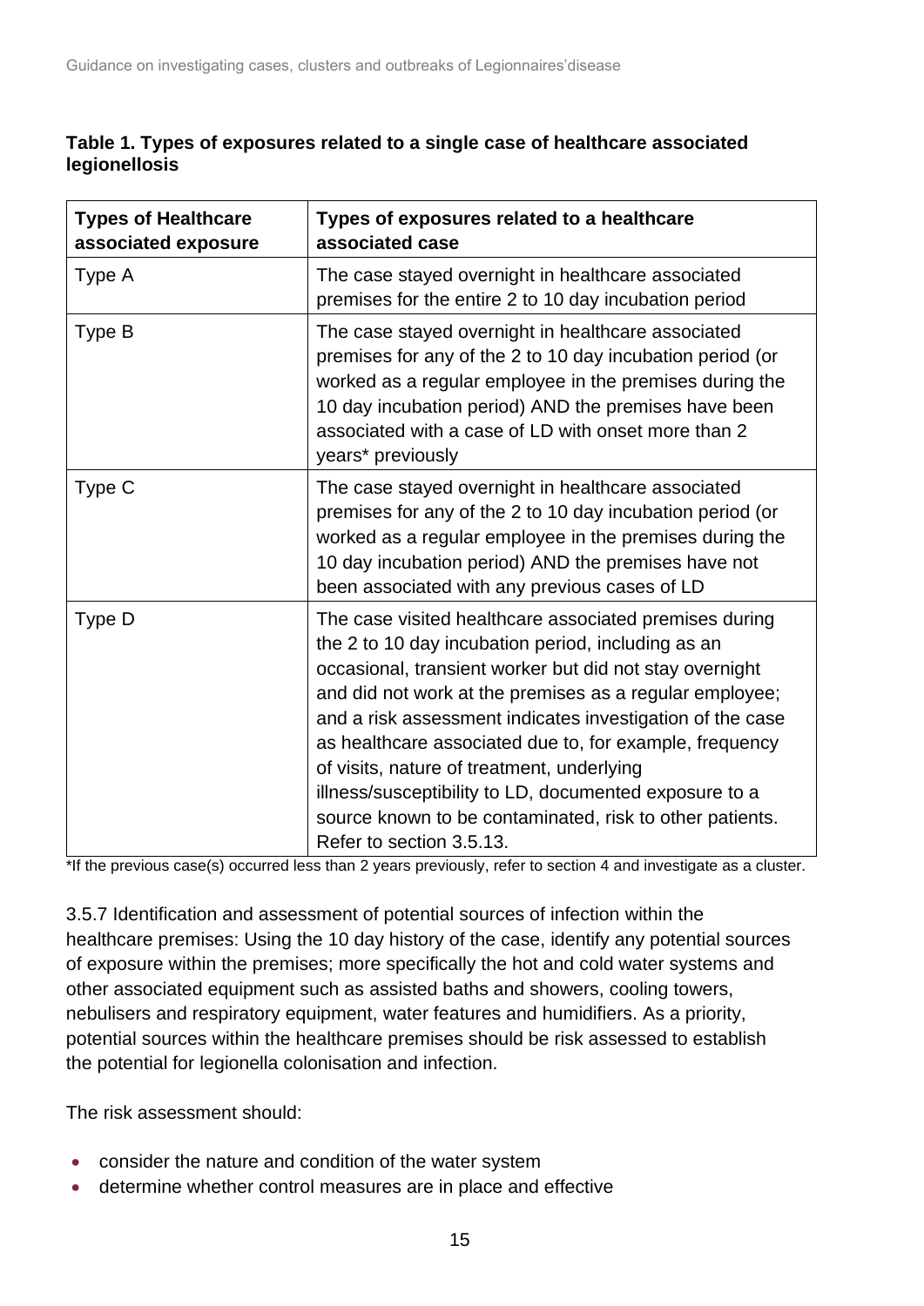**Table 1. Types of exposures related to a single case of healthcare associated legionellosis**

| Types of Healthcare associated exposure | Types of exposures related to a healthcare associated case |
|---|---|
| Type A | The case stayed overnight in healthcare associated premises for the entire 2 to 10 day incubation period |
| Type B | The case stayed overnight in healthcare associated premises for any of the 2 to 10 day incubation period (or worked as a regular employee in the premises during the 10 day incubation period) AND the premises have been associated with a case of LD with onset more than 2 years* previously |
| Type C | The case stayed overnight in healthcare associated premises for any of the 2 to 10 day incubation period (or worked as a regular employee in the premises during the 10 day incubation period) AND the premises have not been associated with any previous cases of LD |
| Type D | The case visited healthcare associated premises during the 2 to 10 day incubation period, including as an occasional, transient worker but did not stay overnight and did not work at the premises as a regular employee; and a risk assessment indicates investigation of the case as healthcare associated due to, for example, frequency of visits, nature of treatment, underlying illness/susceptibility to LD, documented exposure to a source known to be contaminated, risk to other patients. Refer to section 3.5.13. |

*If the previous case(s) occurred less than 2 years previously, refer to section 4 and investigate as a cluster.

3.5.7 Identification and assessment of potential sources of infection within the healthcare premises: Using the 10 day history of the case, identify any potential sources of exposure within the premises; more specifically the hot and cold water systems and other associated equipment such as assisted baths and showers, cooling towers, nebulisers and respiratory equipment, water features and humidifiers. As a priority, potential sources within the healthcare premises should be risk assessed to establish the potential for legionella colonisation and infection.

The risk assessment should:

- consider the nature and condition of the water system
- determine whether control measures are in place and effective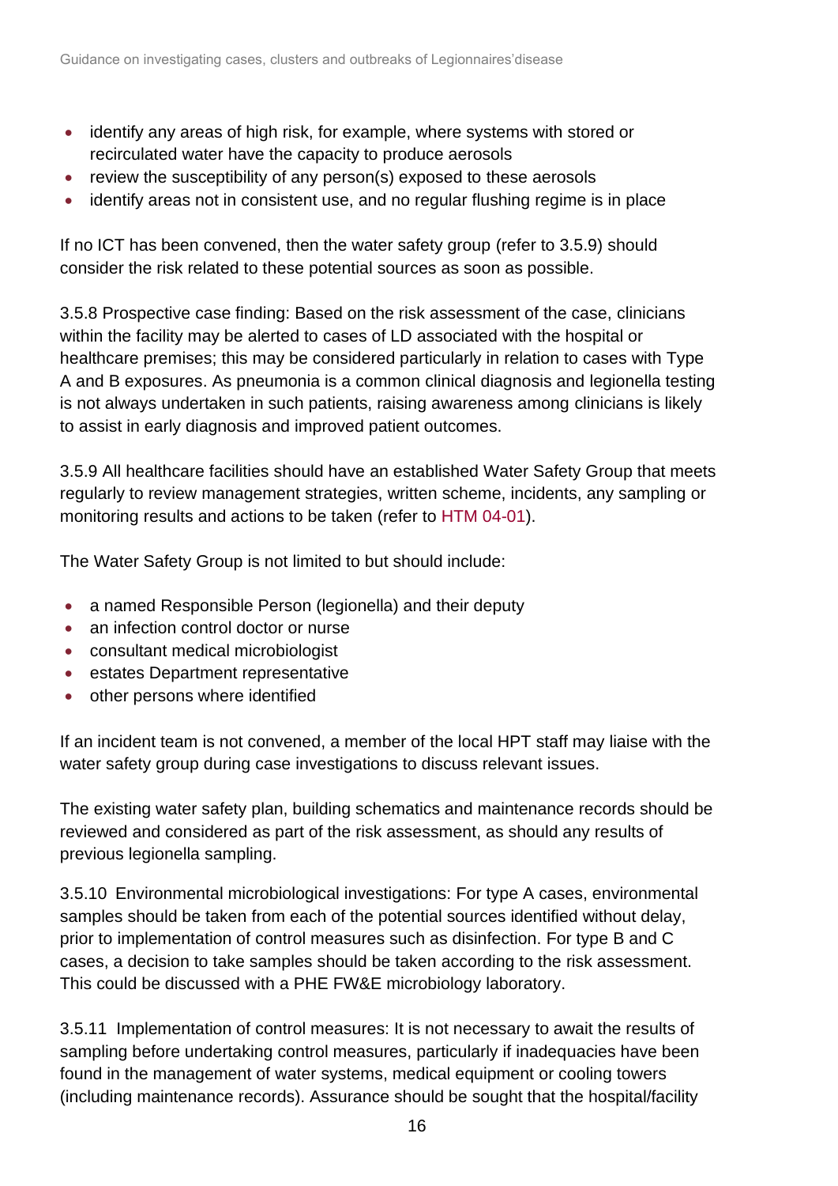- identify any areas of high risk, for example, where systems with stored or recirculated water have the capacity to produce aerosols
- review the susceptibility of any person(s) exposed to these aerosols
- identify areas not in consistent use, and no regular flushing regime is in place

If no ICT has been convened, then the water safety group (refer to 3.5.9) should consider the risk related to these potential sources as soon as possible.

3.5.8 Prospective case finding: Based on the risk assessment of the case, clinicians within the facility may be alerted to cases of LD associated with the hospital or healthcare premises; this may be considered particularly in relation to cases with Type A and B exposures. As pneumonia is a common clinical diagnosis and legionella testing is not always undertaken in such patients, raising awareness among clinicians is likely to assist in early diagnosis and improved patient outcomes.

3.5.9 All healthcare facilities should have an established Water Safety Group that meets regularly to review management strategies, written scheme, incidents, any sampling or monitoring results and actions to be taken (refer to HTM 04-01).

The Water Safety Group is not limited to but should include:

- a named Responsible Person (legionella) and their deputy
- an infection control doctor or nurse
- consultant medical microbiologist
- estates Department representative
- other persons where identified

If an incident team is not convened, a member of the local HPT staff may liaise with the water safety group during case investigations to discuss relevant issues.

The existing water safety plan, building schematics and maintenance records should be reviewed and considered as part of the risk assessment, as should any results of previous legionella sampling.

3.5.10 Environmental microbiological investigations: For type A cases, environmental samples should be taken from each of the potential sources identified without delay, prior to implementation of control measures such as disinfection. For type B and C cases, a decision to take samples should be taken according to the risk assessment. This could be discussed with a PHE FW&E microbiology laboratory.

3.5.11 Implementation of control measures: It is not necessary to await the results of sampling before undertaking control measures, particularly if inadequacies have been found in the management of water systems, medical equipment or cooling towers (including maintenance records). Assurance should be sought that the hospital/facility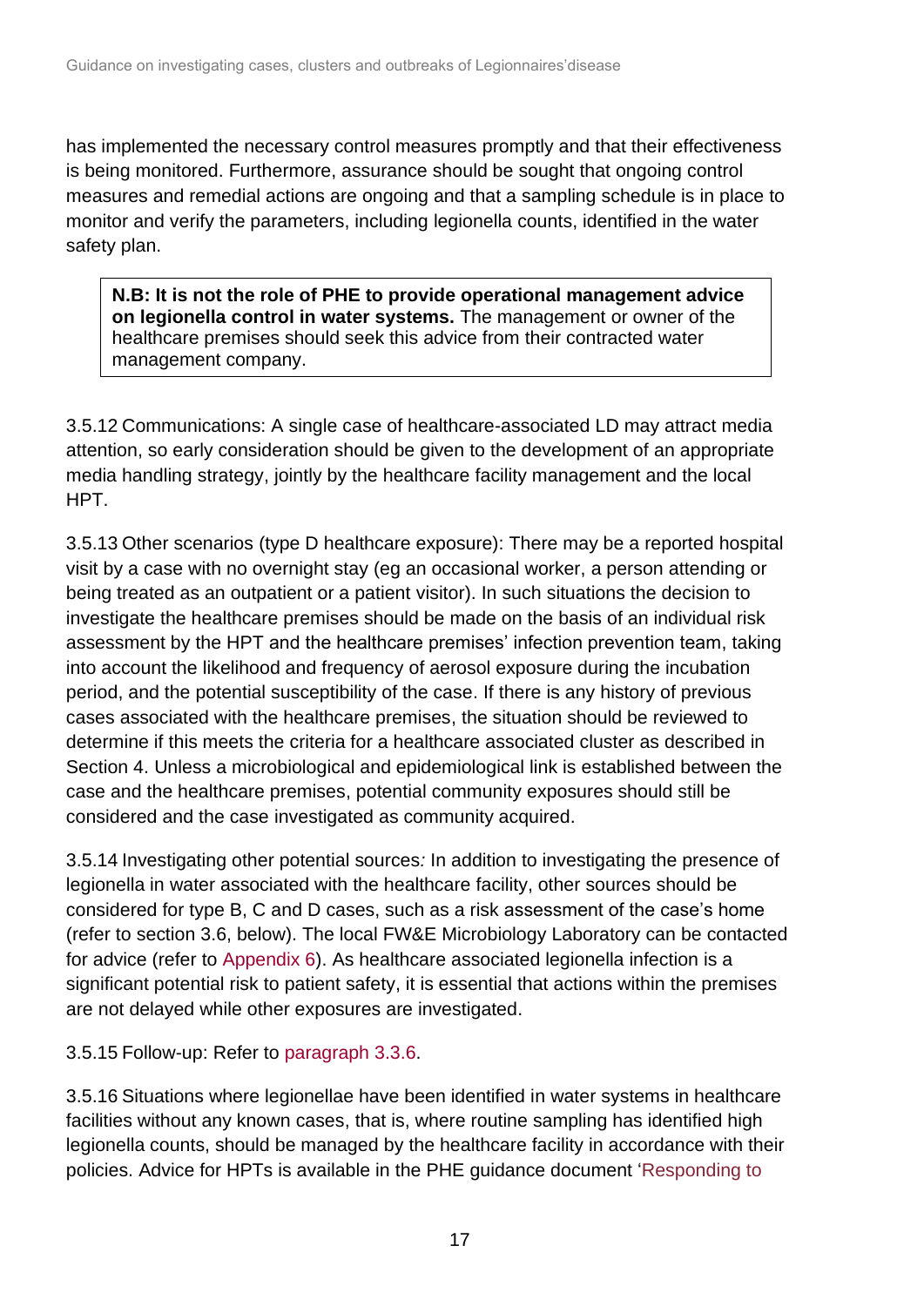has implemented the necessary control measures promptly and that their effectiveness is being monitored. Furthermore, assurance should be sought that ongoing control measures and remedial actions are ongoing and that a sampling schedule is in place to monitor and verify the parameters, including legionella counts, identified in the water safety plan.

> **N.B: It is not the role of PHE to provide operational management advice on legionella control in water systems.** The management or owner of the healthcare premises should seek this advice from their contracted water management company.

3.5.12 Communications: A single case of healthcare-associated LD may attract media attention, so early consideration should be given to the development of an appropriate media handling strategy, jointly by the healthcare facility management and the local HPT.

3.5.13 Other scenarios (type D healthcare exposure): There may be a reported hospital visit by a case with no overnight stay (eg an occasional worker, a person attending or being treated as an outpatient or a patient visitor). In such situations the decision to investigate the healthcare premises should be made on the basis of an individual risk assessment by the HPT and the healthcare premises' infection prevention team, taking into account the likelihood and frequency of aerosol exposure during the incubation period, and the potential susceptibility of the case. If there is any history of previous cases associated with the healthcare premises, the situation should be reviewed to determine if this meets the criteria for a healthcare associated cluster as described in Section 4. Unless a microbiological and epidemiological link is established between the case and the healthcare premises, potential community exposures should still be considered and the case investigated as community acquired.

3.5.14 Investigating other potential sources*:* In addition to investigating the presence of legionella in water associated with the healthcare facility, other sources should be considered for type B, C and D cases, such as a risk assessment of the case's home (refer to section 3.6, below). The local FW&E Microbiology Laboratory can be contacted for advice (refer to Appendix 6). As healthcare associated legionella infection is a significant potential risk to patient safety, it is essential that actions within the premises are not delayed while other exposures are investigated.

3.5.15 Follow-up: Refer to paragraph 3.3.6.

3.5.16 Situations where legionellae have been identified in water systems in healthcare facilities without any known cases, that is, where routine sampling has identified high legionella counts, should be managed by the healthcare facility in accordance with their policies. Advice for HPTs is available in the PHE guidance document 'Responding to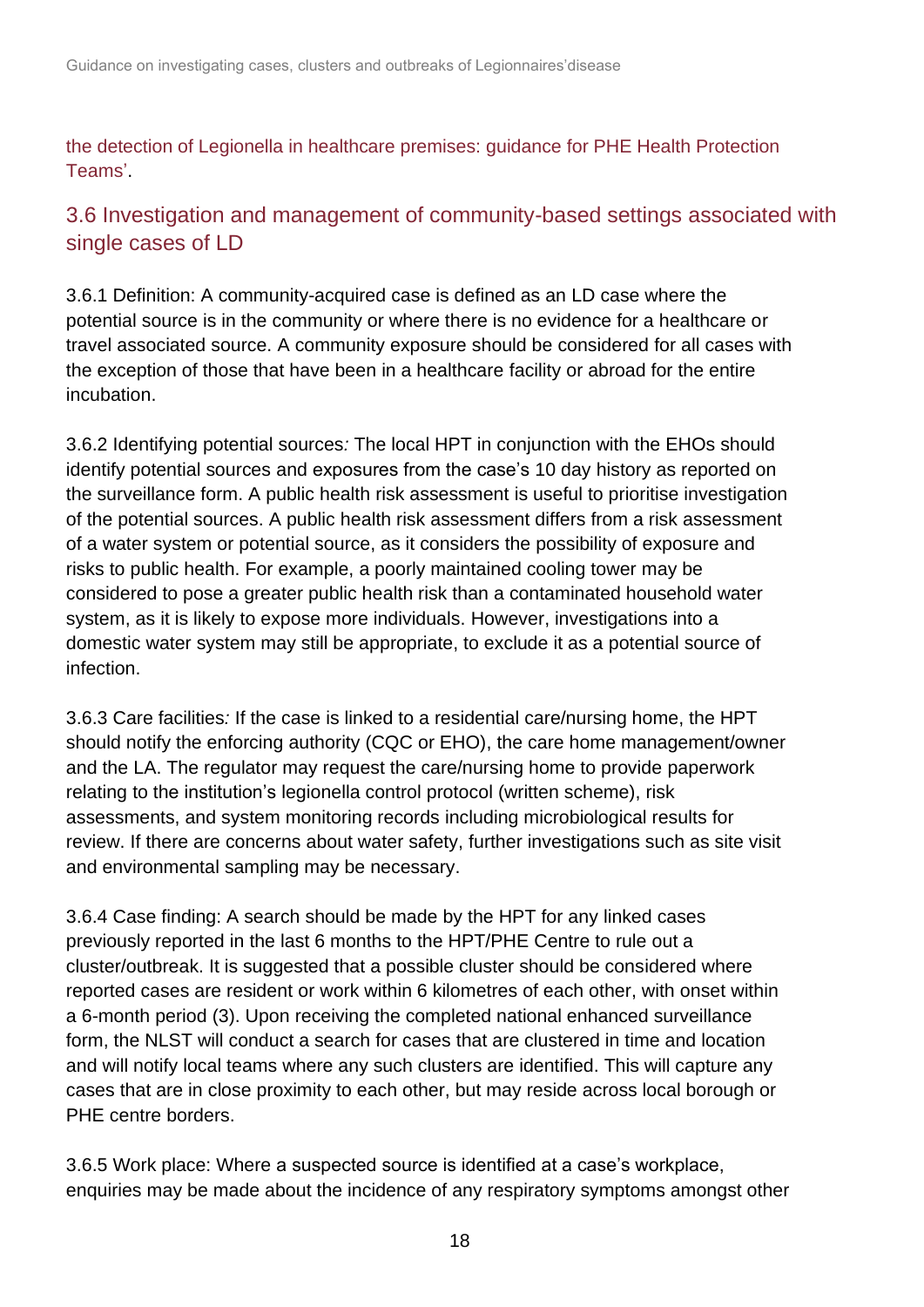the detection of Legionella in healthcare premises: guidance for PHE Health Protection Teams'.

## 3.6 Investigation and management of community-based settings associated with single cases of LD

3.6.1 Definition: A community-acquired case is defined as an LD case where the potential source is in the community or where there is no evidence for a healthcare or travel associated source. A community exposure should be considered for all cases with the exception of those that have been in a healthcare facility or abroad for the entire incubation.

3.6.2 Identifying potential sources*:* The local HPT in conjunction with the EHOs should identify potential sources and exposures from the case's 10 day history as reported on the surveillance form. A public health risk assessment is useful to prioritise investigation of the potential sources. A public health risk assessment differs from a risk assessment of a water system or potential source, as it considers the possibility of exposure and risks to public health. For example, a poorly maintained cooling tower may be considered to pose a greater public health risk than a contaminated household water system, as it is likely to expose more individuals. However, investigations into a domestic water system may still be appropriate, to exclude it as a potential source of infection.

3.6.3 Care facilities*:* If the case is linked to a residential care/nursing home, the HPT should notify the enforcing authority (CQC or EHO), the care home management/owner and the LA. The regulator may request the care/nursing home to provide paperwork relating to the institution's legionella control protocol (written scheme), risk assessments, and system monitoring records including microbiological results for review. If there are concerns about water safety, further investigations such as site visit and environmental sampling may be necessary.

3.6.4 Case finding: A search should be made by the HPT for any linked cases previously reported in the last 6 months to the HPT/PHE Centre to rule out a cluster/outbreak. It is suggested that a possible cluster should be considered where reported cases are resident or work within 6 kilometres of each other, with onset within a 6-month period (3). Upon receiving the completed national enhanced surveillance form, the NLST will conduct a search for cases that are clustered in time and location and will notify local teams where any such clusters are identified. This will capture any cases that are in close proximity to each other, but may reside across local borough or PHE centre borders.

3.6.5 Work place: Where a suspected source is identified at a case's workplace, enquiries may be made about the incidence of any respiratory symptoms amongst other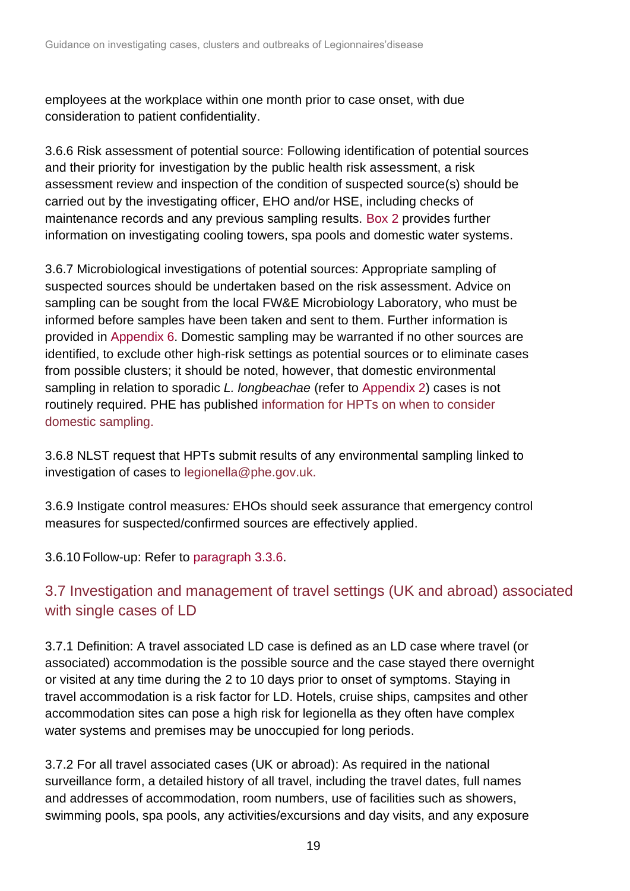employees at the workplace within one month prior to case onset, with due consideration to patient confidentiality.

3.6.6 Risk assessment of potential source: Following identification of potential sources and their priority for investigation by the public health risk assessment, a risk assessment review and inspection of the condition of suspected source(s) should be carried out by the investigating officer, EHO and/or HSE, including checks of maintenance records and any previous sampling results. Box 2 provides further information on investigating cooling towers, spa pools and domestic water systems.

3.6.7 Microbiological investigations of potential sources: Appropriate sampling of suspected sources should be undertaken based on the risk assessment. Advice on sampling can be sought from the local FW&E Microbiology Laboratory, who must be informed before samples have been taken and sent to them. Further information is provided in Appendix 6. Domestic sampling may be warranted if no other sources are identified, to exclude other high-risk settings as potential sources or to eliminate cases from possible clusters; it should be noted, however, that domestic environmental sampling in relation to sporadic *L. longbeachae* (refer to Appendix 2) cases is not routinely required. PHE has published information for HPTs on when to consider domestic sampling.

3.6.8 NLST request that HPTs submit results of any environmental sampling linked to investigation of cases to legionella@phe.gov.uk.

3.6.9 Instigate control measures*:* EHOs should seek assurance that emergency control measures for suspected/confirmed sources are effectively applied.

3.6.10 Follow-up: Refer to paragraph 3.3.6.

## 3.7 Investigation and management of travel settings (UK and abroad) associated with single cases of LD

3.7.1 Definition: A travel associated LD case is defined as an LD case where travel (or associated) accommodation is the possible source and the case stayed there overnight or visited at any time during the 2 to 10 days prior to onset of symptoms. Staying in travel accommodation is a risk factor for LD. Hotels, cruise ships, campsites and other accommodation sites can pose a high risk for legionella as they often have complex water systems and premises may be unoccupied for long periods.

3.7.2 For all travel associated cases (UK or abroad): As required in the national surveillance form, a detailed history of all travel, including the travel dates, full names and addresses of accommodation, room numbers, use of facilities such as showers, swimming pools, spa pools, any activities/excursions and day visits, and any exposure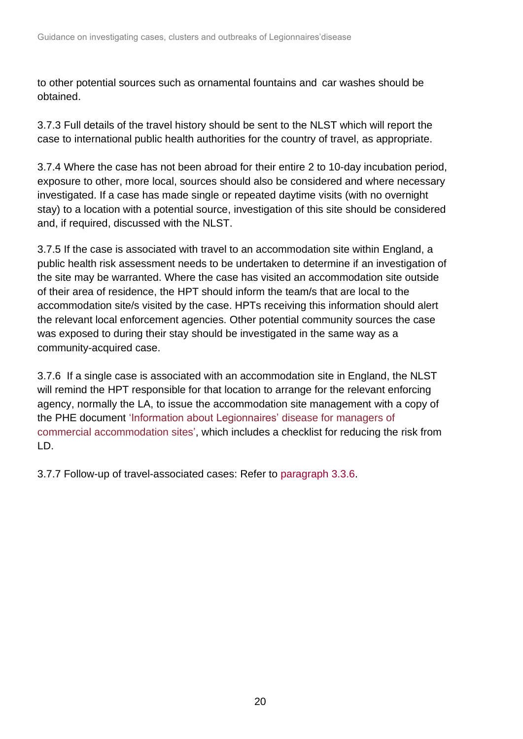to other potential sources such as ornamental fountains and car washes should be obtained.

3.7.3 Full details of the travel history should be sent to the NLST which will report the case to international public health authorities for the country of travel, as appropriate.

3.7.4 Where the case has not been abroad for their entire 2 to 10-day incubation period, exposure to other, more local, sources should also be considered and where necessary investigated. If a case has made single or repeated daytime visits (with no overnight stay) to a location with a potential source, investigation of this site should be considered and, if required, discussed with the NLST.

3.7.5 If the case is associated with travel to an accommodation site within England, a public health risk assessment needs to be undertaken to determine if an investigation of the site may be warranted. Where the case has visited an accommodation site outside of their area of residence, the HPT should inform the team/s that are local to the accommodation site/s visited by the case. HPTs receiving this information should alert the relevant local enforcement agencies. Other potential community sources the case was exposed to during their stay should be investigated in the same way as a community-acquired case.

3.7.6 If a single case is associated with an accommodation site in England, the NLST will remind the HPT responsible for that location to arrange for the relevant enforcing agency, normally the LA, to issue the accommodation site management with a copy of the PHE document 'Information about Legionnaires' disease for managers of commercial accommodation sites', which includes a checklist for reducing the risk from LD.

3.7.7 Follow-up of travel-associated cases: Refer to paragraph 3.3.6.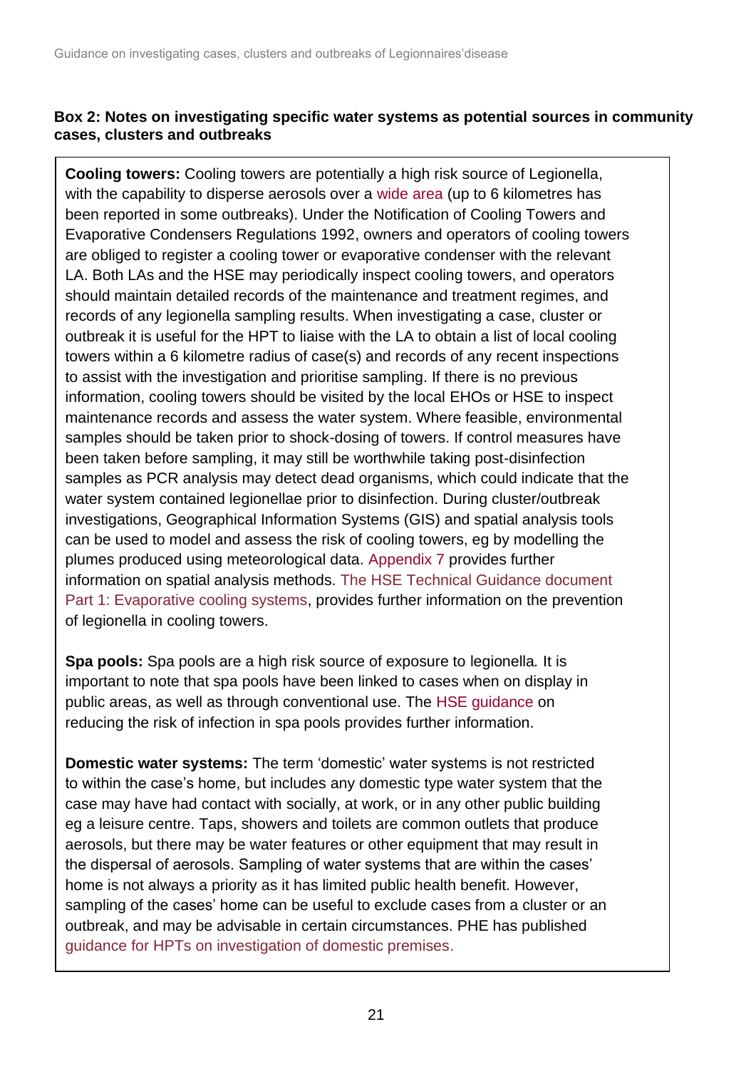**Box 2: Notes on investigating specific water systems as potential sources in community cases, clusters and outbreaks**

**Cooling towers:** Cooling towers are potentially a high risk source of Legionella, with the capability to disperse aerosols over a wide area (up to 6 kilometres has been reported in some outbreaks). Under the Notification of Cooling Towers and Evaporative Condensers Regulations 1992, owners and operators of cooling towers are obliged to register a cooling tower or evaporative condenser with the relevant LA. Both LAs and the HSE may periodically inspect cooling towers, and operators should maintain detailed records of the maintenance and treatment regimes, and records of any legionella sampling results. When investigating a case, cluster or outbreak it is useful for the HPT to liaise with the LA to obtain a list of local cooling towers within a 6 kilometre radius of case(s) and records of any recent inspections to assist with the investigation and prioritise sampling. If there is no previous information, cooling towers should be visited by the local EHOs or HSE to inspect maintenance records and assess the water system. Where feasible, environmental samples should be taken prior to shock-dosing of towers. If control measures have been taken before sampling, it may still be worthwhile taking post-disinfection samples as PCR analysis may detect dead organisms, which could indicate that the water system contained legionellae prior to disinfection. During cluster/outbreak investigations, Geographical Information Systems (GIS) and spatial analysis tools can be used to model and assess the risk of cooling towers, eg by modelling the plumes produced using meteorological data. Appendix 7 provides further information on spatial analysis methods. The HSE Technical Guidance document Part 1: Evaporative cooling systems, provides further information on the prevention of legionella in cooling towers.

**Spa pools:** Spa pools are a high risk source of exposure to legionella. It is important to note that spa pools have been linked to cases when on display in public areas, as well as through conventional use. The HSE guidance on reducing the risk of infection in spa pools provides further information.

**Domestic water systems:** The term 'domestic' water systems is not restricted to within the case's home, but includes any domestic type water system that the case may have had contact with socially, at work, or in any other public building eg a leisure centre. Taps, showers and toilets are common outlets that produce aerosols, but there may be water features or other equipment that may result in the dispersal of aerosols. Sampling of water systems that are within the cases' home is not always a priority as it has limited public health benefit. However, sampling of the cases' home can be useful to exclude cases from a cluster or an outbreak, and may be advisable in certain circumstances. PHE has published guidance for HPTs on investigation of domestic premises.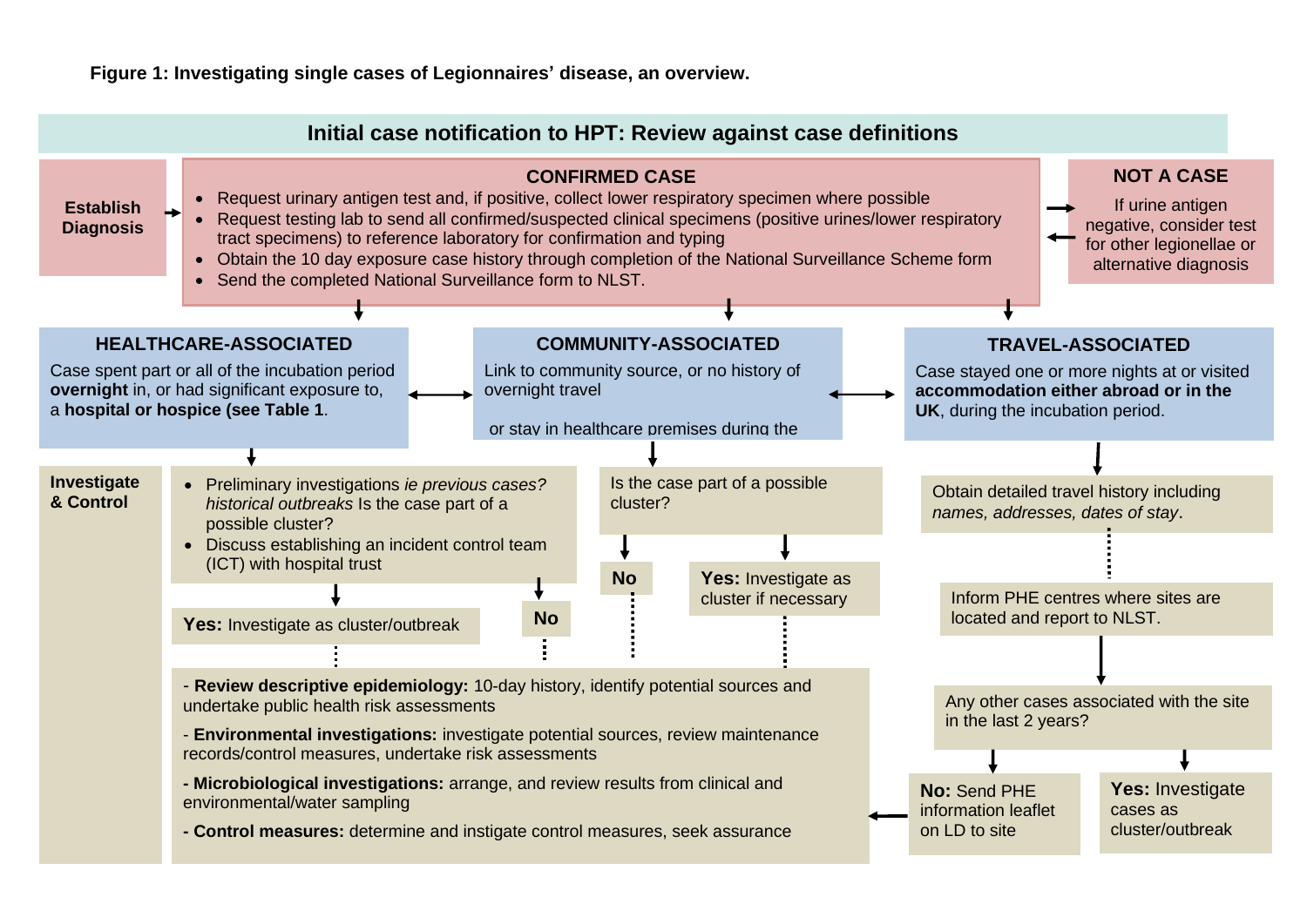**Figure 1: Investigating single cases of Legionnaires' disease, an overview.**

## Initial case notification to HPT: Review against case definitions

**Establish Diagnosis**

### CONFIRMED CASE

- Request urinary antigen test and, if positive, collect lower respiratory specimen where possible
- Request testing lab to send all confirmed/suspected clinical specimens (positive urines/lower respiratory tract specimens) to reference laboratory for confirmation and typing
- Obtain the 10 day exposure case history through completion of the National Surveillance Scheme form
- Send the completed National Surveillance form to NLST.

### NOT A CASE

If urine antigen negative, consider test for other legionellae or alternative diagnosis

### HEALTHCARE-ASSOCIATED

Case spent part or all of the incubation period **overnight** in, or had significant exposure to, a **hospital or hospice (see Table 1**.

### COMMUNITY-ASSOCIATED

Link to community source, or no history of overnight travel

or stay in healthcare premises during the

### TRAVEL-ASSOCIATED

Case stayed one or more nights at or visited **accommodation either abroad or in the UK**, during the incubation period.

**Investigate & Control**

**Healthcare-associated:**

- Preliminary investigations *ie previous cases? historical outbreaks* Is the case part of a possible cluster?
- Discuss establishing an incident control team (ICT) with hospital trust

**Yes:** Investigate as cluster/outbreak

**No**

**Community-associated:**

Is the case part of a possible cluster?

**No**

**Yes:** Investigate as cluster if necessary

**Travel-associated:**

Obtain detailed travel history including *names, addresses, dates of stay*.

Inform PHE centres where sites are located and report to NLST.

Any other cases associated with the site in the last 2 years?

**No:** Send PHE information leaflet on LD to site

**Yes:** Investigate cases as cluster/outbreak

- **Review descriptive epidemiology:** 10-day history, identify potential sources and undertake public health risk assessments
- **Environmental investigations:** investigate potential sources, review maintenance records/control measures, undertake risk assessments
- **Microbiological investigations:** arrange, and review results from clinical and environmental/water sampling
- **Control measures:** determine and instigate control measures, seek assurance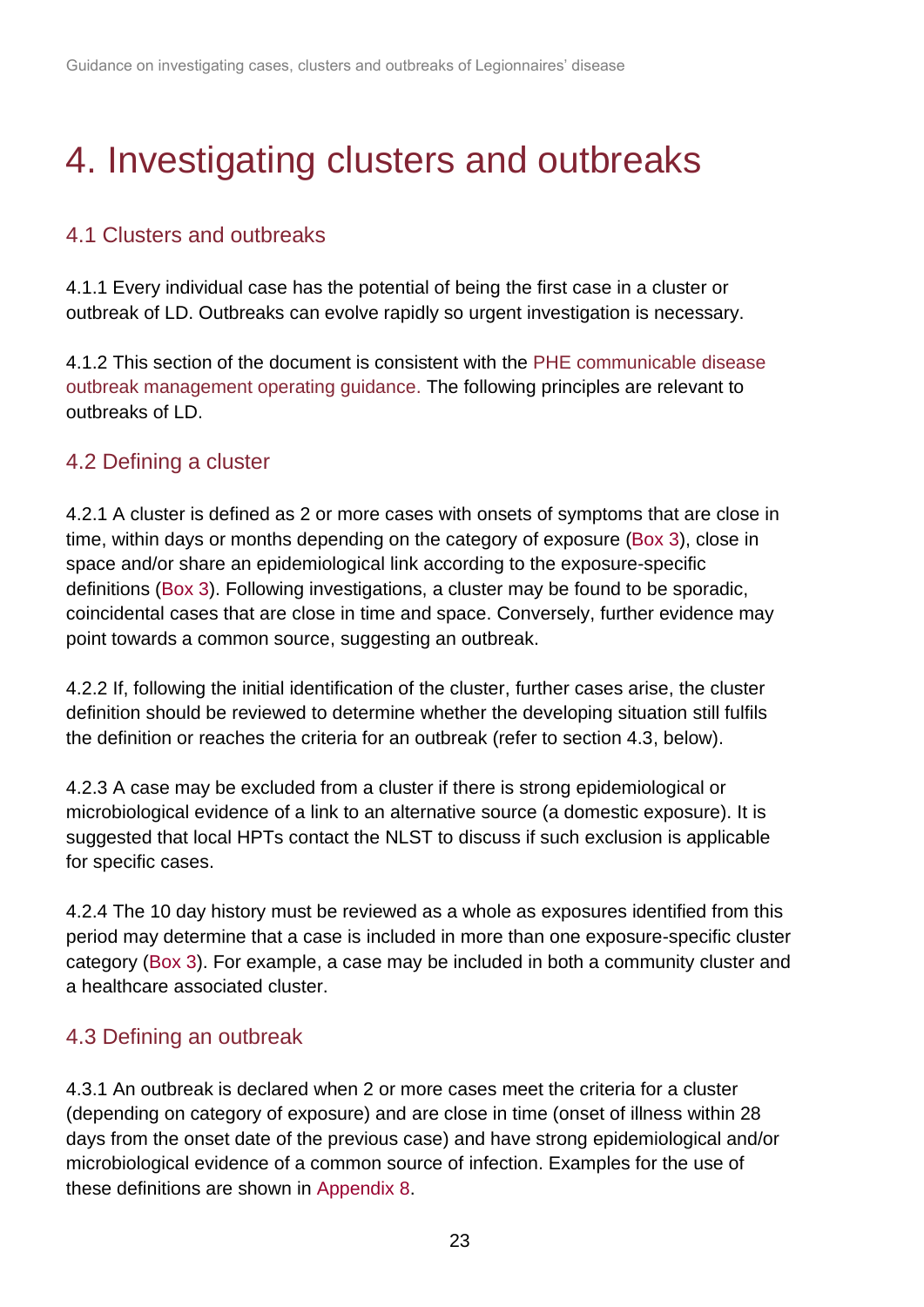# 4. Investigating clusters and outbreaks

## 4.1 Clusters and outbreaks

4.1.1 Every individual case has the potential of being the first case in a cluster or outbreak of LD. Outbreaks can evolve rapidly so urgent investigation is necessary.

4.1.2 This section of the document is consistent with the PHE communicable disease outbreak management operating guidance. The following principles are relevant to outbreaks of LD.

## 4.2 Defining a cluster

4.2.1 A cluster is defined as 2 or more cases with onsets of symptoms that are close in time, within days or months depending on the category of exposure (Box 3), close in space and/or share an epidemiological link according to the exposure-specific definitions (Box 3). Following investigations, a cluster may be found to be sporadic, coincidental cases that are close in time and space. Conversely, further evidence may point towards a common source, suggesting an outbreak.

4.2.2 If, following the initial identification of the cluster, further cases arise, the cluster definition should be reviewed to determine whether the developing situation still fulfils the definition or reaches the criteria for an outbreak (refer to section 4.3, below).

4.2.3 A case may be excluded from a cluster if there is strong epidemiological or microbiological evidence of a link to an alternative source (a domestic exposure). It is suggested that local HPTs contact the NLST to discuss if such exclusion is applicable for specific cases.

4.2.4 The 10 day history must be reviewed as a whole as exposures identified from this period may determine that a case is included in more than one exposure-specific cluster category (Box 3). For example, a case may be included in both a community cluster and a healthcare associated cluster.

## 4.3 Defining an outbreak

4.3.1 An outbreak is declared when 2 or more cases meet the criteria for a cluster (depending on category of exposure) and are close in time (onset of illness within 28 days from the onset date of the previous case) and have strong epidemiological and/or microbiological evidence of a common source of infection. Examples for the use of these definitions are shown in Appendix 8.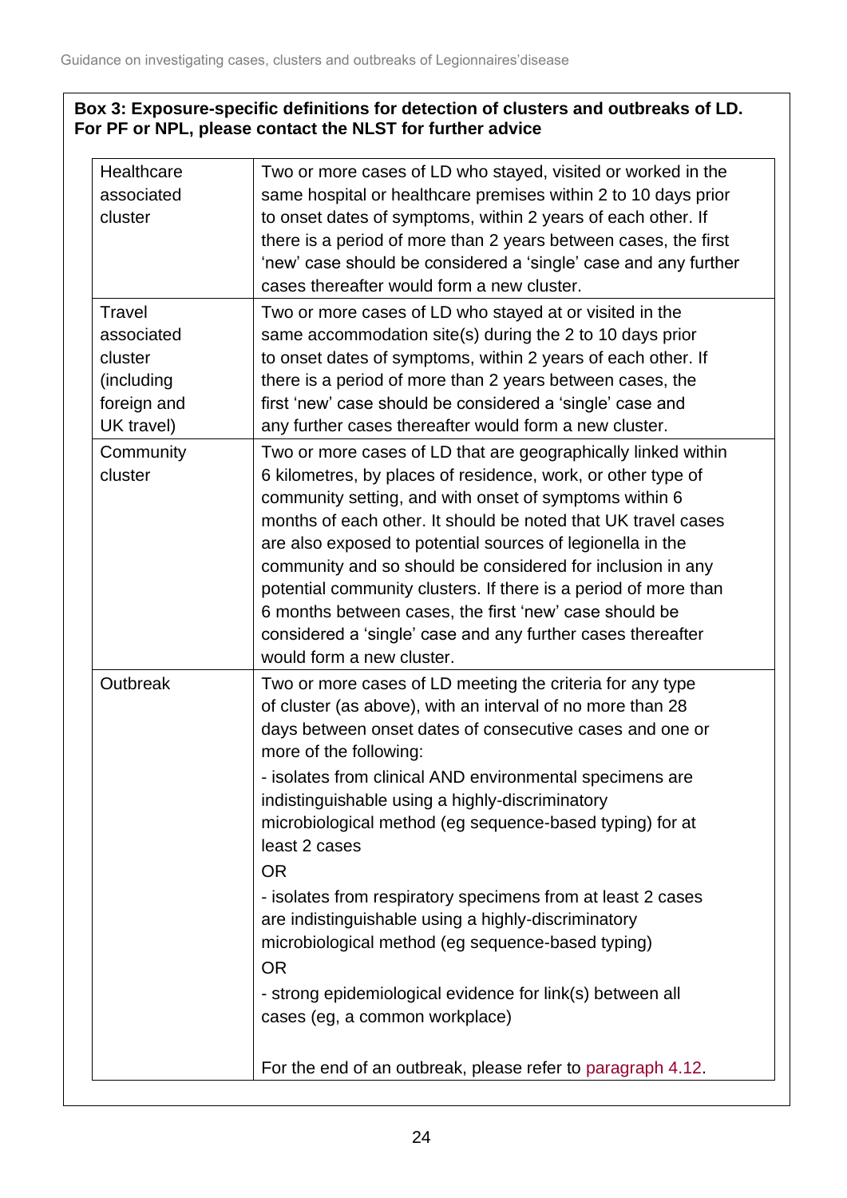**Box 3: Exposure-specific definitions for detection of clusters and outbreaks of LD. For PF or NPL, please contact the NLST for further advice**

| | |
|---|---|
| Healthcare associated cluster | Two or more cases of LD who stayed, visited or worked in the same hospital or healthcare premises within 2 to 10 days prior to onset dates of symptoms, within 2 years of each other. If there is a period of more than 2 years between cases, the first 'new' case should be considered a 'single' case and any further cases thereafter would form a new cluster. |
| Travel associated cluster (including foreign and UK travel) | Two or more cases of LD who stayed at or visited in the same accommodation site(s) during the 2 to 10 days prior to onset dates of symptoms, within 2 years of each other. If there is a period of more than 2 years between cases, the first 'new' case should be considered a 'single' case and any further cases thereafter would form a new cluster. |
| Community cluster | Two or more cases of LD that are geographically linked within 6 kilometres, by places of residence, work, or other type of community setting, and with onset of symptoms within 6 months of each other. It should be noted that UK travel cases are also exposed to potential sources of legionella in the community and so should be considered for inclusion in any potential community clusters. If there is a period of more than 6 months between cases, the first 'new' case should be considered a 'single' case and any further cases thereafter would form a new cluster. |
| Outbreak | Two or more cases of LD meeting the criteria for any type of cluster (as above), with an interval of no more than 28 days between onset dates of consecutive cases and one or more of the following:<br>- isolates from clinical AND environmental specimens are indistinguishable using a highly-discriminatory microbiological method (eg sequence-based typing) for at least 2 cases<br>OR<br>- isolates from respiratory specimens from at least 2 cases are indistinguishable using a highly-discriminatory microbiological method (eg sequence-based typing)<br>OR<br>- strong epidemiological evidence for link(s) between all cases (eg, a common workplace)<br><br>For the end of an outbreak, please refer to paragraph 4.12. |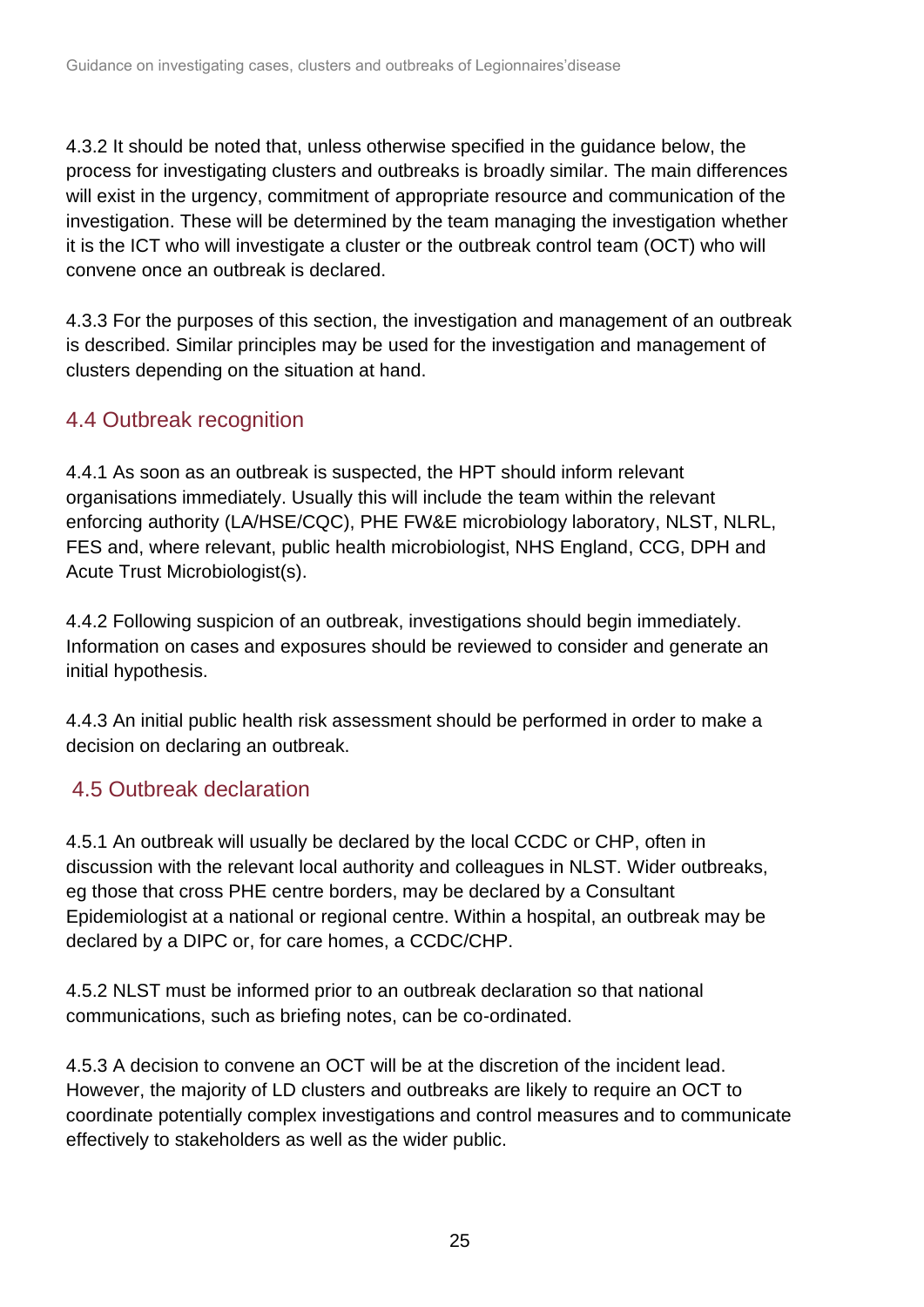4.3.2 It should be noted that, unless otherwise specified in the guidance below, the process for investigating clusters and outbreaks is broadly similar. The main differences will exist in the urgency, commitment of appropriate resource and communication of the investigation. These will be determined by the team managing the investigation whether it is the ICT who will investigate a cluster or the outbreak control team (OCT) who will convene once an outbreak is declared.

4.3.3 For the purposes of this section, the investigation and management of an outbreak is described. Similar principles may be used for the investigation and management of clusters depending on the situation at hand.

## 4.4 Outbreak recognition

4.4.1 As soon as an outbreak is suspected, the HPT should inform relevant organisations immediately. Usually this will include the team within the relevant enforcing authority (LA/HSE/CQC), PHE FW&E microbiology laboratory, NLST, NLRL, FES and, where relevant, public health microbiologist, NHS England, CCG, DPH and Acute Trust Microbiologist(s).

4.4.2 Following suspicion of an outbreak, investigations should begin immediately. Information on cases and exposures should be reviewed to consider and generate an initial hypothesis.

4.4.3 An initial public health risk assessment should be performed in order to make a decision on declaring an outbreak.

## 4.5 Outbreak declaration

4.5.1 An outbreak will usually be declared by the local CCDC or CHP, often in discussion with the relevant local authority and colleagues in NLST. Wider outbreaks, eg those that cross PHE centre borders, may be declared by a Consultant Epidemiologist at a national or regional centre. Within a hospital, an outbreak may be declared by a DIPC or, for care homes, a CCDC/CHP.

4.5.2 NLST must be informed prior to an outbreak declaration so that national communications, such as briefing notes, can be co-ordinated.

4.5.3 A decision to convene an OCT will be at the discretion of the incident lead. However, the majority of LD clusters and outbreaks are likely to require an OCT to coordinate potentially complex investigations and control measures and to communicate effectively to stakeholders as well as the wider public.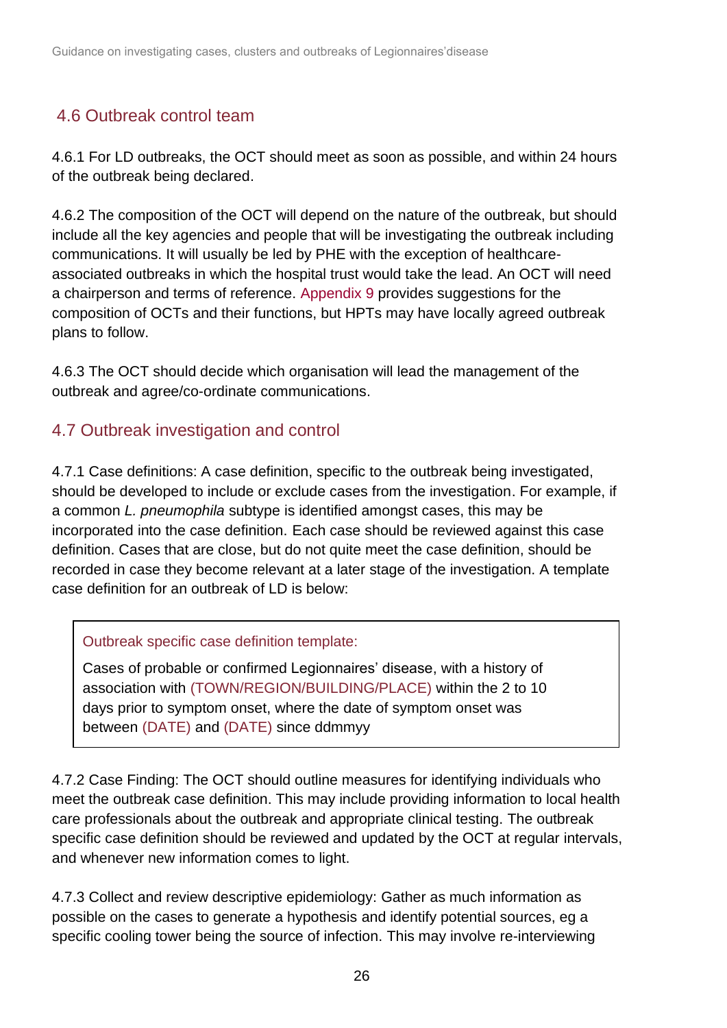## 4.6 Outbreak control team

4.6.1 For LD outbreaks, the OCT should meet as soon as possible, and within 24 hours of the outbreak being declared.

4.6.2 The composition of the OCT will depend on the nature of the outbreak, but should include all the key agencies and people that will be investigating the outbreak including communications. It will usually be led by PHE with the exception of healthcare-associated outbreaks in which the hospital trust would take the lead. An OCT will need a chairperson and terms of reference. Appendix 9 provides suggestions for the composition of OCTs and their functions, but HPTs may have locally agreed outbreak plans to follow.

4.6.3 The OCT should decide which organisation will lead the management of the outbreak and agree/co-ordinate communications.

## 4.7 Outbreak investigation and control

4.7.1 Case definitions: A case definition, specific to the outbreak being investigated, should be developed to include or exclude cases from the investigation. For example, if a common *L. pneumophila* subtype is identified amongst cases, this may be incorporated into the case definition. Each case should be reviewed against this case definition. Cases that are close, but do not quite meet the case definition, should be recorded in case they become relevant at a later stage of the investigation. A template case definition for an outbreak of LD is below:

> Outbreak specific case definition template:
>
> Cases of probable or confirmed Legionnaires' disease, with a history of association with (TOWN/REGION/BUILDING/PLACE) within the 2 to 10 days prior to symptom onset, where the date of symptom onset was between (DATE) and (DATE) since ddmmyy

4.7.2 Case Finding: The OCT should outline measures for identifying individuals who meet the outbreak case definition. This may include providing information to local health care professionals about the outbreak and appropriate clinical testing. The outbreak specific case definition should be reviewed and updated by the OCT at regular intervals, and whenever new information comes to light.

4.7.3 Collect and review descriptive epidemiology: Gather as much information as possible on the cases to generate a hypothesis and identify potential sources, eg a specific cooling tower being the source of infection. This may involve re-interviewing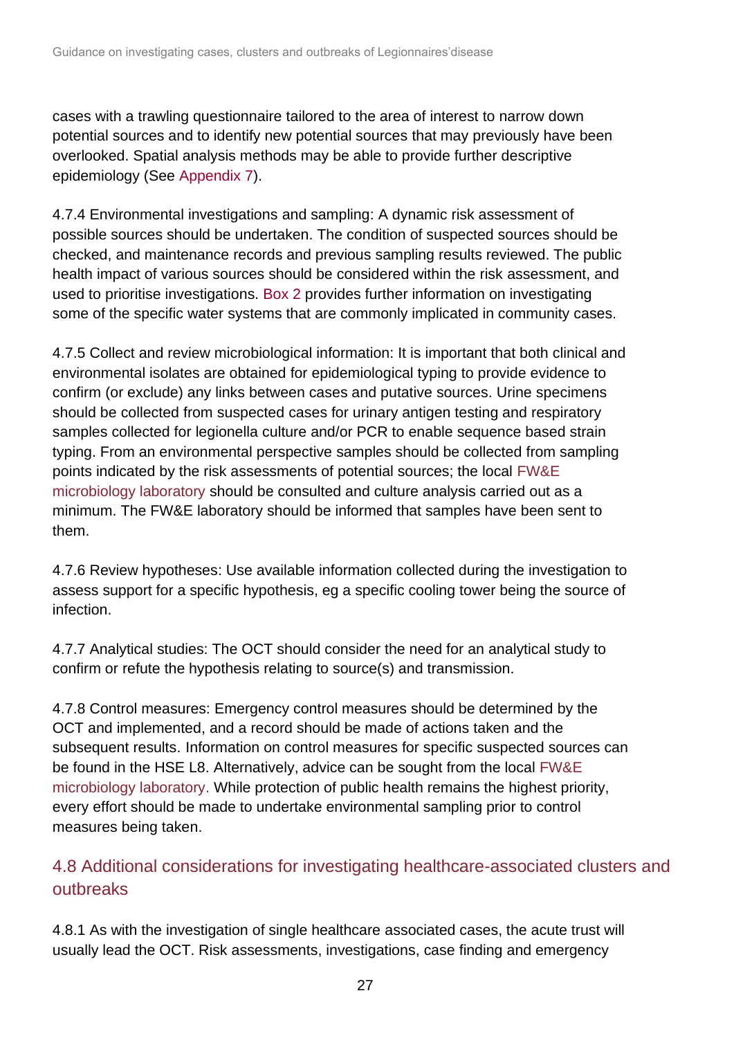cases with a trawling questionnaire tailored to the area of interest to narrow down potential sources and to identify new potential sources that may previously have been overlooked. Spatial analysis methods may be able to provide further descriptive epidemiology (See Appendix 7).

4.7.4 Environmental investigations and sampling: A dynamic risk assessment of possible sources should be undertaken. The condition of suspected sources should be checked, and maintenance records and previous sampling results reviewed. The public health impact of various sources should be considered within the risk assessment, and used to prioritise investigations. Box 2 provides further information on investigating some of the specific water systems that are commonly implicated in community cases.

4.7.5 Collect and review microbiological information: It is important that both clinical and environmental isolates are obtained for epidemiological typing to provide evidence to confirm (or exclude) any links between cases and putative sources. Urine specimens should be collected from suspected cases for urinary antigen testing and respiratory samples collected for legionella culture and/or PCR to enable sequence based strain typing. From an environmental perspective samples should be collected from sampling points indicated by the risk assessments of potential sources; the local FW&E microbiology laboratory should be consulted and culture analysis carried out as a minimum. The FW&E laboratory should be informed that samples have been sent to them.

4.7.6 Review hypotheses: Use available information collected during the investigation to assess support for a specific hypothesis, eg a specific cooling tower being the source of infection.

4.7.7 Analytical studies: The OCT should consider the need for an analytical study to confirm or refute the hypothesis relating to source(s) and transmission.

4.7.8 Control measures: Emergency control measures should be determined by the OCT and implemented, and a record should be made of actions taken and the subsequent results. Information on control measures for specific suspected sources can be found in the HSE L8. Alternatively, advice can be sought from the local FW&E microbiology laboratory. While protection of public health remains the highest priority, every effort should be made to undertake environmental sampling prior to control measures being taken.

## 4.8 Additional considerations for investigating healthcare-associated clusters and outbreaks

4.8.1 As with the investigation of single healthcare associated cases, the acute trust will usually lead the OCT. Risk assessments, investigations, case finding and emergency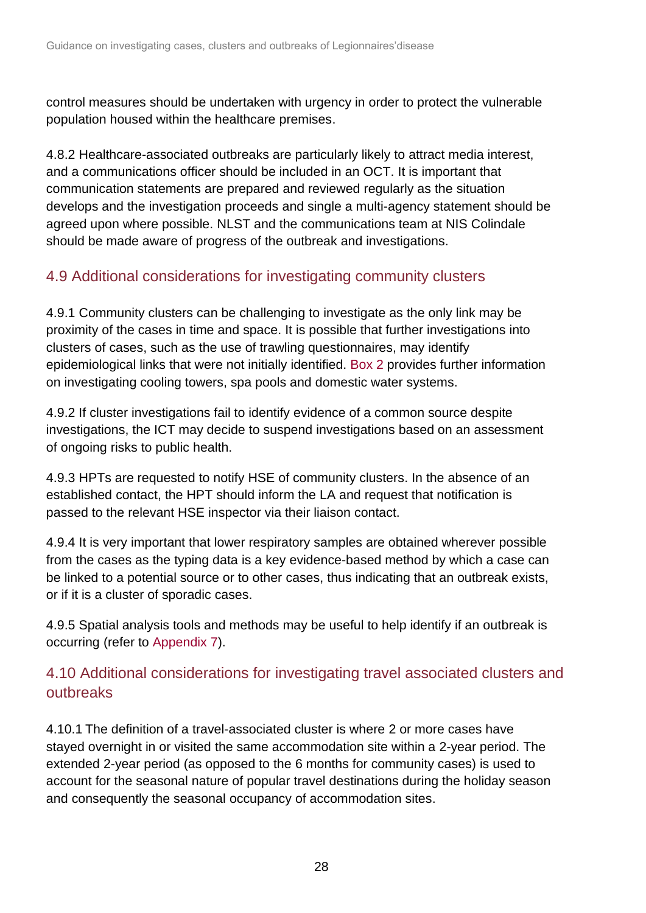control measures should be undertaken with urgency in order to protect the vulnerable population housed within the healthcare premises.

4.8.2 Healthcare-associated outbreaks are particularly likely to attract media interest, and a communications officer should be included in an OCT. It is important that communication statements are prepared and reviewed regularly as the situation develops and the investigation proceeds and single a multi-agency statement should be agreed upon where possible. NLST and the communications team at NIS Colindale should be made aware of progress of the outbreak and investigations.

## 4.9 Additional considerations for investigating community clusters

4.9.1 Community clusters can be challenging to investigate as the only link may be proximity of the cases in time and space. It is possible that further investigations into clusters of cases, such as the use of trawling questionnaires, may identify epidemiological links that were not initially identified. Box 2 provides further information on investigating cooling towers, spa pools and domestic water systems.

4.9.2 If cluster investigations fail to identify evidence of a common source despite investigations, the ICT may decide to suspend investigations based on an assessment of ongoing risks to public health.

4.9.3 HPTs are requested to notify HSE of community clusters. In the absence of an established contact, the HPT should inform the LA and request that notification is passed to the relevant HSE inspector via their liaison contact.

4.9.4 It is very important that lower respiratory samples are obtained wherever possible from the cases as the typing data is a key evidence-based method by which a case can be linked to a potential source or to other cases, thus indicating that an outbreak exists, or if it is a cluster of sporadic cases.

4.9.5 Spatial analysis tools and methods may be useful to help identify if an outbreak is occurring (refer to Appendix 7).

## 4.10 Additional considerations for investigating travel associated clusters and outbreaks

4.10.1 The definition of a travel-associated cluster is where 2 or more cases have stayed overnight in or visited the same accommodation site within a 2-year period. The extended 2-year period (as opposed to the 6 months for community cases) is used to account for the seasonal nature of popular travel destinations during the holiday season and consequently the seasonal occupancy of accommodation sites.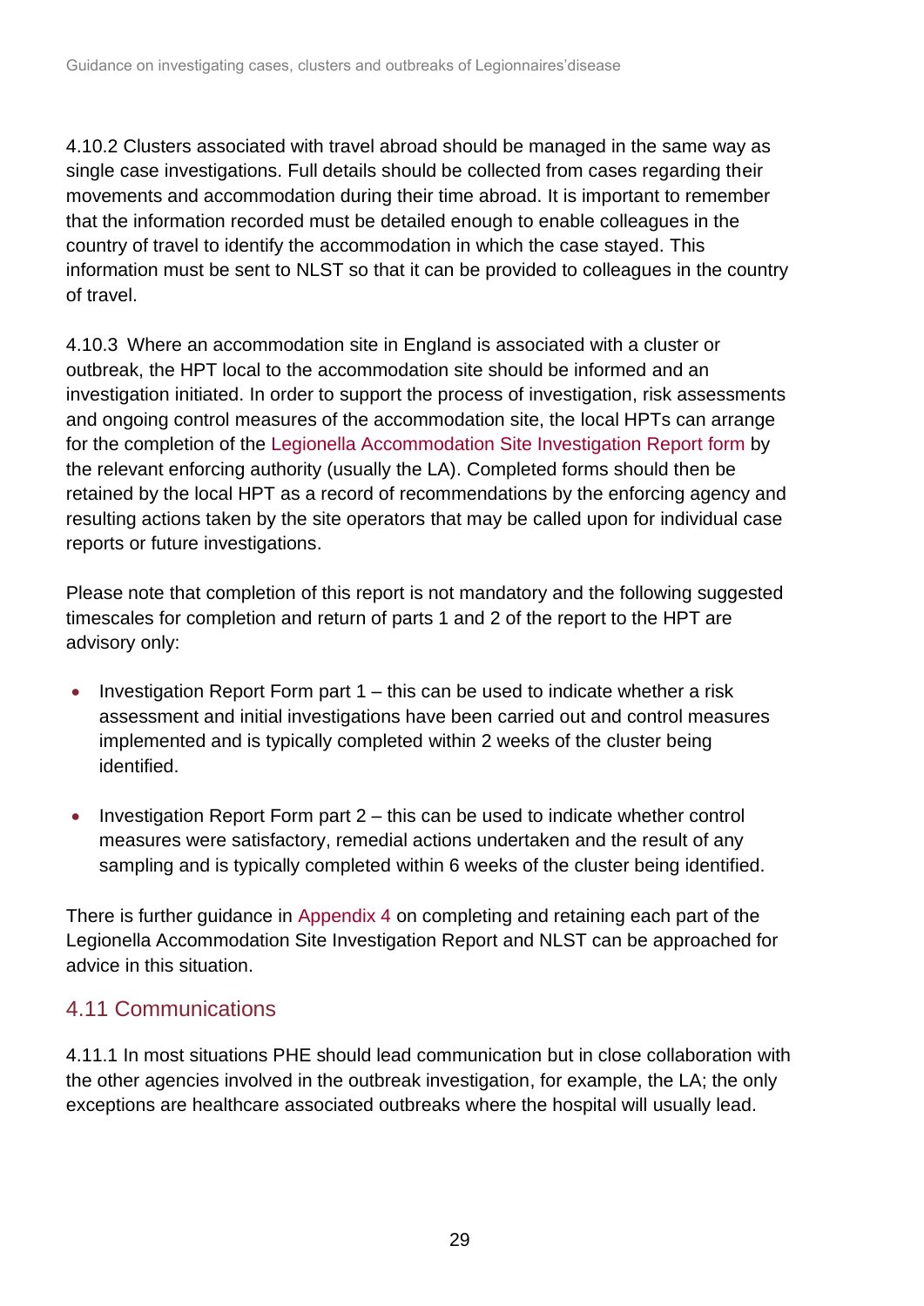4.10.2 Clusters associated with travel abroad should be managed in the same way as single case investigations. Full details should be collected from cases regarding their movements and accommodation during their time abroad. It is important to remember that the information recorded must be detailed enough to enable colleagues in the country of travel to identify the accommodation in which the case stayed. This information must be sent to NLST so that it can be provided to colleagues in the country of travel.

4.10.3 Where an accommodation site in England is associated with a cluster or outbreak, the HPT local to the accommodation site should be informed and an investigation initiated. In order to support the process of investigation, risk assessments and ongoing control measures of the accommodation site, the local HPTs can arrange for the completion of the Legionella Accommodation Site Investigation Report form by the relevant enforcing authority (usually the LA). Completed forms should then be retained by the local HPT as a record of recommendations by the enforcing agency and resulting actions taken by the site operators that may be called upon for individual case reports or future investigations.

Please note that completion of this report is not mandatory and the following suggested timescales for completion and return of parts 1 and 2 of the report to the HPT are advisory only:

- Investigation Report Form part 1 – this can be used to indicate whether a risk assessment and initial investigations have been carried out and control measures implemented and is typically completed within 2 weeks of the cluster being identified.

- Investigation Report Form part 2 – this can be used to indicate whether control measures were satisfactory, remedial actions undertaken and the result of any sampling and is typically completed within 6 weeks of the cluster being identified.

There is further guidance in Appendix 4 on completing and retaining each part of the Legionella Accommodation Site Investigation Report and NLST can be approached for advice in this situation.

## 4.11 Communications

4.11.1 In most situations PHE should lead communication but in close collaboration with the other agencies involved in the outbreak investigation, for example, the LA; the only exceptions are healthcare associated outbreaks where the hospital will usually lead.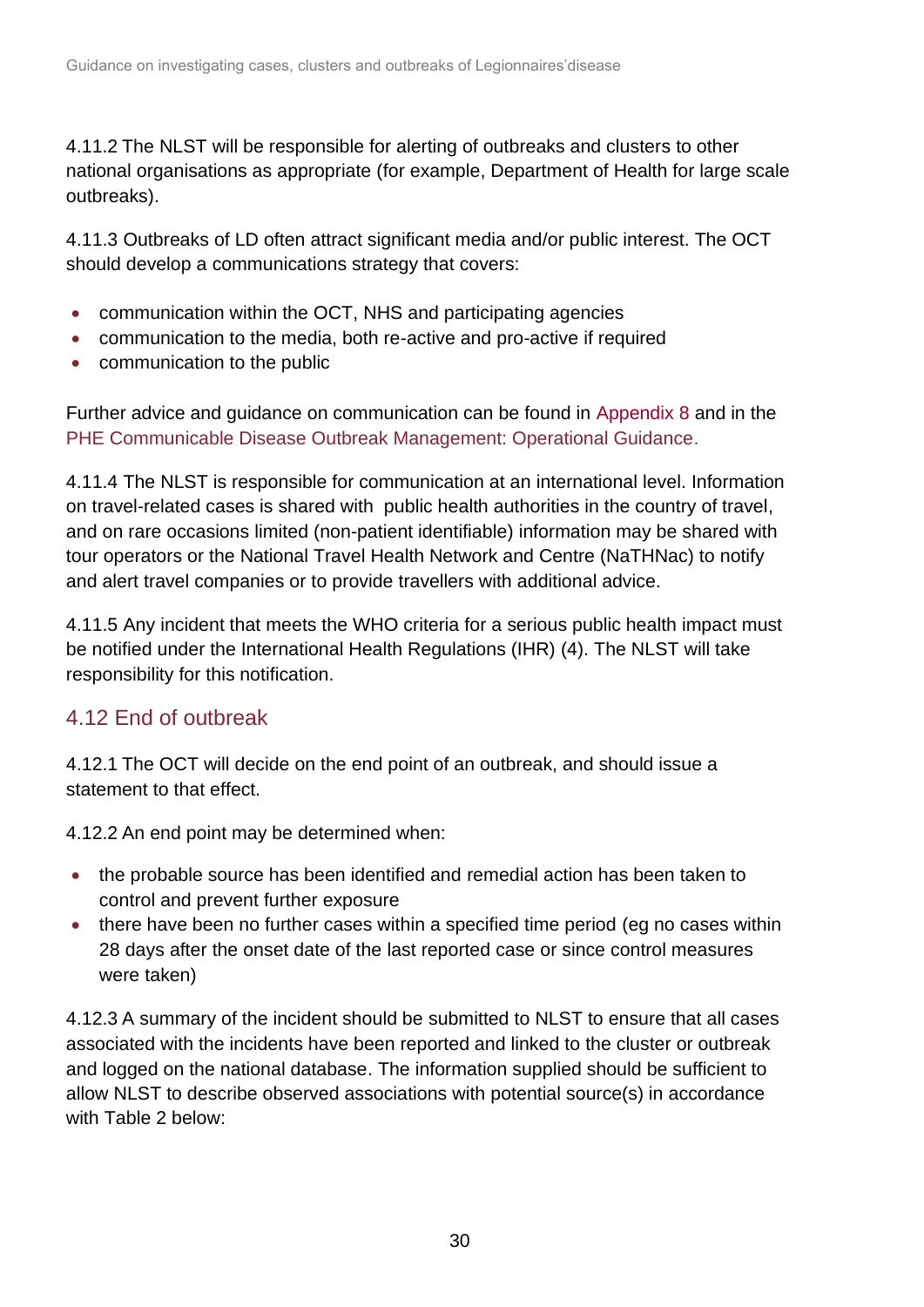4.11.2 The NLST will be responsible for alerting of outbreaks and clusters to other national organisations as appropriate (for example, Department of Health for large scale outbreaks).

4.11.3 Outbreaks of LD often attract significant media and/or public interest. The OCT should develop a communications strategy that covers:

- communication within the OCT, NHS and participating agencies
- communication to the media, both re-active and pro-active if required
- communication to the public

Further advice and guidance on communication can be found in Appendix 8 and in the PHE Communicable Disease Outbreak Management: Operational Guidance.

4.11.4 The NLST is responsible for communication at an international level. Information on travel-related cases is shared with public health authorities in the country of travel, and on rare occasions limited (non-patient identifiable) information may be shared with tour operators or the National Travel Health Network and Centre (NaTHNac) to notify and alert travel companies or to provide travellers with additional advice.

4.11.5 Any incident that meets the WHO criteria for a serious public health impact must be notified under the International Health Regulations (IHR) (4). The NLST will take responsibility for this notification.

## 4.12 End of outbreak

4.12.1 The OCT will decide on the end point of an outbreak, and should issue a statement to that effect.

4.12.2 An end point may be determined when:

- the probable source has been identified and remedial action has been taken to control and prevent further exposure
- there have been no further cases within a specified time period (eg no cases within 28 days after the onset date of the last reported case or since control measures were taken)

4.12.3 A summary of the incident should be submitted to NLST to ensure that all cases associated with the incidents have been reported and linked to the cluster or outbreak and logged on the national database. The information supplied should be sufficient to allow NLST to describe observed associations with potential source(s) in accordance with Table 2 below: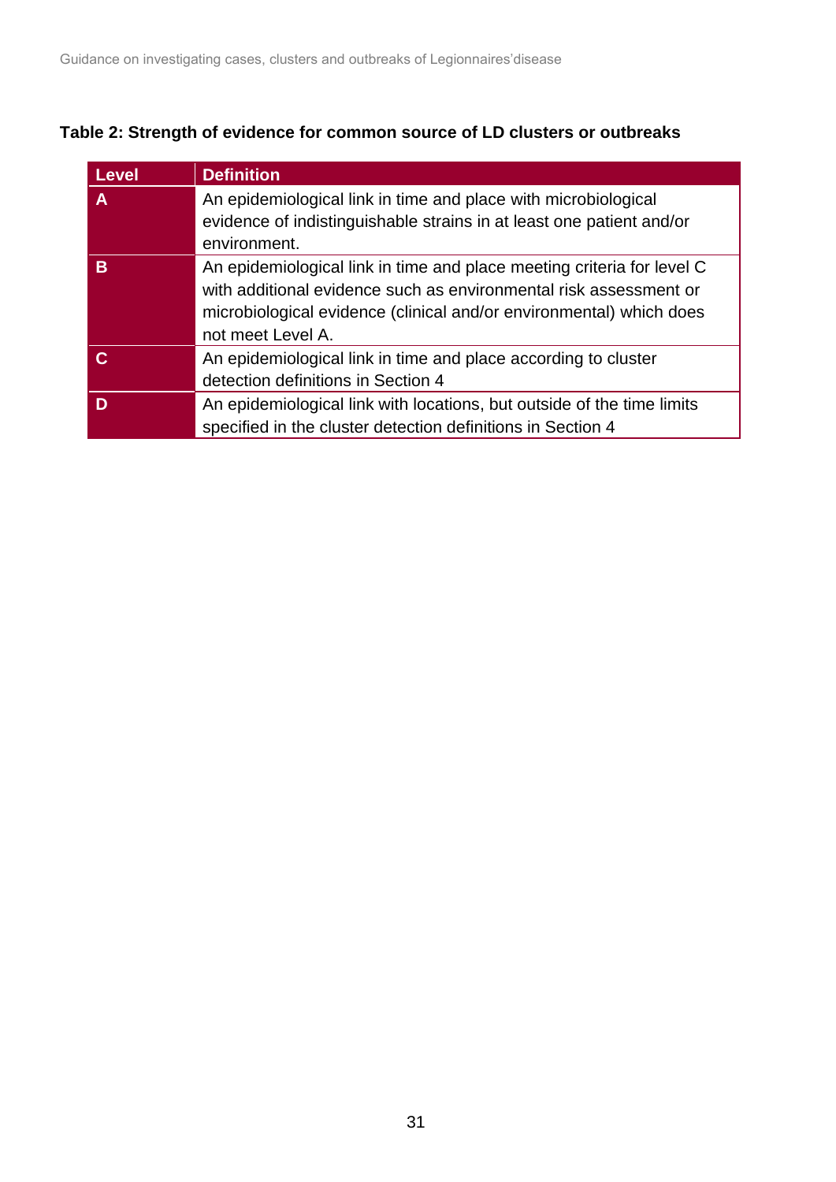**Table 2: Strength of evidence for common source of LD clusters or outbreaks**

| Level | Definition |
| --- | --- |
| **A** | An epidemiological link in time and place with microbiological evidence of indistinguishable strains in at least one patient and/or environment. |
| **B** | An epidemiological link in time and place meeting criteria for level C with additional evidence such as environmental risk assessment or microbiological evidence (clinical and/or environmental) which does not meet Level A. |
| **C** | An epidemiological link in time and place according to cluster detection definitions in Section 4 |
| **D** | An epidemiological link with locations, but outside of the time limits specified in the cluster detection definitions in Section 4 |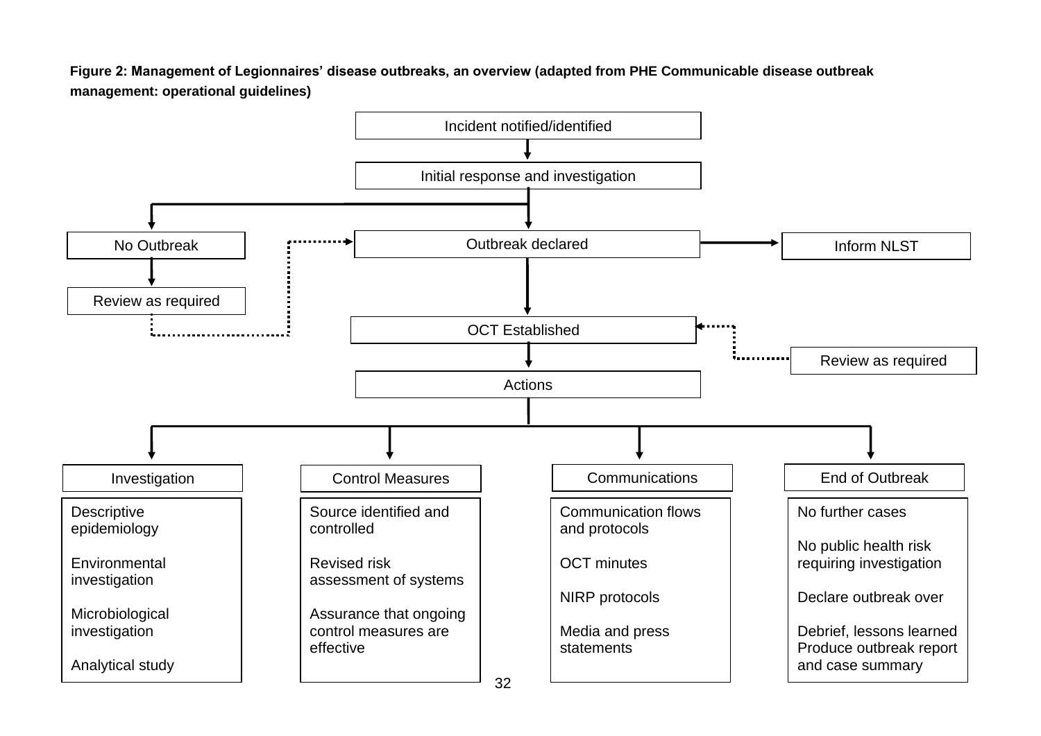**Figure 2: Management of Legionnaires' disease outbreaks, an overview (adapted from PHE Communicable disease outbreak management: operational guidelines)**

Incident notified/identified

Initial response and investigation

No Outbreak

Review as required

Outbreak declared

Inform NLST

OCT Established

Review as required

Actions

**Investigation**

Descriptive epidemiology

Environmental investigation

Microbiological investigation

Analytical study

**Control Measures**

Source identified and controlled

Revised risk assessment of systems

Assurance that ongoing control measures are effective

**Communications**

Communication flows and protocols

OCT minutes

NIRP protocols

Media and press statements

**End of Outbreak**

No further cases

No public health risk requiring investigation

Declare outbreak over

Debrief, lessons learned
Produce outbreak report and case summary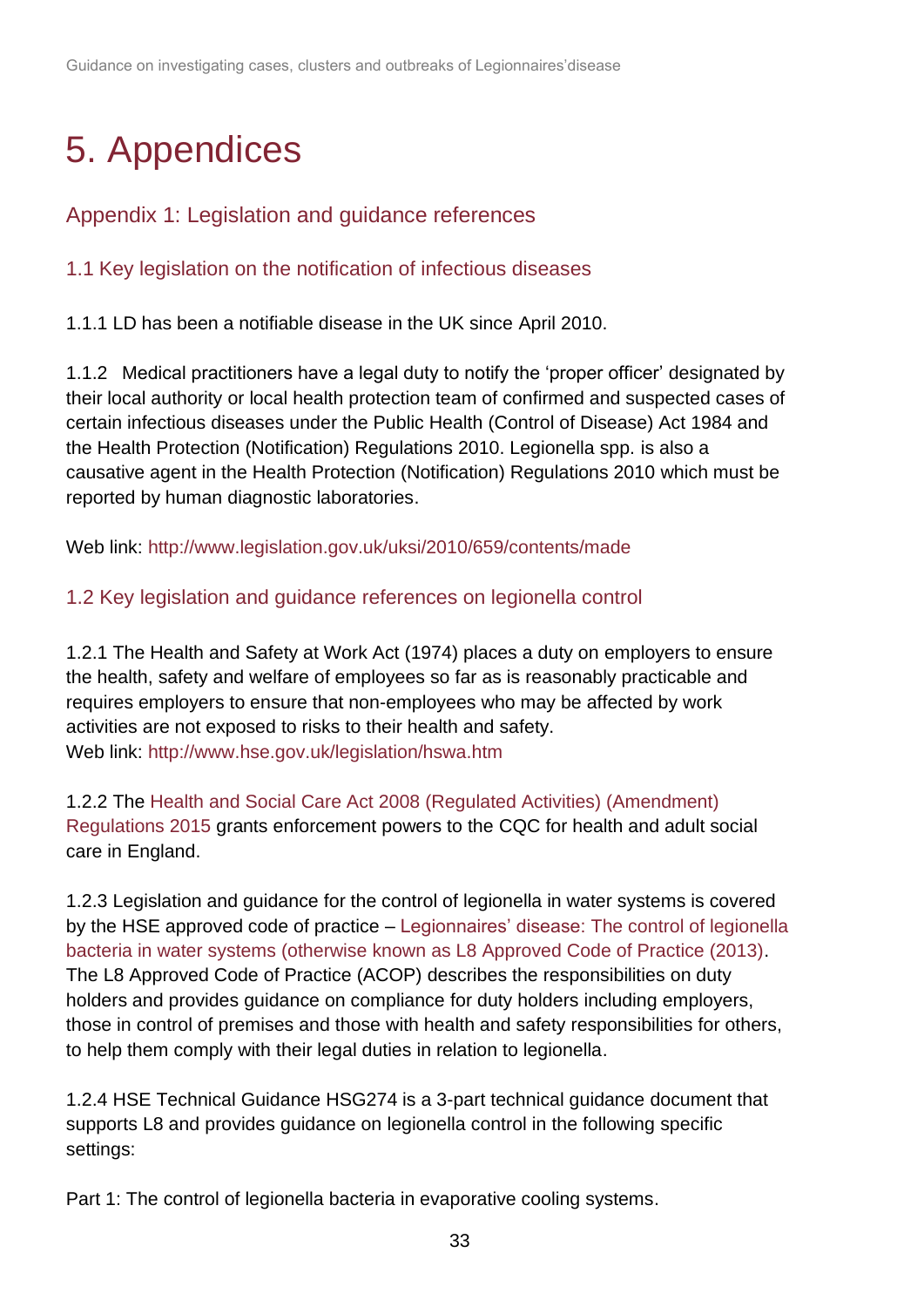# 5. Appendices

## Appendix 1: Legislation and guidance references

### 1.1 Key legislation on the notification of infectious diseases

1.1.1 LD has been a notifiable disease in the UK since April 2010.

1.1.2 Medical practitioners have a legal duty to notify the 'proper officer' designated by their local authority or local health protection team of confirmed and suspected cases of certain infectious diseases under the Public Health (Control of Disease) Act 1984 and the Health Protection (Notification) Regulations 2010. Legionella spp. is also a causative agent in the Health Protection (Notification) Regulations 2010 which must be reported by human diagnostic laboratories.

Web link: http://www.legislation.gov.uk/uksi/2010/659/contents/made

### 1.2 Key legislation and guidance references on legionella control

1.2.1 The Health and Safety at Work Act (1974) places a duty on employers to ensure the health, safety and welfare of employees so far as is reasonably practicable and requires employers to ensure that non-employees who may be affected by work activities are not exposed to risks to their health and safety.
Web link: http://www.hse.gov.uk/legislation/hswa.htm

1.2.2 The Health and Social Care Act 2008 (Regulated Activities) (Amendment) Regulations 2015 grants enforcement powers to the CQC for health and adult social care in England.

1.2.3 Legislation and guidance for the control of legionella in water systems is covered by the HSE approved code of practice – Legionnaires' disease: The control of legionella bacteria in water systems (otherwise known as L8 Approved Code of Practice (2013). The L8 Approved Code of Practice (ACOP) describes the responsibilities on duty holders and provides guidance on compliance for duty holders including employers, those in control of premises and those with health and safety responsibilities for others, to help them comply with their legal duties in relation to legionella.

1.2.4 HSE Technical Guidance HSG274 is a 3-part technical guidance document that supports L8 and provides guidance on legionella control in the following specific settings:

Part 1: The control of legionella bacteria in evaporative cooling systems.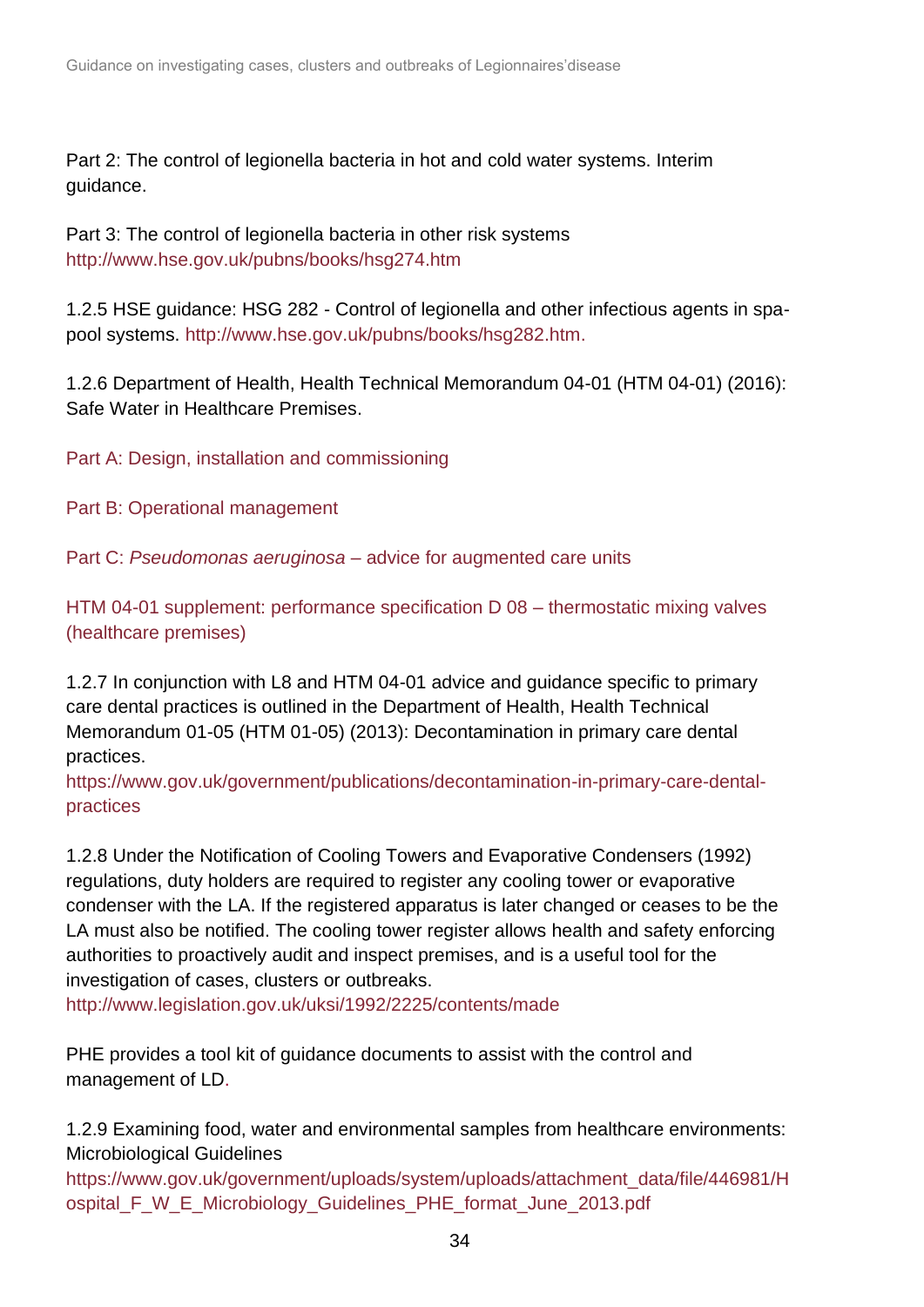Part 2: The control of legionella bacteria in hot and cold water systems. Interim guidance.

Part 3: The control of legionella bacteria in other risk systems
http://www.hse.gov.uk/pubns/books/hsg274.htm

1.2.5 HSE guidance: HSG 282 - Control of legionella and other infectious agents in spa-pool systems. http://www.hse.gov.uk/pubns/books/hsg282.htm.

1.2.6 Department of Health, Health Technical Memorandum 04-01 (HTM 04-01) (2016): Safe Water in Healthcare Premises.

Part A: Design, installation and commissioning

Part B: Operational management

Part C: *Pseudomonas aeruginosa* – advice for augmented care units

HTM 04-01 supplement: performance specification D 08 – thermostatic mixing valves (healthcare premises)

1.2.7 In conjunction with L8 and HTM 04-01 advice and guidance specific to primary care dental practices is outlined in the Department of Health, Health Technical Memorandum 01-05 (HTM 01-05) (2013): Decontamination in primary care dental practices.
https://www.gov.uk/government/publications/decontamination-in-primary-care-dental-practices

1.2.8 Under the Notification of Cooling Towers and Evaporative Condensers (1992) regulations, duty holders are required to register any cooling tower or evaporative condenser with the LA. If the registered apparatus is later changed or ceases to be the LA must also be notified. The cooling tower register allows health and safety enforcing authorities to proactively audit and inspect premises, and is a useful tool for the investigation of cases, clusters or outbreaks.
http://www.legislation.gov.uk/uksi/1992/2225/contents/made

PHE provides a tool kit of guidance documents to assist with the control and management of LD.

1.2.9 Examining food, water and environmental samples from healthcare environments: Microbiological Guidelines
https://www.gov.uk/government/uploads/system/uploads/attachment_data/file/446981/Hospital_F_W_E_Microbiology_Guidelines_PHE_format_June_2013.pdf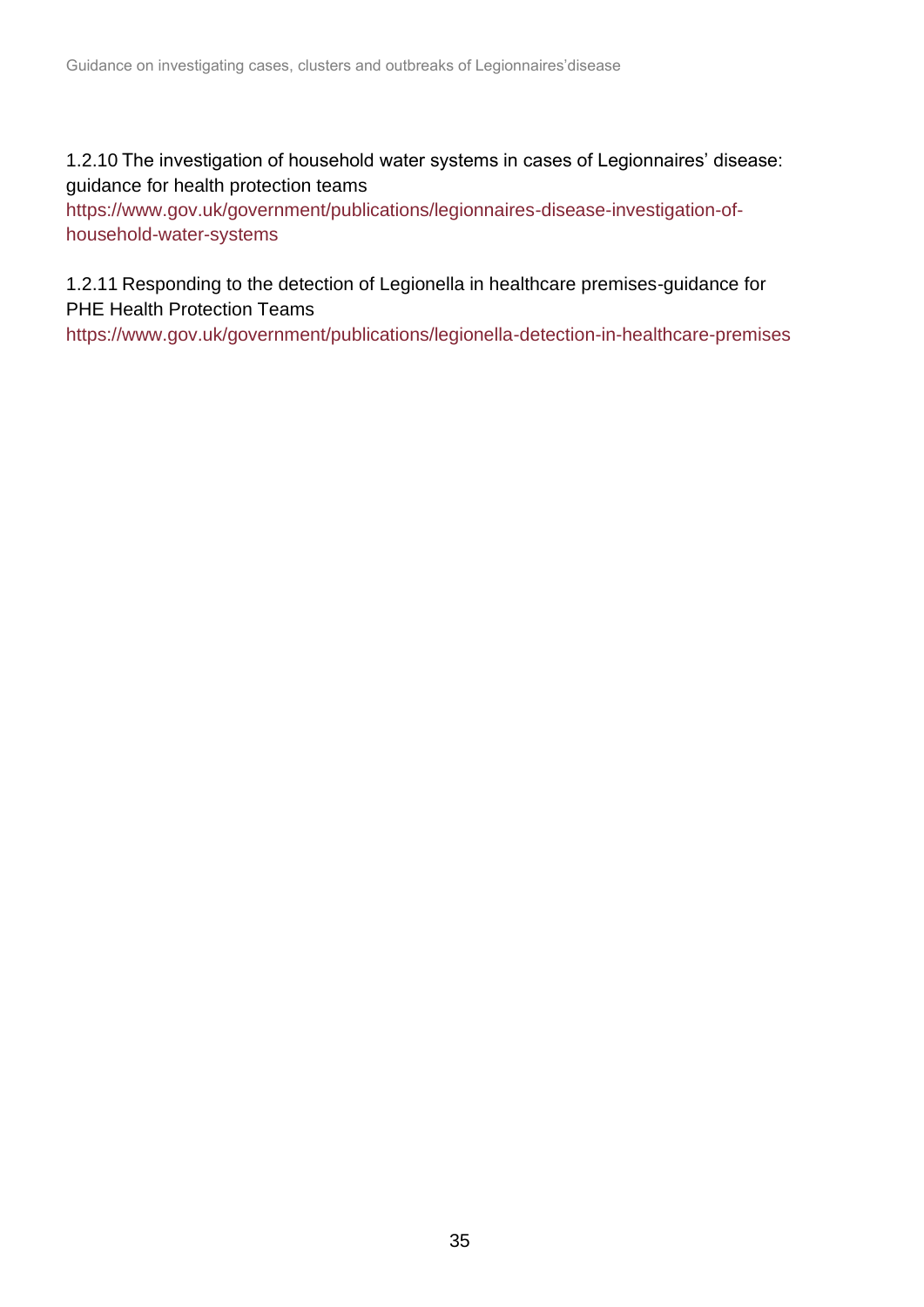1.2.10 The investigation of household water systems in cases of Legionnaires' disease: guidance for health protection teams
https://www.gov.uk/government/publications/legionnaires-disease-investigation-of-household-water-systems

1.2.11 Responding to the detection of Legionella in healthcare premises-guidance for PHE Health Protection Teams
https://www.gov.uk/government/publications/legionella-detection-in-healthcare-premises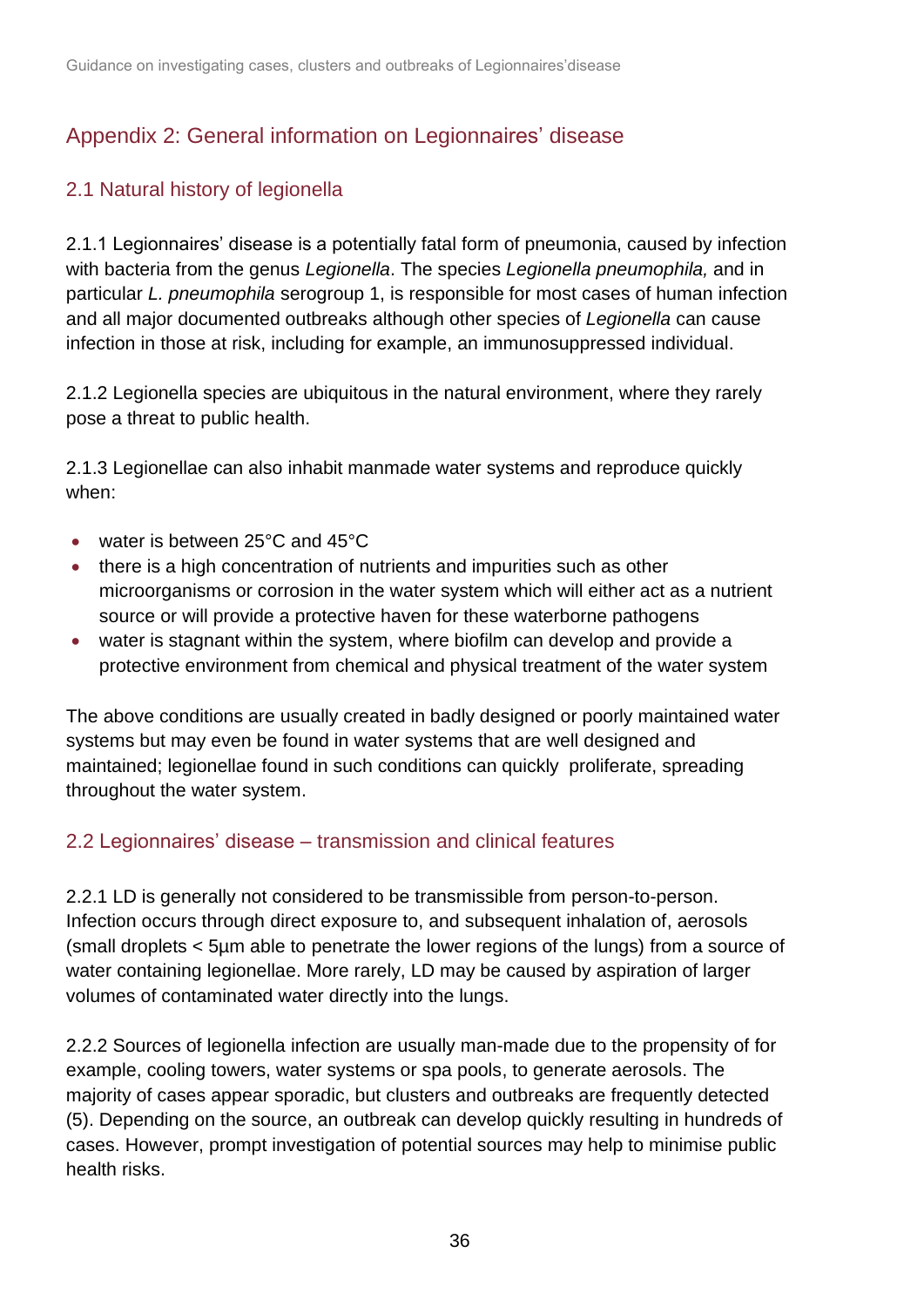## Appendix 2: General information on Legionnaires' disease

### 2.1 Natural history of legionella

2.1.1 Legionnaires' disease is a potentially fatal form of pneumonia, caused by infection with bacteria from the genus *Legionella*. The species *Legionella pneumophila,* and in particular *L. pneumophila* serogroup 1, is responsible for most cases of human infection and all major documented outbreaks although other species of *Legionella* can cause infection in those at risk, including for example, an immunosuppressed individual.

2.1.2 Legionella species are ubiquitous in the natural environment, where they rarely pose a threat to public health.

2.1.3 Legionellae can also inhabit manmade water systems and reproduce quickly when:

- water is between 25°C and 45°C
- there is a high concentration of nutrients and impurities such as other microorganisms or corrosion in the water system which will either act as a nutrient source or will provide a protective haven for these waterborne pathogens
- water is stagnant within the system, where biofilm can develop and provide a protective environment from chemical and physical treatment of the water system

The above conditions are usually created in badly designed or poorly maintained water systems but may even be found in water systems that are well designed and maintained; legionellae found in such conditions can quickly proliferate, spreading throughout the water system.

### 2.2 Legionnaires' disease – transmission and clinical features

2.2.1 LD is generally not considered to be transmissible from person-to-person. Infection occurs through direct exposure to, and subsequent inhalation of, aerosols (small droplets < 5µm able to penetrate the lower regions of the lungs) from a source of water containing legionellae. More rarely, LD may be caused by aspiration of larger volumes of contaminated water directly into the lungs.

2.2.2 Sources of legionella infection are usually man-made due to the propensity of for example, cooling towers, water systems or spa pools, to generate aerosols. The majority of cases appear sporadic, but clusters and outbreaks are frequently detected (5). Depending on the source, an outbreak can develop quickly resulting in hundreds of cases. However, prompt investigation of potential sources may help to minimise public health risks.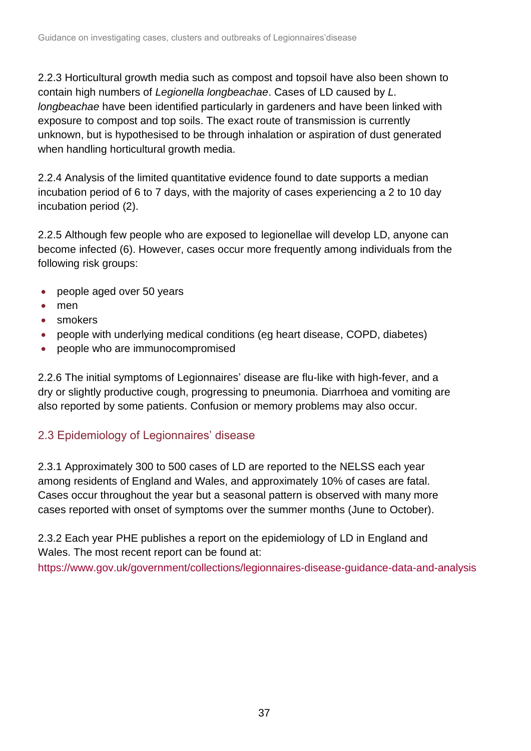2.2.3 Horticultural growth media such as compost and topsoil have also been shown to contain high numbers of *Legionella longbeachae*. Cases of LD caused by *L. longbeachae* have been identified particularly in gardeners and have been linked with exposure to compost and top soils. The exact route of transmission is currently unknown, but is hypothesised to be through inhalation or aspiration of dust generated when handling horticultural growth media.

2.2.4 Analysis of the limited quantitative evidence found to date supports a median incubation period of 6 to 7 days, with the majority of cases experiencing a 2 to 10 day incubation period (2).

2.2.5 Although few people who are exposed to legionellae will develop LD, anyone can become infected (6). However, cases occur more frequently among individuals from the following risk groups:

- people aged over 50 years
- men
- smokers
- people with underlying medical conditions (eg heart disease, COPD, diabetes)
- people who are immunocompromised

2.2.6 The initial symptoms of Legionnaires' disease are flu-like with high-fever, and a dry or slightly productive cough, progressing to pneumonia. Diarrhoea and vomiting are also reported by some patients. Confusion or memory problems may also occur.

## 2.3 Epidemiology of Legionnaires' disease

2.3.1 Approximately 300 to 500 cases of LD are reported to the NELSS each year among residents of England and Wales, and approximately 10% of cases are fatal. Cases occur throughout the year but a seasonal pattern is observed with many more cases reported with onset of symptoms over the summer months (June to October).

2.3.2 Each year PHE publishes a report on the epidemiology of LD in England and Wales. The most recent report can be found at: https://www.gov.uk/government/collections/legionnaires-disease-guidance-data-and-analysis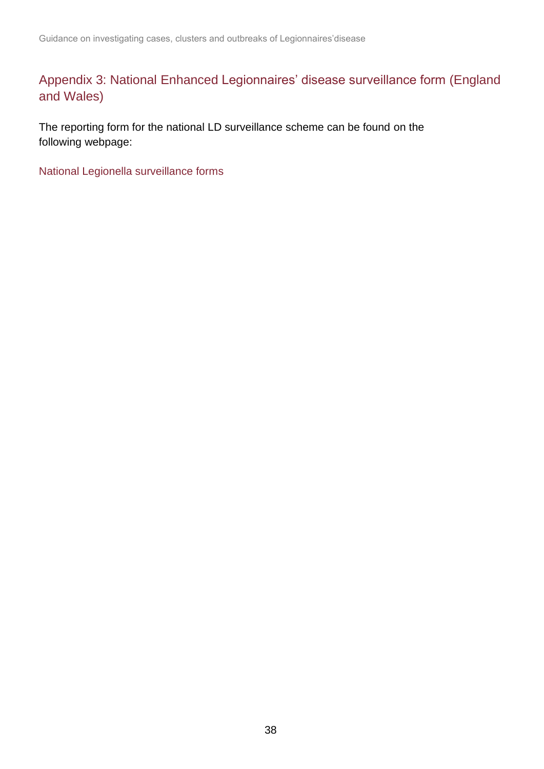## Appendix 3: National Enhanced Legionnaires' disease surveillance form (England and Wales)

The reporting form for the national LD surveillance scheme can be found on the following webpage:

National Legionella surveillance forms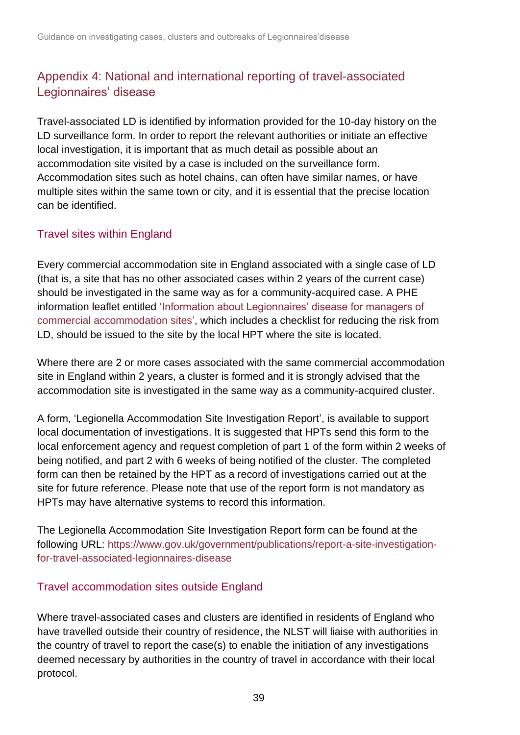## Appendix 4: National and international reporting of travel-associated Legionnaires' disease

Travel-associated LD is identified by information provided for the 10-day history on the LD surveillance form. In order to report the relevant authorities or initiate an effective local investigation, it is important that as much detail as possible about an accommodation site visited by a case is included on the surveillance form. Accommodation sites such as hotel chains, can often have similar names, or have multiple sites within the same town or city, and it is essential that the precise location can be identified.

### Travel sites within England

Every commercial accommodation site in England associated with a single case of LD (that is, a site that has no other associated cases within 2 years of the current case) should be investigated in the same way as for a community-acquired case. A PHE information leaflet entitled 'Information about Legionnaires' disease for managers of commercial accommodation sites', which includes a checklist for reducing the risk from LD, should be issued to the site by the local HPT where the site is located.

Where there are 2 or more cases associated with the same commercial accommodation site in England within 2 years, a cluster is formed and it is strongly advised that the accommodation site is investigated in the same way as a community-acquired cluster.

A form, 'Legionella Accommodation Site Investigation Report', is available to support local documentation of investigations. It is suggested that HPTs send this form to the local enforcement agency and request completion of part 1 of the form within 2 weeks of being notified, and part 2 with 6 weeks of being notified of the cluster. The completed form can then be retained by the HPT as a record of investigations carried out at the site for future reference. Please note that use of the report form is not mandatory as HPTs may have alternative systems to record this information.

The Legionella Accommodation Site Investigation Report form can be found at the following URL: https://www.gov.uk/government/publications/report-a-site-investigation-for-travel-associated-legionnaires-disease

### Travel accommodation sites outside England

Where travel-associated cases and clusters are identified in residents of England who have travelled outside their country of residence, the NLST will liaise with authorities in the country of travel to report the case(s) to enable the initiation of any investigations deemed necessary by authorities in the country of travel in accordance with their local protocol.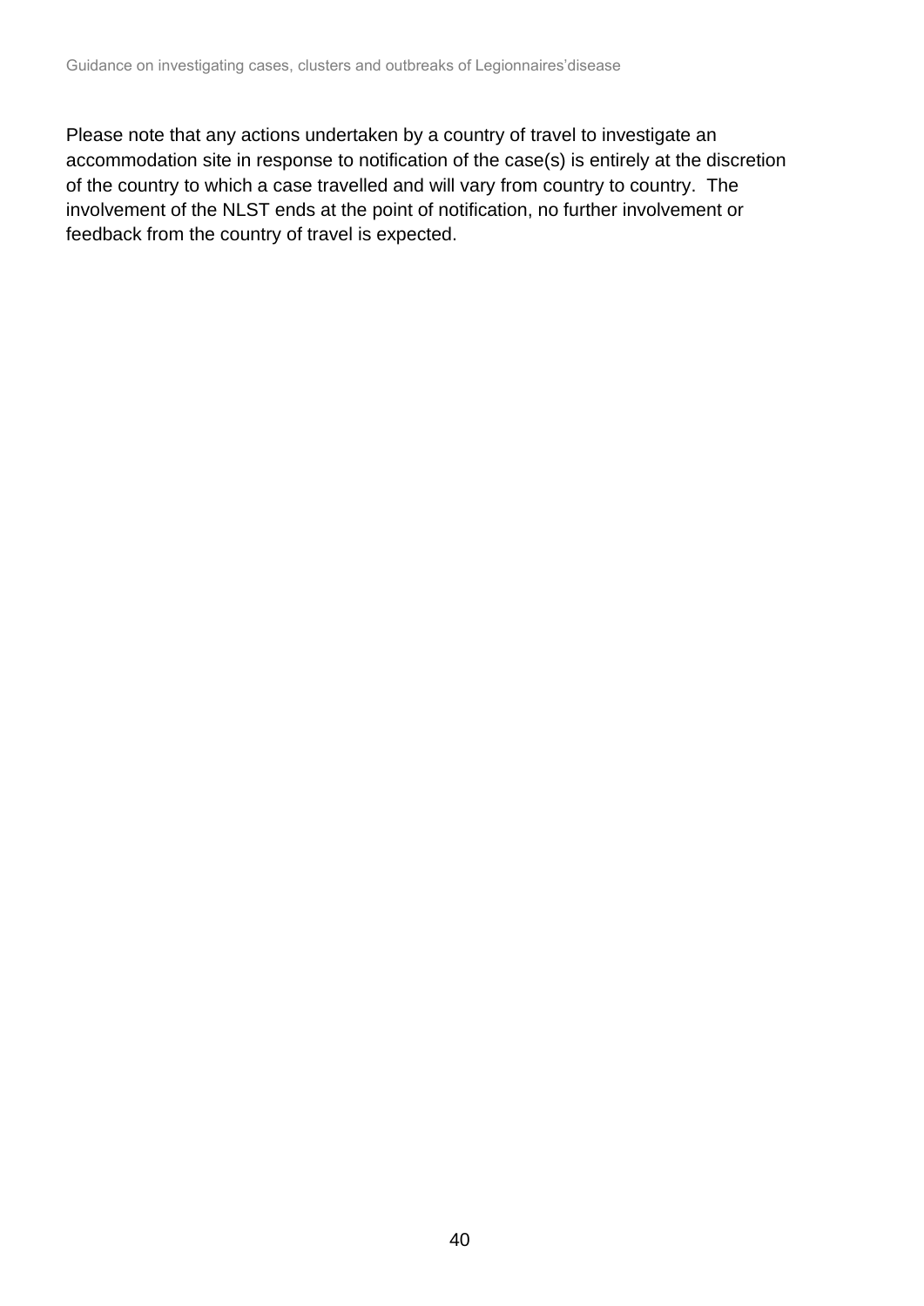Please note that any actions undertaken by a country of travel to investigate an accommodation site in response to notification of the case(s) is entirely at the discretion of the country to which a case travelled and will vary from country to country. The involvement of the NLST ends at the point of notification, no further involvement or feedback from the country of travel is expected.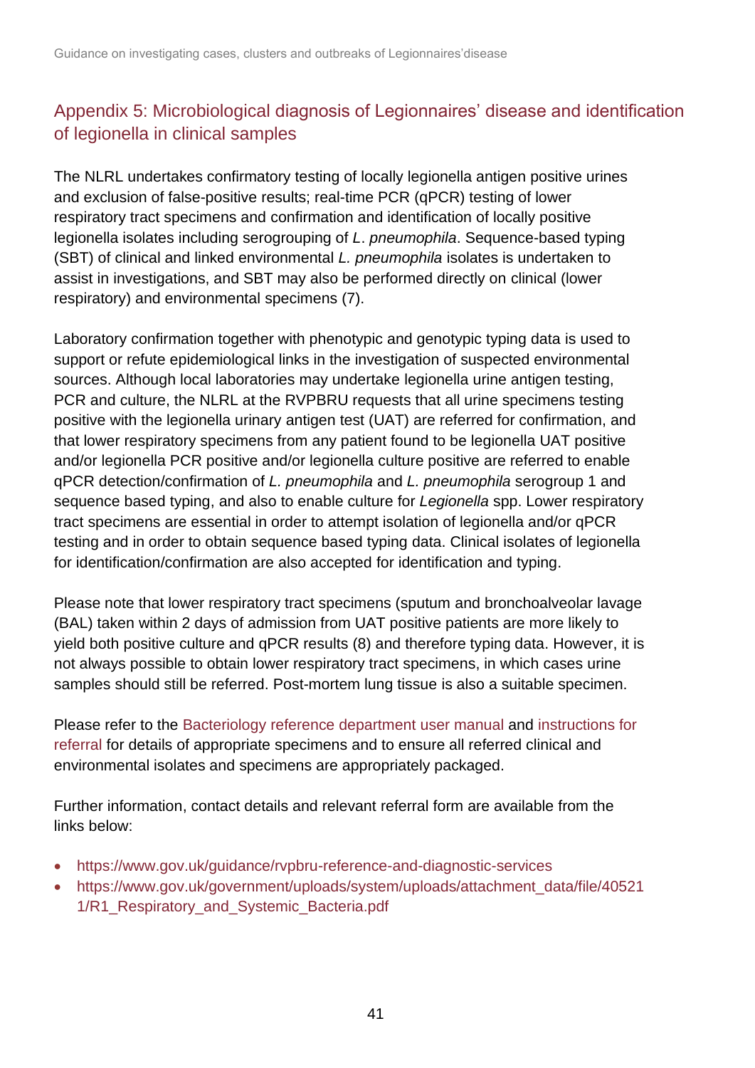## Appendix 5: Microbiological diagnosis of Legionnaires' disease and identification of legionella in clinical samples

The NLRL undertakes confirmatory testing of locally legionella antigen positive urines and exclusion of false-positive results; real-time PCR (qPCR) testing of lower respiratory tract specimens and confirmation and identification of locally positive legionella isolates including serogrouping of *L. pneumophila*. Sequence-based typing (SBT) of clinical and linked environmental *L. pneumophila* isolates is undertaken to assist in investigations, and SBT may also be performed directly on clinical (lower respiratory) and environmental specimens (7).

Laboratory confirmation together with phenotypic and genotypic typing data is used to support or refute epidemiological links in the investigation of suspected environmental sources. Although local laboratories may undertake legionella urine antigen testing, PCR and culture, the NLRL at the RVPBRU requests that all urine specimens testing positive with the legionella urinary antigen test (UAT) are referred for confirmation, and that lower respiratory specimens from any patient found to be legionella UAT positive and/or legionella PCR positive and/or legionella culture positive are referred to enable qPCR detection/confirmation of *L. pneumophila* and *L. pneumophila* serogroup 1 and sequence based typing, and also to enable culture for *Legionella* spp. Lower respiratory tract specimens are essential in order to attempt isolation of legionella and/or qPCR testing and in order to obtain sequence based typing data. Clinical isolates of legionella for identification/confirmation are also accepted for identification and typing.

Please note that lower respiratory tract specimens (sputum and bronchoalveolar lavage (BAL) taken within 2 days of admission from UAT positive patients are more likely to yield both positive culture and qPCR results (8) and therefore typing data. However, it is not always possible to obtain lower respiratory tract specimens, in which cases urine samples should still be referred. Post-mortem lung tissue is also a suitable specimen.

Please refer to the Bacteriology reference department user manual and instructions for referral for details of appropriate specimens and to ensure all referred clinical and environmental isolates and specimens are appropriately packaged.

Further information, contact details and relevant referral form are available from the links below:

- https://www.gov.uk/guidance/rvpbru-reference-and-diagnostic-services
- https://www.gov.uk/government/uploads/system/uploads/attachment_data/file/405211/R1_Respiratory_and_Systemic_Bacteria.pdf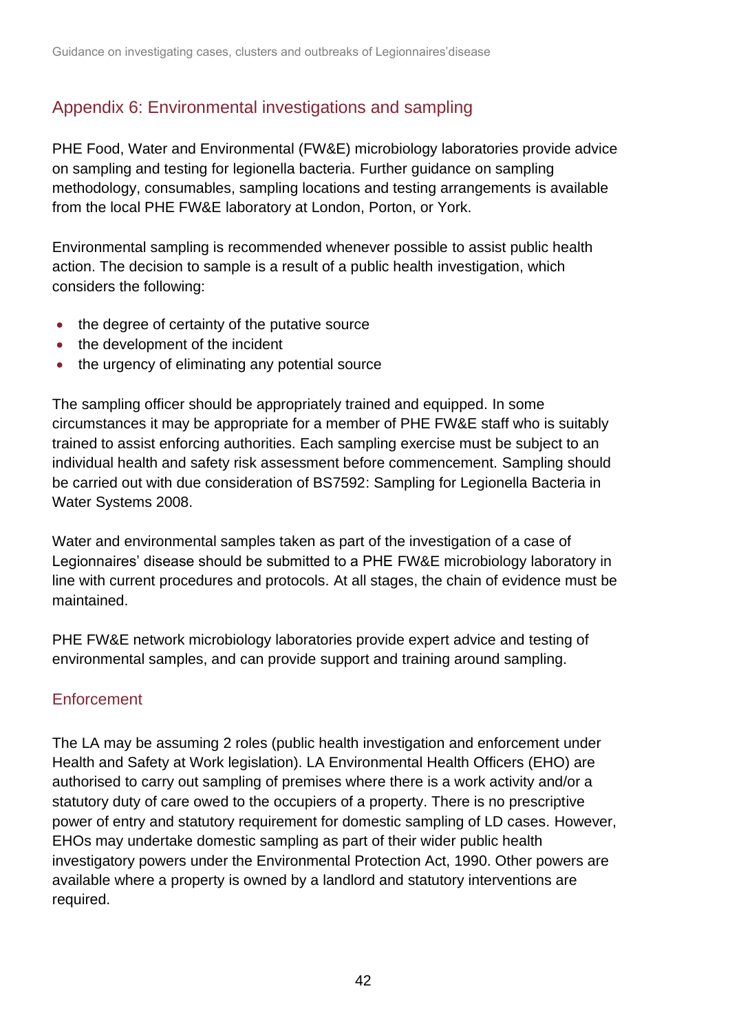## Appendix 6: Environmental investigations and sampling

PHE Food, Water and Environmental (FW&E) microbiology laboratories provide advice on sampling and testing for legionella bacteria. Further guidance on sampling methodology, consumables, sampling locations and testing arrangements is available from the local PHE FW&E laboratory at London, Porton, or York.

Environmental sampling is recommended whenever possible to assist public health action. The decision to sample is a result of a public health investigation, which considers the following:

- the degree of certainty of the putative source
- the development of the incident
- the urgency of eliminating any potential source

The sampling officer should be appropriately trained and equipped. In some circumstances it may be appropriate for a member of PHE FW&E staff who is suitably trained to assist enforcing authorities. Each sampling exercise must be subject to an individual health and safety risk assessment before commencement. Sampling should be carried out with due consideration of BS7592: Sampling for Legionella Bacteria in Water Systems 2008.

Water and environmental samples taken as part of the investigation of a case of Legionnaires' disease should be submitted to a PHE FW&E microbiology laboratory in line with current procedures and protocols. At all stages, the chain of evidence must be maintained.

PHE FW&E network microbiology laboratories provide expert advice and testing of environmental samples, and can provide support and training around sampling.

### Enforcement

The LA may be assuming 2 roles (public health investigation and enforcement under Health and Safety at Work legislation). LA Environmental Health Officers (EHO) are authorised to carry out sampling of premises where there is a work activity and/or a statutory duty of care owed to the occupiers of a property. There is no prescriptive power of entry and statutory requirement for domestic sampling of LD cases. However, EHOs may undertake domestic sampling as part of their wider public health investigatory powers under the Environmental Protection Act, 1990. Other powers are available where a property is owned by a landlord and statutory interventions are required.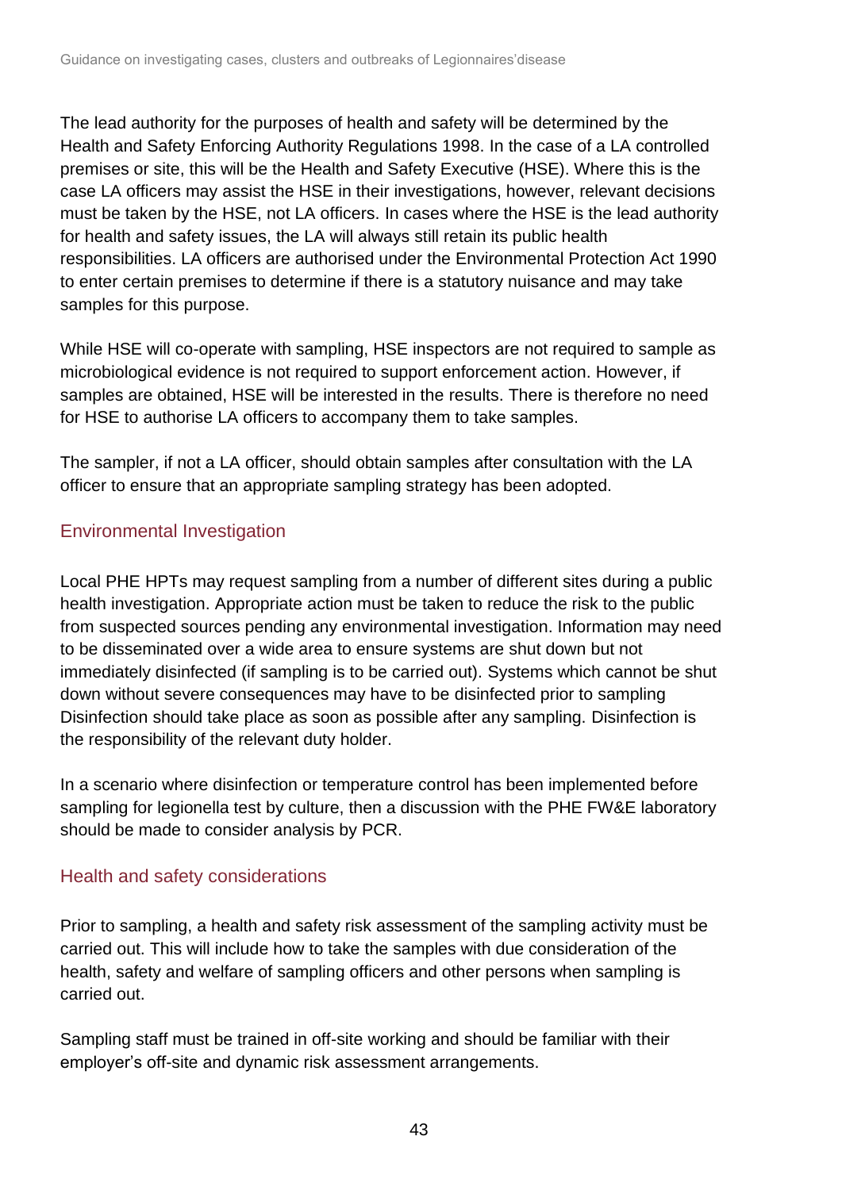The lead authority for the purposes of health and safety will be determined by the Health and Safety Enforcing Authority Regulations 1998. In the case of a LA controlled premises or site, this will be the Health and Safety Executive (HSE). Where this is the case LA officers may assist the HSE in their investigations, however, relevant decisions must be taken by the HSE, not LA officers. In cases where the HSE is the lead authority for health and safety issues, the LA will always still retain its public health responsibilities. LA officers are authorised under the Environmental Protection Act 1990 to enter certain premises to determine if there is a statutory nuisance and may take samples for this purpose.

While HSE will co-operate with sampling, HSE inspectors are not required to sample as microbiological evidence is not required to support enforcement action. However, if samples are obtained, HSE will be interested in the results. There is therefore no need for HSE to authorise LA officers to accompany them to take samples.

The sampler, if not a LA officer, should obtain samples after consultation with the LA officer to ensure that an appropriate sampling strategy has been adopted.

## Environmental Investigation

Local PHE HPTs may request sampling from a number of different sites during a public health investigation. Appropriate action must be taken to reduce the risk to the public from suspected sources pending any environmental investigation. Information may need to be disseminated over a wide area to ensure systems are shut down but not immediately disinfected (if sampling is to be carried out). Systems which cannot be shut down without severe consequences may have to be disinfected prior to sampling Disinfection should take place as soon as possible after any sampling. Disinfection is the responsibility of the relevant duty holder.

In a scenario where disinfection or temperature control has been implemented before sampling for legionella test by culture, then a discussion with the PHE FW&E laboratory should be made to consider analysis by PCR.

## Health and safety considerations

Prior to sampling, a health and safety risk assessment of the sampling activity must be carried out. This will include how to take the samples with due consideration of the health, safety and welfare of sampling officers and other persons when sampling is carried out.

Sampling staff must be trained in off-site working and should be familiar with their employer's off-site and dynamic risk assessment arrangements.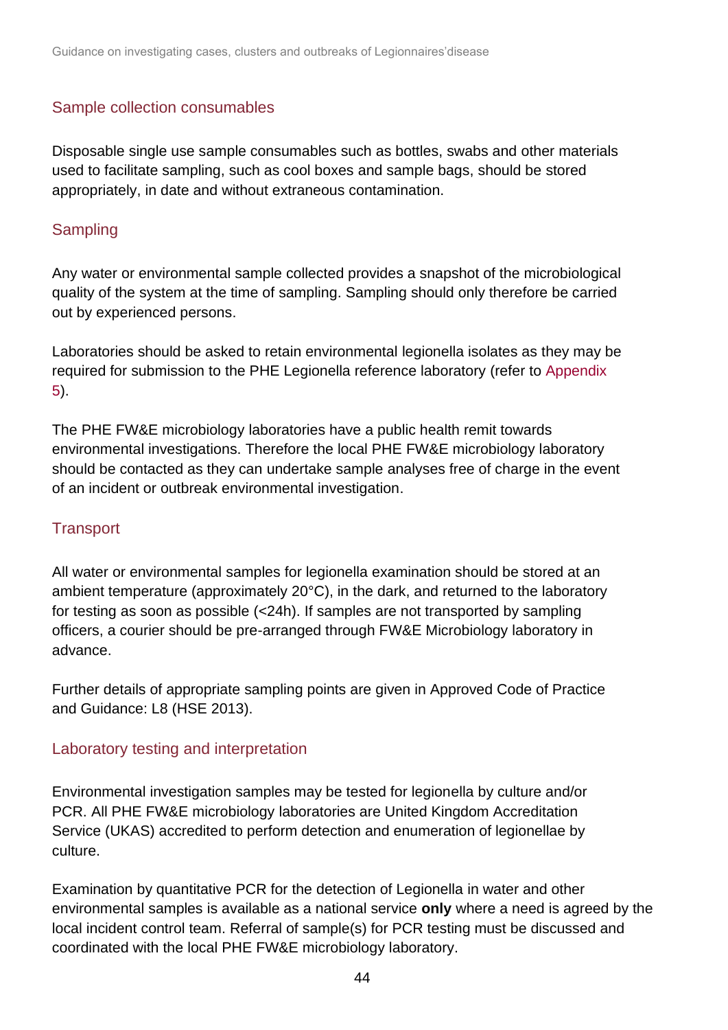### Sample collection consumables

Disposable single use sample consumables such as bottles, swabs and other materials used to facilitate sampling, such as cool boxes and sample bags, should be stored appropriately, in date and without extraneous contamination.

### Sampling

Any water or environmental sample collected provides a snapshot of the microbiological quality of the system at the time of sampling. Sampling should only therefore be carried out by experienced persons.

Laboratories should be asked to retain environmental legionella isolates as they may be required for submission to the PHE Legionella reference laboratory (refer to Appendix 5).

The PHE FW&E microbiology laboratories have a public health remit towards environmental investigations. Therefore the local PHE FW&E microbiology laboratory should be contacted as they can undertake sample analyses free of charge in the event of an incident or outbreak environmental investigation.

### Transport

All water or environmental samples for legionella examination should be stored at an ambient temperature (approximately 20°C), in the dark, and returned to the laboratory for testing as soon as possible (<24h). If samples are not transported by sampling officers, a courier should be pre-arranged through FW&E Microbiology laboratory in advance.

Further details of appropriate sampling points are given in Approved Code of Practice and Guidance: L8 (HSE 2013).

### Laboratory testing and interpretation

Environmental investigation samples may be tested for legionella by culture and/or PCR. All PHE FW&E microbiology laboratories are United Kingdom Accreditation Service (UKAS) accredited to perform detection and enumeration of legionellae by culture.

Examination by quantitative PCR for the detection of Legionella in water and other environmental samples is available as a national service **only** where a need is agreed by the local incident control team. Referral of sample(s) for PCR testing must be discussed and coordinated with the local PHE FW&E microbiology laboratory.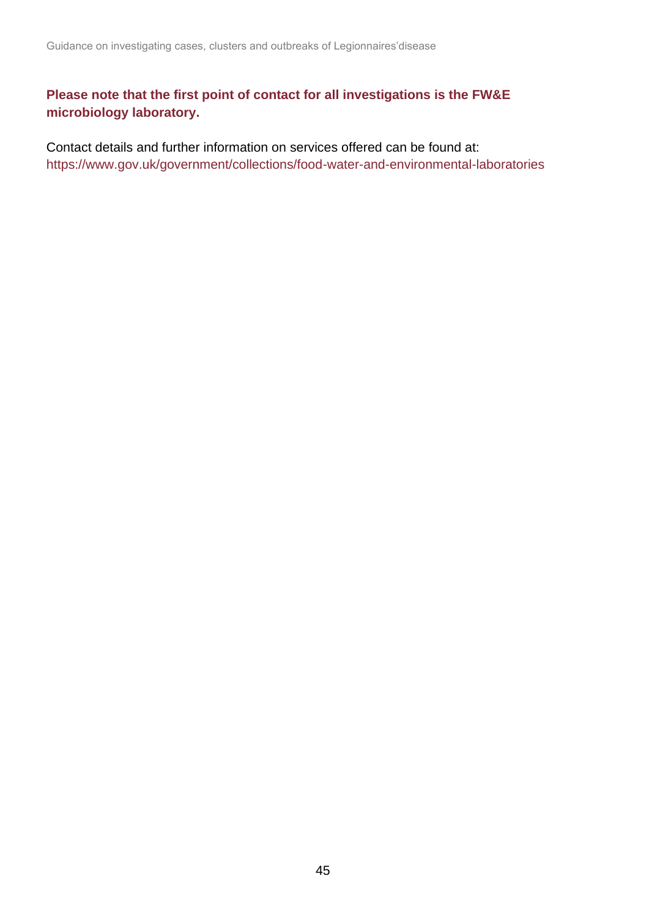**Please note that the first point of contact for all investigations is the FW&E microbiology laboratory.**

Contact details and further information on services offered can be found at:
https://www.gov.uk/government/collections/food-water-and-environmental-laboratories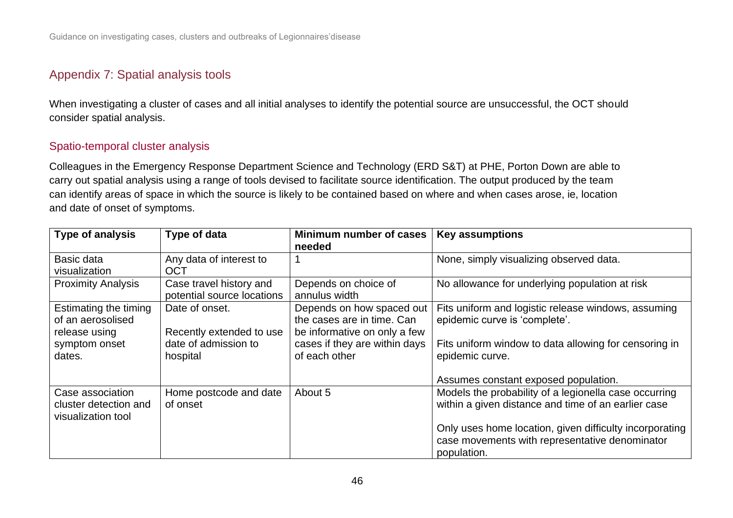## Appendix 7: Spatial analysis tools

When investigating a cluster of cases and all initial analyses to identify the potential source are unsuccessful, the OCT should consider spatial analysis.

### Spatio-temporal cluster analysis

Colleagues in the Emergency Response Department Science and Technology (ERD S&T) at PHE, Porton Down are able to carry out spatial analysis using a range of tools devised to facilitate source identification. The output produced by the team can identify areas of space in which the source is likely to be contained based on where and when cases arose, ie, location and date of onset of symptoms.

| Type of analysis | Type of data | Minimum number of cases needed | Key assumptions |
|---|---|---|---|
| Basic data visualization | Any data of interest to OCT | 1 | None, simply visualizing observed data. |
| Proximity Analysis | Case travel history and potential source locations | Depends on choice of annulus width | No allowance for underlying population at risk |
| Estimating the timing of an aerosolised release using symptom onset dates. | Date of onset.<br><br>Recently extended to use date of admission to hospital | Depends on how spaced out the cases are in time. Can be informative on only a few cases if they are within days of each other | Fits uniform and logistic release windows, assuming epidemic curve is 'complete'.<br><br>Fits uniform window to data allowing for censoring in epidemic curve.<br><br>Assumes constant exposed population. |
| Case association cluster detection and visualization tool | Home postcode and date of onset | About 5 | Models the probability of a legionella case occurring within a given distance and time of an earlier case<br><br>Only uses home location, given difficulty incorporating case movements with representative denominator population. |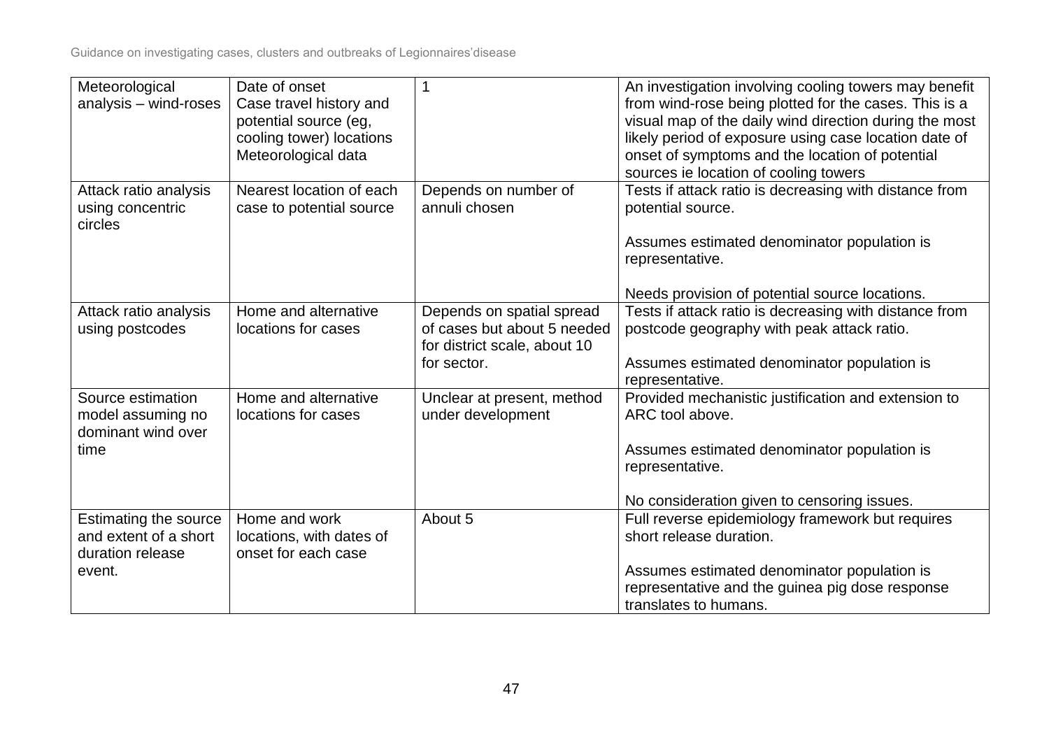| Meteorological analysis – wind-roses | Date of onset<br>Case travel history and potential source (eg, cooling tower) locations<br>Meteorological data | 1 | An investigation involving cooling towers may benefit from wind-rose being plotted for the cases. This is a visual map of the daily wind direction during the most likely period of exposure using case location date of onset of symptoms and the location of potential sources ie location of cooling towers |
|---|---|---|---|
| Attack ratio analysis using concentric circles | Nearest location of each case to potential source | Depends on number of annuli chosen | Tests if attack ratio is decreasing with distance from potential source.<br><br>Assumes estimated denominator population is representative.<br><br>Needs provision of potential source locations. |
| Attack ratio analysis using postcodes | Home and alternative locations for cases | Depends on spatial spread of cases but about 5 needed for district scale, about 10 for sector. | Tests if attack ratio is decreasing with distance from postcode geography with peak attack ratio.<br><br>Assumes estimated denominator population is representative. |
| Source estimation model assuming no dominant wind over time | Home and alternative locations for cases | Unclear at present, method under development | Provided mechanistic justification and extension to ARC tool above.<br><br>Assumes estimated denominator population is representative.<br><br>No consideration given to censoring issues. |
| Estimating the source and extent of a short duration release event. | Home and work locations, with dates of onset for each case | About 5 | Full reverse epidemiology framework but requires short release duration.<br><br>Assumes estimated denominator population is representative and the guinea pig dose response translates to humans. |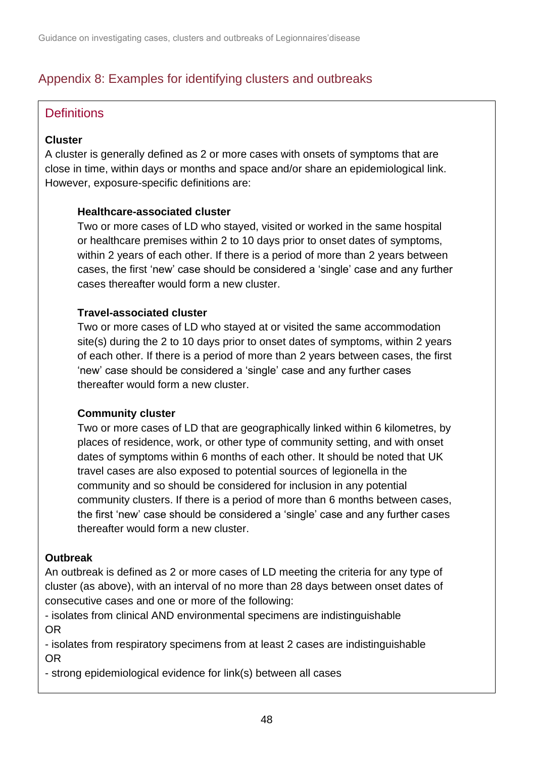## Appendix 8: Examples for identifying clusters and outbreaks

### Definitions

**Cluster**

A cluster is generally defined as 2 or more cases with onsets of symptoms that are close in time, within days or months and space and/or share an epidemiological link. However, exposure-specific definitions are:

**Healthcare-associated cluster**

Two or more cases of LD who stayed, visited or worked in the same hospital or healthcare premises within 2 to 10 days prior to onset dates of symptoms, within 2 years of each other. If there is a period of more than 2 years between cases, the first 'new' case should be considered a 'single' case and any further cases thereafter would form a new cluster.

**Travel-associated cluster**

Two or more cases of LD who stayed at or visited the same accommodation site(s) during the 2 to 10 days prior to onset dates of symptoms, within 2 years of each other. If there is a period of more than 2 years between cases, the first 'new' case should be considered a 'single' case and any further cases thereafter would form a new cluster.

**Community cluster**

Two or more cases of LD that are geographically linked within 6 kilometres, by places of residence, work, or other type of community setting, and with onset dates of symptoms within 6 months of each other. It should be noted that UK travel cases are also exposed to potential sources of legionella in the community and so should be considered for inclusion in any potential community clusters. If there is a period of more than 6 months between cases, the first 'new' case should be considered a 'single' case and any further cases thereafter would form a new cluster.

**Outbreak**

An outbreak is defined as 2 or more cases of LD meeting the criteria for any type of cluster (as above), with an interval of no more than 28 days between onset dates of consecutive cases and one or more of the following:

- isolates from clinical AND environmental specimens are indistinguishable

OR

- isolates from respiratory specimens from at least 2 cases are indistinguishable

OR

- strong epidemiological evidence for link(s) between all cases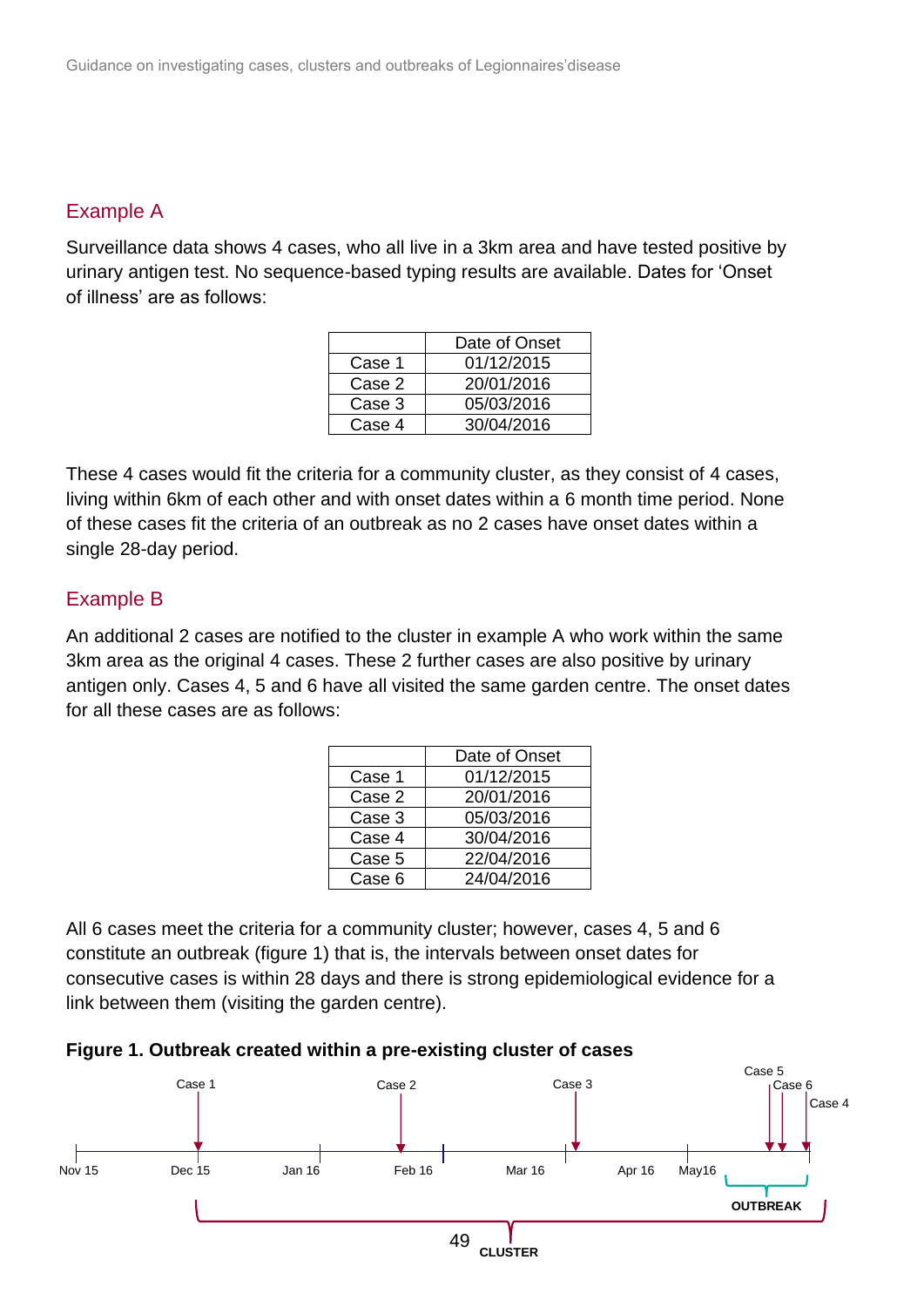## Example A

Surveillance data shows 4 cases, who all live in a 3km area and have tested positive by urinary antigen test. No sequence-based typing results are available. Dates for 'Onset of illness' are as follows:

| | Date of Onset |
|---|---|
| Case 1 | 01/12/2015 |
| Case 2 | 20/01/2016 |
| Case 3 | 05/03/2016 |
| Case 4 | 30/04/2016 |

These 4 cases would fit the criteria for a community cluster, as they consist of 4 cases, living within 6km of each other and with onset dates within a 6 month time period. None of these cases fit the criteria of an outbreak as no 2 cases have onset dates within a single 28-day period.

## Example B

An additional 2 cases are notified to the cluster in example A who work within the same 3km area as the original 4 cases. These 2 further cases are also positive by urinary antigen only. Cases 4, 5 and 6 have all visited the same garden centre. The onset dates for all these cases are as follows:

| | Date of Onset |
|---|---|
| Case 1 | 01/12/2015 |
| Case 2 | 20/01/2016 |
| Case 3 | 05/03/2016 |
| Case 4 | 30/04/2016 |
| Case 5 | 22/04/2016 |
| Case 6 | 24/04/2016 |

All 6 cases meet the criteria for a community cluster; however, cases 4, 5 and 6 constitute an outbreak (figure 1) that is, the intervals between onset dates for consecutive cases is within 28 days and there is strong epidemiological evidence for a link between them (visiting the garden centre).

**Figure 1. Outbreak created within a pre-existing cluster of cases**

Case 1 | Case 2 | Case 3 | Case 5 | Case 6 | Case 4

Nov 15 | Dec 15 | Jan 16 | Feb 16 | Mar 16 | Apr 16 | May16

OUTBREAK

CLUSTER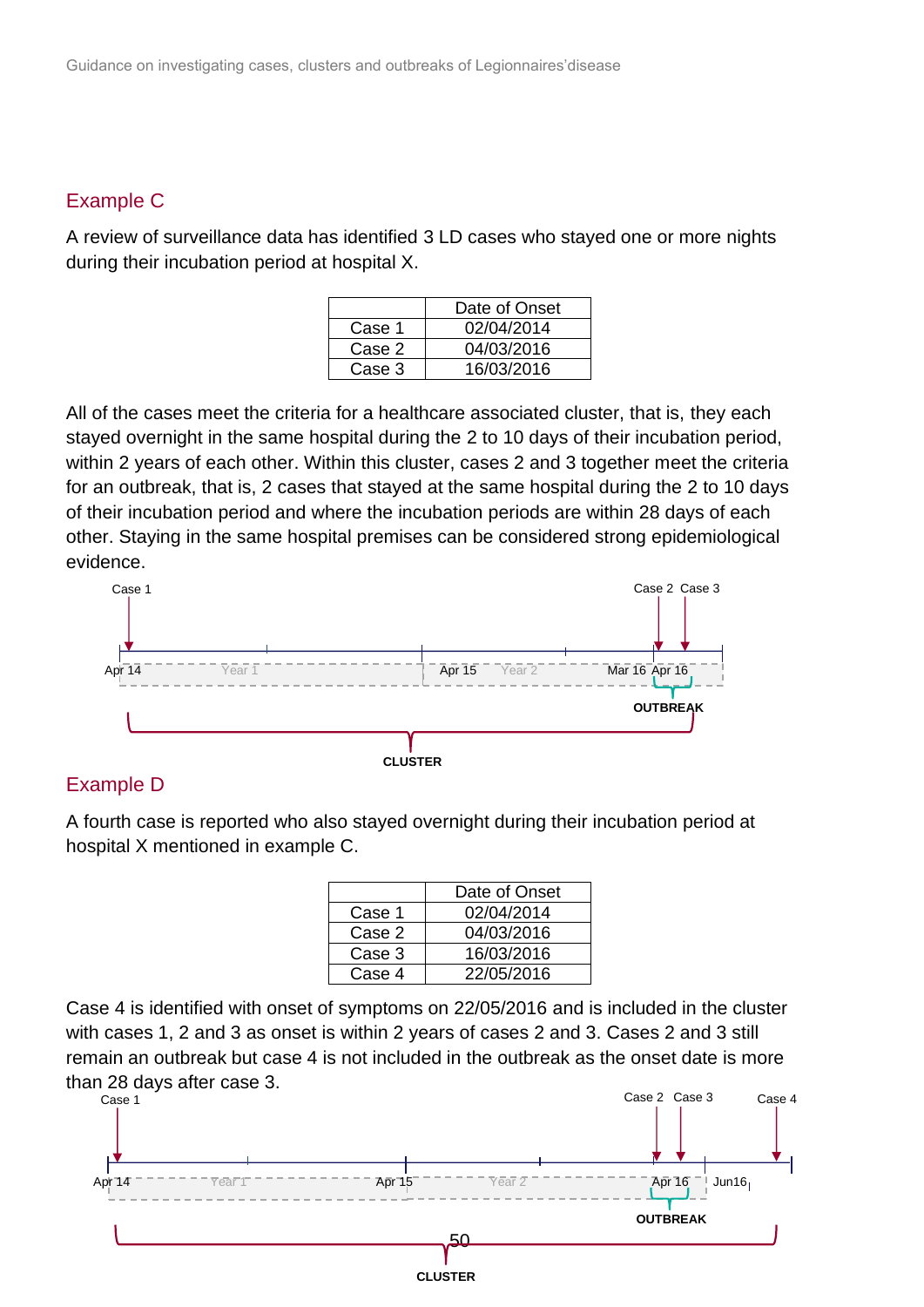## Example C

A review of surveillance data has identified 3 LD cases who stayed one or more nights during their incubation period at hospital X.

| | Date of Onset |
|---|---|
| Case 1 | 02/04/2014 |
| Case 2 | 04/03/2016 |
| Case 3 | 16/03/2016 |

All of the cases meet the criteria for a healthcare associated cluster, that is, they each stayed overnight in the same hospital during the 2 to 10 days of their incubation period, within 2 years of each other. Within this cluster, cases 2 and 3 together meet the criteria for an outbreak, that is, 2 cases that stayed at the same hospital during the 2 to 10 days of their incubation period and where the incubation periods are within 28 days of each other. Staying in the same hospital premises can be considered strong epidemiological evidence.

Case 1 | Case 2 | Case 3

Apr 14 | Year 1 | Apr 15 | Year 2 | Mar 16 | Apr 16

OUTBREAK

CLUSTER

## Example D

A fourth case is reported who also stayed overnight during their incubation period at hospital X mentioned in example C.

| | Date of Onset |
|---|---|
| Case 1 | 02/04/2014 |
| Case 2 | 04/03/2016 |
| Case 3 | 16/03/2016 |
| Case 4 | 22/05/2016 |

Case 4 is identified with onset of symptoms on 22/05/2016 and is included in the cluster with cases 1, 2 and 3 as onset is within 2 years of cases 2 and 3. Cases 2 and 3 still remain an outbreak but case 4 is not included in the outbreak as the onset date is more than 28 days after case 3.

Case 1 | Case 2 | Case 3 | Case 4

Apr 14 | Year 1 | Apr 15 | Year 2 | Apr 16 | Jun16

OUTBREAK

CLUSTER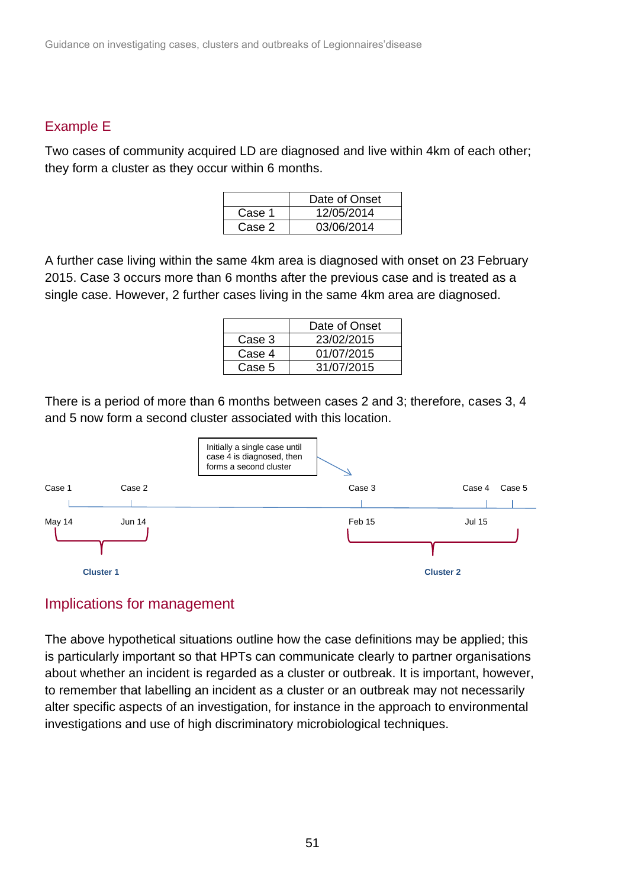### Example E

Two cases of community acquired LD are diagnosed and live within 4km of each other; they form a cluster as they occur within 6 months.

| | Date of Onset |
|---|---|
| Case 1 | 12/05/2014 |
| Case 2 | 03/06/2014 |

A further case living within the same 4km area is diagnosed with onset on 23 February 2015. Case 3 occurs more than 6 months after the previous case and is treated as a single case. However, 2 further cases living in the same 4km area are diagnosed.

| | Date of Onset |
|---|---|
| Case 3 | 23/02/2015 |
| Case 4 | 01/07/2015 |
| Case 5 | 31/07/2015 |

There is a period of more than 6 months between cases 2 and 3; therefore, cases 3, 4 and 5 now form a second cluster associated with this location.

Initially a single case until case 4 is diagnosed, then forms a second cluster

Case 1 Case 2 Case 3 Case 4 Case 5

May 14 Jun 14 Feb 15 Jul 15

**Cluster 1** **Cluster 2**

## Implications for management

The above hypothetical situations outline how the case definitions may be applied; this is particularly important so that HPTs can communicate clearly to partner organisations about whether an incident is regarded as a cluster or outbreak. It is important, however, to remember that labelling an incident as a cluster or an outbreak may not necessarily alter specific aspects of an investigation, for instance in the approach to environmental investigations and use of high discriminatory microbiological techniques.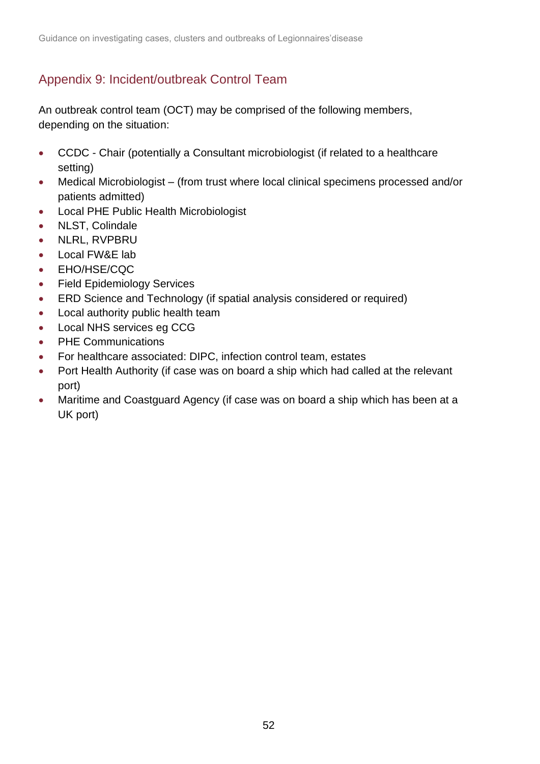## Appendix 9: Incident/outbreak Control Team

An outbreak control team (OCT) may be comprised of the following members, depending on the situation:

- CCDC - Chair (potentially a Consultant microbiologist (if related to a healthcare setting)
- Medical Microbiologist – (from trust where local clinical specimens processed and/or patients admitted)
- Local PHE Public Health Microbiologist
- NLST, Colindale
- NLRL, RVPBRU
- Local FW&E lab
- EHO/HSE/CQC
- Field Epidemiology Services
- ERD Science and Technology (if spatial analysis considered or required)
- Local authority public health team
- Local NHS services eg CCG
- PHE Communications
- For healthcare associated: DIPC, infection control team, estates
- Port Health Authority (if case was on board a ship which had called at the relevant port)
- Maritime and Coastguard Agency (if case was on board a ship which has been at a UK port)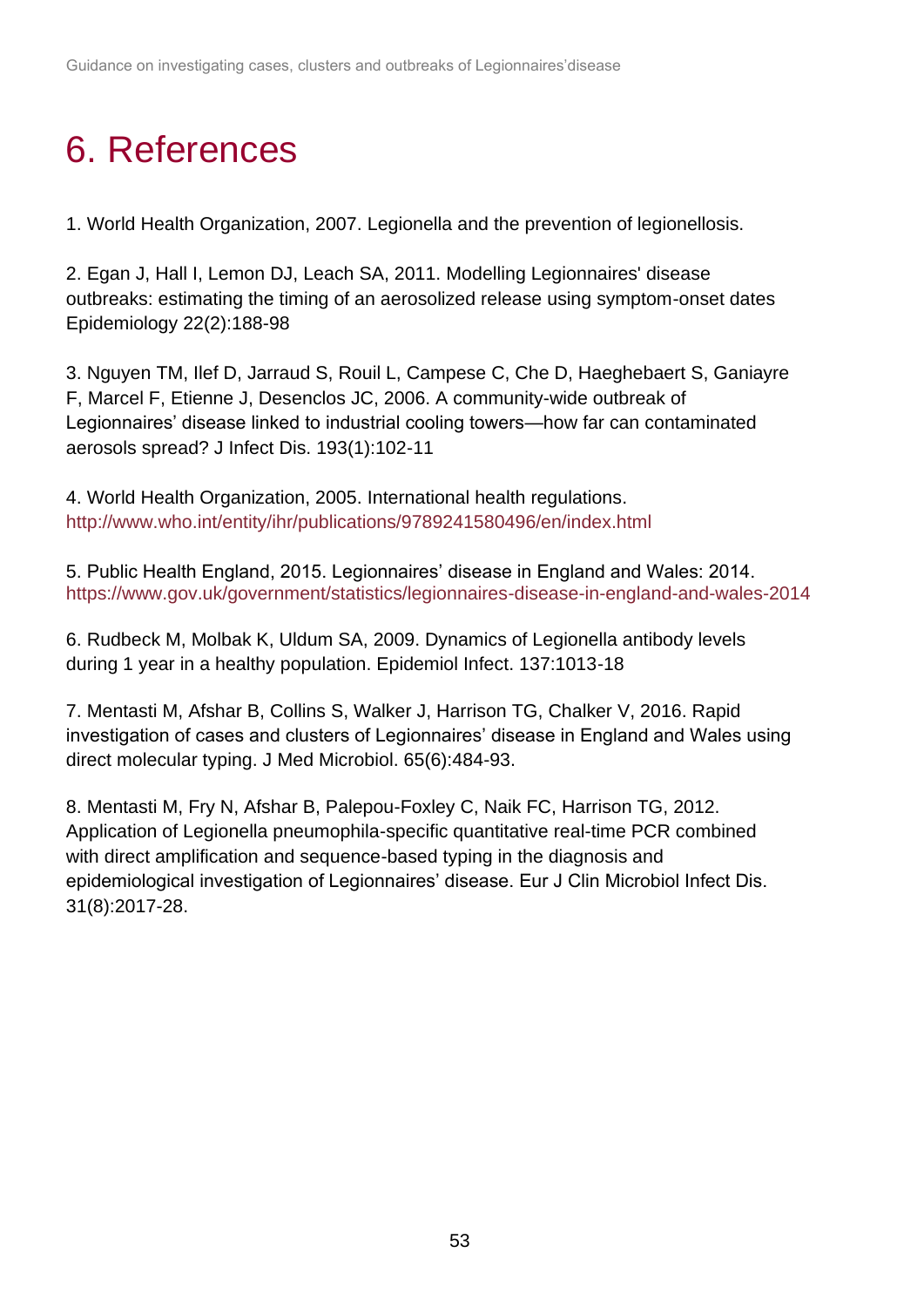# 6. References

1. World Health Organization, 2007. Legionella and the prevention of legionellosis.

2. Egan J, Hall I, Lemon DJ, Leach SA, 2011. Modelling Legionnaires' disease outbreaks: estimating the timing of an aerosolized release using symptom-onset dates Epidemiology 22(2):188-98

3. Nguyen TM, Ilef D, Jarraud S, Rouil L, Campese C, Che D, Haeghebaert S, Ganiayre F, Marcel F, Etienne J, Desenclos JC, 2006. A community-wide outbreak of Legionnaires' disease linked to industrial cooling towers—how far can contaminated aerosols spread? J Infect Dis. 193(1):102-11

4. World Health Organization, 2005. International health regulations. http://www.who.int/entity/ihr/publications/9789241580496/en/index.html

5. Public Health England, 2015. Legionnaires' disease in England and Wales: 2014. https://www.gov.uk/government/statistics/legionnaires-disease-in-england-and-wales-2014

6. Rudbeck M, Molbak K, Uldum SA, 2009. Dynamics of Legionella antibody levels during 1 year in a healthy population. Epidemiol Infect. 137:1013-18

7. Mentasti M, Afshar B, Collins S, Walker J, Harrison TG, Chalker V, 2016. Rapid investigation of cases and clusters of Legionnaires' disease in England and Wales using direct molecular typing. J Med Microbiol. 65(6):484-93.

8. Mentasti M, Fry N, Afshar B, Palepou-Foxley C, Naik FC, Harrison TG, 2012. Application of Legionella pneumophila-specific quantitative real-time PCR combined with direct amplification and sequence-based typing in the diagnosis and epidemiological investigation of Legionnaires' disease. Eur J Clin Microbiol Infect Dis. 31(8):2017-28.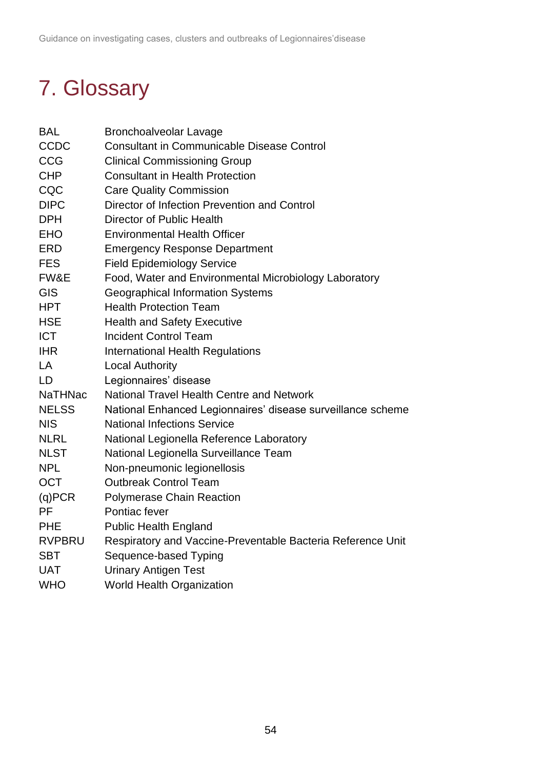# 7. Glossary

| | |
|---|---|
| BAL | Bronchoalveolar Lavage |
| CCDC | Consultant in Communicable Disease Control |
| CCG | Clinical Commissioning Group |
| CHP | Consultant in Health Protection |
| CQC | Care Quality Commission |
| DIPC | Director of Infection Prevention and Control |
| DPH | Director of Public Health |
| EHO | Environmental Health Officer |
| ERD | Emergency Response Department |
| FES | Field Epidemiology Service |
| FW&E | Food, Water and Environmental Microbiology Laboratory |
| GIS | Geographical Information Systems |
| HPT | Health Protection Team |
| HSE | Health and Safety Executive |
| ICT | Incident Control Team |
| IHR | International Health Regulations |
| LA | Local Authority |
| LD | Legionnaires' disease |
| NaTHNac | National Travel Health Centre and Network |
| NELSS | National Enhanced Legionnaires' disease surveillance scheme |
| NIS | National Infections Service |
| NLRL | National Legionella Reference Laboratory |
| NLST | National Legionella Surveillance Team |
| NPL | Non-pneumonic legionellosis |
| OCT | Outbreak Control Team |
| (q)PCR | Polymerase Chain Reaction |
| PF | Pontiac fever |
| PHE | Public Health England |
| RVPBRU | Respiratory and Vaccine-Preventable Bacteria Reference Unit |
| SBT | Sequence-based Typing |
| UAT | Urinary Antigen Test |
| WHO | World Health Organization |